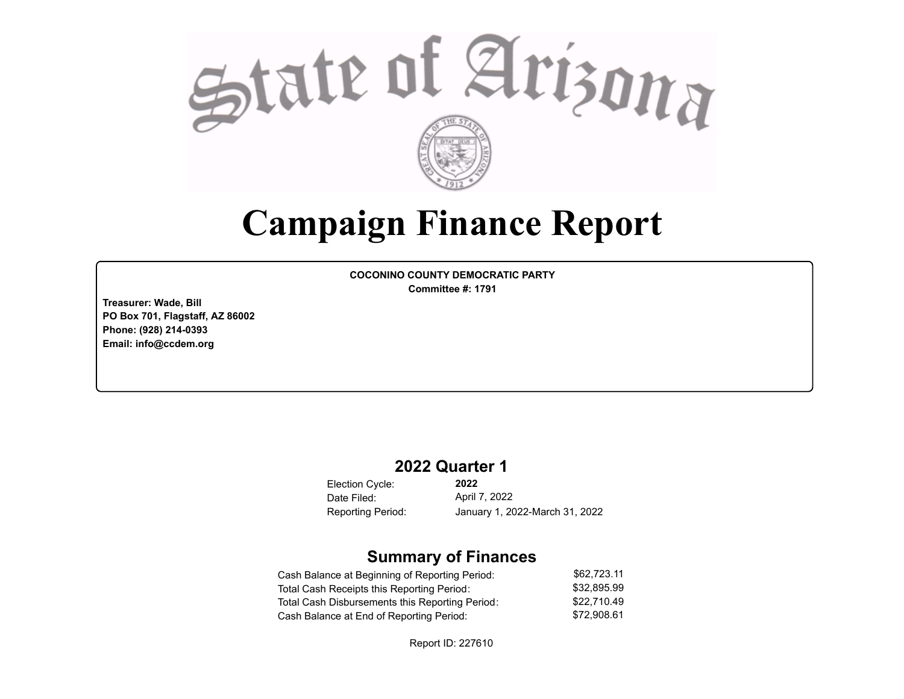# State of Arizona

# Campaign Finance Report

**COCONINO COUNTY DEMOCRATIC PARTY**
**Committee #: 1791**

**Treasurer: Wade, Bill**
**PO Box 701, Flagstaff, AZ 86002**
**Phone: (928) 214-0393**
**Email: info@ccdem.org**

## 2022 Quarter 1

| | |
|---|---|
| Election Cycle: | **2022** |
| Date Filed: | April 7, 2022 |
| Reporting Period: | January 1, 2022-March 31, 2022 |

## Summary of Finances

| | |
|---|---|
| Cash Balance at Beginning of Reporting Period: | $62,723.11 |
| Total Cash Receipts this Reporting Period: | $32,895.99 |
| Total Cash Disbursements this Reporting Period: | $22,710.49 |
| Cash Balance at End of Reporting Period: | $72,908.61 |

Report ID: 227610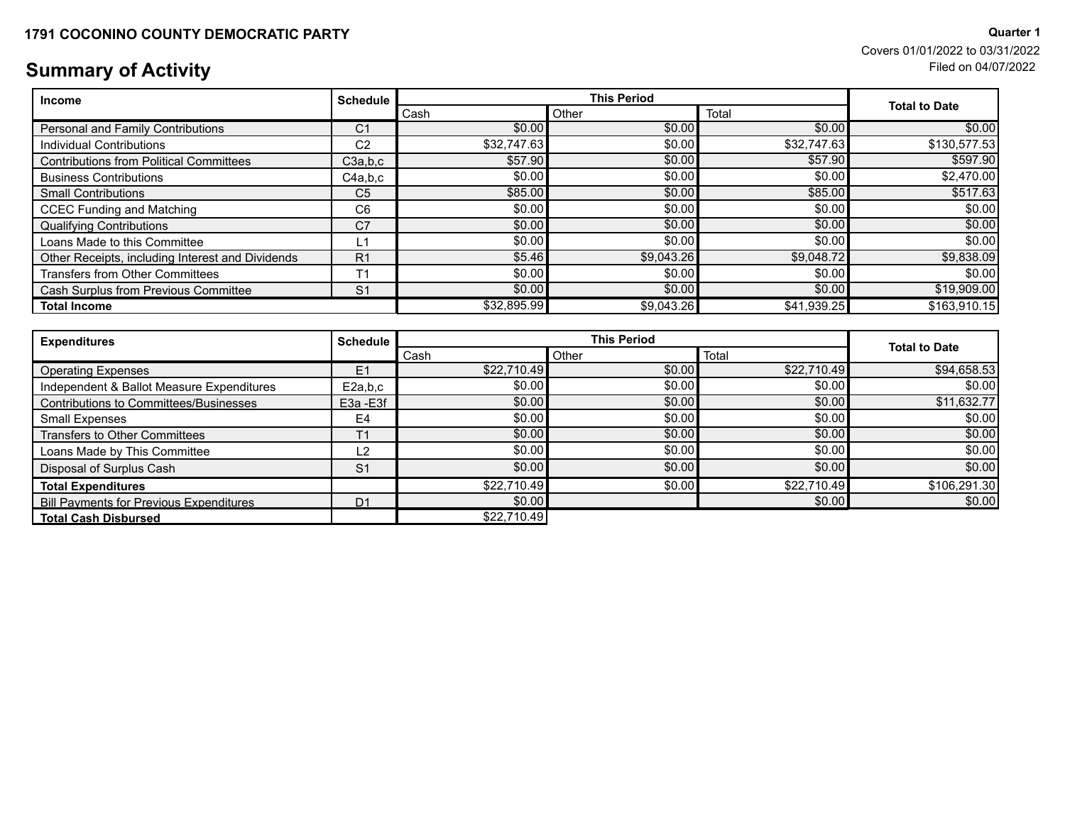**1791 COCONINO COUNTY DEMOCRATIC PARTY**

**Quarter 1**
Covers 01/01/2022 to 03/31/2022
Filed on 04/07/2022

# Summary of Activity

| Income | Schedule | This Period | | | Total to Date |
|---|---|---|---|---|---|
| | | Cash | Other | Total | |
| Personal and Family Contributions | C1 | $0.00 | $0.00 | $0.00 | $0.00 |
| Individual Contributions | C2 | $32,747.63 | $0.00 | $32,747.63 | $130,577.53 |
| Contributions from Political Committees | C3a,b,c | $57.90 | $0.00 | $57.90 | $597.90 |
| Business Contributions | C4a,b,c | $0.00 | $0.00 | $0.00 | $2,470.00 |
| Small Contributions | C5 | $85.00 | $0.00 | $85.00 | $517.63 |
| CCEC Funding and Matching | C6 | $0.00 | $0.00 | $0.00 | $0.00 |
| Qualifying Contributions | C7 | $0.00 | $0.00 | $0.00 | $0.00 |
| Loans Made to this Committee | L1 | $0.00 | $0.00 | $0.00 | $0.00 |
| Other Receipts, including Interest and Dividends | R1 | $5.46 | $9,043.26 | $9,048.72 | $9,838.09 |
| Transfers from Other Committees | T1 | $0.00 | $0.00 | $0.00 | $0.00 |
| Cash Surplus from Previous Committee | S1 | $0.00 | $0.00 | $0.00 | $19,909.00 |
| **Total Income** | | $32,895.99 | $9,043.26 | $41,939.25 | $163,910.15 |

| Expenditures | Schedule | This Period | | | Total to Date |
|---|---|---|---|---|---|
| | | Cash | Other | Total | |
| Operating Expenses | E1 | $22,710.49 | $0.00 | $22,710.49 | $94,658.53 |
| Independent & Ballot Measure Expenditures | E2a,b,c | $0.00 | $0.00 | $0.00 | $0.00 |
| Contributions to Committees/Businesses | E3a -E3f | $0.00 | $0.00 | $0.00 | $11,632.77 |
| Small Expenses | E4 | $0.00 | $0.00 | $0.00 | $0.00 |
| Transfers to Other Committees | T1 | $0.00 | $0.00 | $0.00 | $0.00 |
| Loans Made by This Committee | L2 | $0.00 | $0.00 | $0.00 | $0.00 |
| Disposal of Surplus Cash | S1 | $0.00 | $0.00 | $0.00 | $0.00 |
| **Total Expenditures** | | $22,710.49 | $0.00 | $22,710.49 | $106,291.30 |
| Bill Payments for Previous Expenditures | D1 | $0.00 | | $0.00 | $0.00 |
| **Total Cash Disbursed** | | $22,710.49 | | | |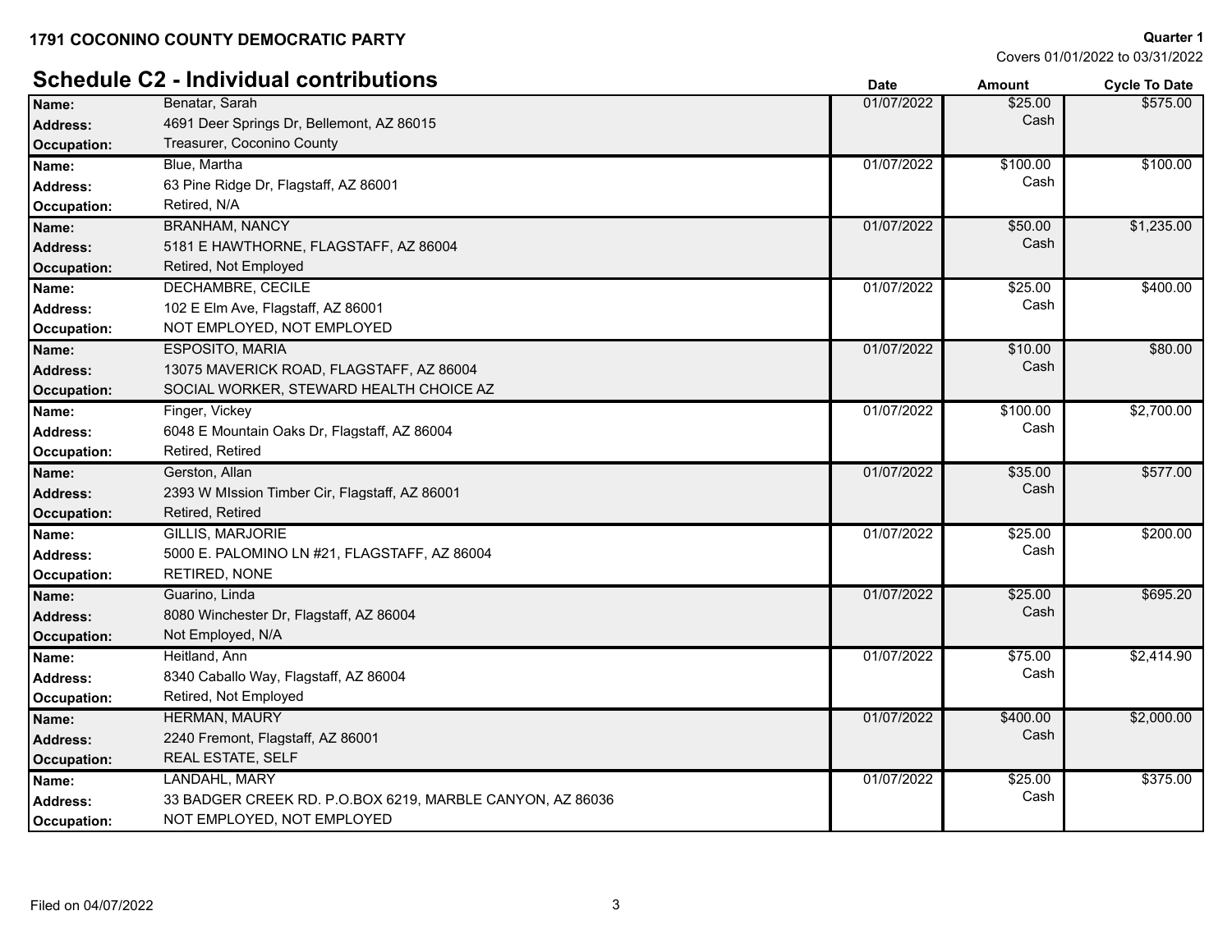**1791 COCONINO COUNTY DEMOCRATIC PARTY**

**Quarter 1**
Covers 01/01/2022 to 03/31/2022

## Schedule C2 - Individual contributions

| | | Date | Amount | Cycle To Date |
|---|---|---|---|---|
| **Name:** | Benatar, Sarah | 01/07/2022 | $25.00 | $575.00 |
| **Address:** | 4691 Deer Springs Dr, Bellemont, AZ 86015 | | Cash | |
| **Occupation:** | Treasurer, Coconino County | | | |
| **Name:** | Blue, Martha | 01/07/2022 | $100.00 | $100.00 |
| **Address:** | 63 Pine Ridge Dr, Flagstaff, AZ 86001 | | Cash | |
| **Occupation:** | Retired, N/A | | | |
| **Name:** | BRANHAM, NANCY | 01/07/2022 | $50.00 | $1,235.00 |
| **Address:** | 5181 E HAWTHORNE, FLAGSTAFF, AZ 86004 | | Cash | |
| **Occupation:** | Retired, Not Employed | | | |
| **Name:** | DECHAMBRE, CECILE | 01/07/2022 | $25.00 | $400.00 |
| **Address:** | 102 E Elm Ave, Flagstaff, AZ 86001 | | Cash | |
| **Occupation:** | NOT EMPLOYED, NOT EMPLOYED | | | |
| **Name:** | ESPOSITO, MARIA | 01/07/2022 | $10.00 | $80.00 |
| **Address:** | 13075 MAVERICK ROAD, FLAGSTAFF, AZ 86004 | | Cash | |
| **Occupation:** | SOCIAL WORKER, STEWARD HEALTH CHOICE AZ | | | |
| **Name:** | Finger, Vickey | 01/07/2022 | $100.00 | $2,700.00 |
| **Address:** | 6048 E Mountain Oaks Dr, Flagstaff, AZ 86004 | | Cash | |
| **Occupation:** | Retired, Retired | | | |
| **Name:** | Gerston, Allan | 01/07/2022 | $35.00 | $577.00 |
| **Address:** | 2393 W MIssion Timber Cir, Flagstaff, AZ 86001 | | Cash | |
| **Occupation:** | Retired, Retired | | | |
| **Name:** | GILLIS, MARJORIE | 01/07/2022 | $25.00 | $200.00 |
| **Address:** | 5000 E. PALOMINO LN #21, FLAGSTAFF, AZ 86004 | | Cash | |
| **Occupation:** | RETIRED, NONE | | | |
| **Name:** | Guarino, Linda | 01/07/2022 | $25.00 | $695.20 |
| **Address:** | 8080 Winchester Dr, Flagstaff, AZ 86004 | | Cash | |
| **Occupation:** | Not Employed, N/A | | | |
| **Name:** | Heitland, Ann | 01/07/2022 | $75.00 | $2,414.90 |
| **Address:** | 8340 Caballo Way, Flagstaff, AZ 86004 | | Cash | |
| **Occupation:** | Retired, Not Employed | | | |
| **Name:** | HERMAN, MAURY | 01/07/2022 | $400.00 | $2,000.00 |
| **Address:** | 2240 Fremont, Flagstaff, AZ 86001 | | Cash | |
| **Occupation:** | REAL ESTATE, SELF | | | |
| **Name:** | LANDAHL, MARY | 01/07/2022 | $25.00 | $375.00 |
| **Address:** | 33 BADGER CREEK RD. P.O.BOX 6219, MARBLE CANYON, AZ 86036 | | Cash | |
| **Occupation:** | NOT EMPLOYED, NOT EMPLOYED | | | |

Filed on 04/07/2022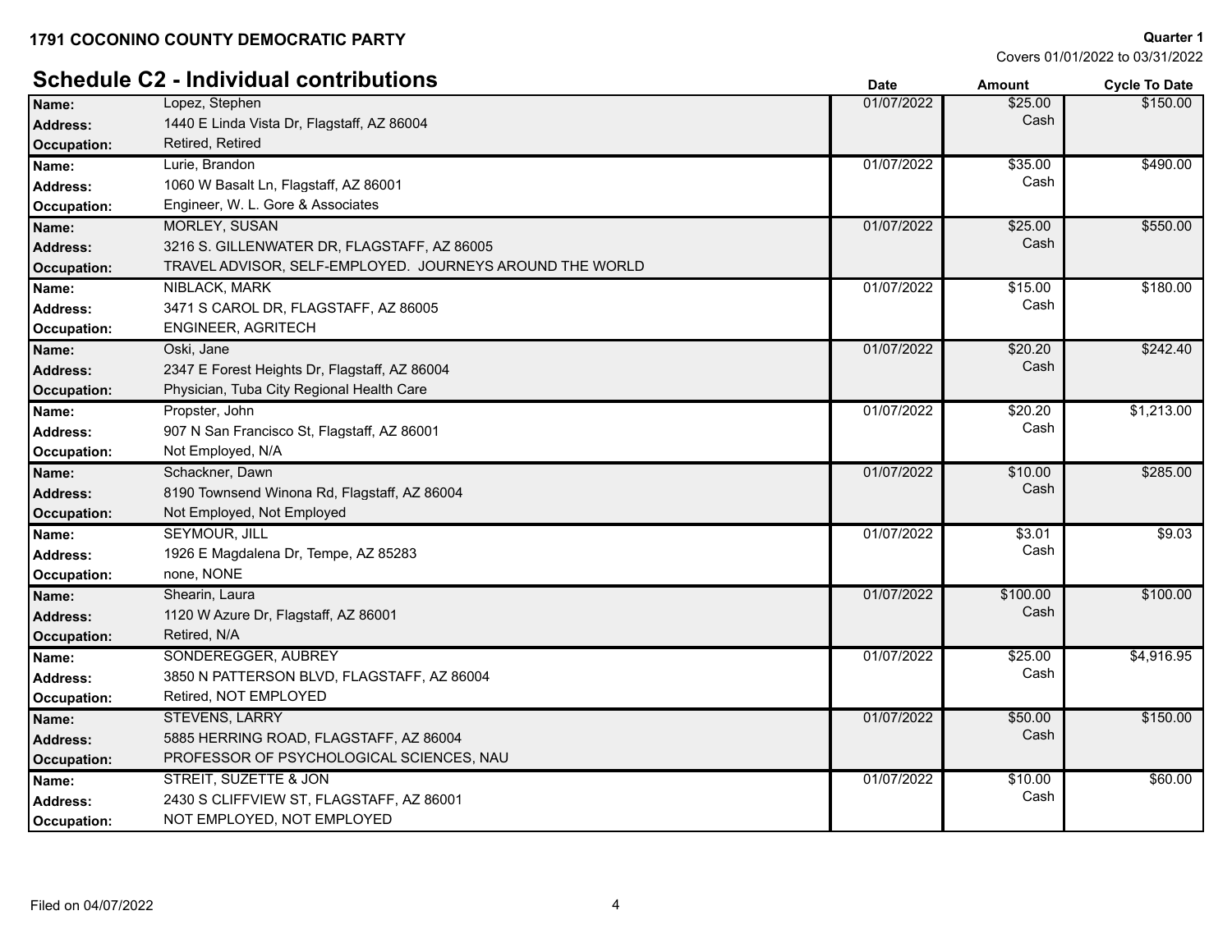**1791 COCONINO COUNTY DEMOCRATIC PARTY**

**Quarter 1**
Covers 01/01/2022 to 03/31/2022

## Schedule C2 - Individual contributions

| | | Date | Amount | Cycle To Date |
|---|---|---|---|---|
| **Name:** | Lopez, Stephen | 01/07/2022 | $25.00 Cash | $150.00 |
| **Address:** | 1440 E Linda Vista Dr, Flagstaff, AZ 86004 | | | |
| **Occupation:** | Retired, Retired | | | |
| **Name:** | Lurie, Brandon | 01/07/2022 | $35.00 Cash | $490.00 |
| **Address:** | 1060 W Basalt Ln, Flagstaff, AZ 86001 | | | |
| **Occupation:** | Engineer, W. L. Gore & Associates | | | |
| **Name:** | MORLEY, SUSAN | 01/07/2022 | $25.00 Cash | $550.00 |
| **Address:** | 3216 S. GILLENWATER DR, FLAGSTAFF, AZ 86005 | | | |
| **Occupation:** | TRAVEL ADVISOR, SELF-EMPLOYED. JOURNEYS AROUND THE WORLD | | | |
| **Name:** | NIBLACK, MARK | 01/07/2022 | $15.00 Cash | $180.00 |
| **Address:** | 3471 S CAROL DR, FLAGSTAFF, AZ 86005 | | | |
| **Occupation:** | ENGINEER, AGRITECH | | | |
| **Name:** | Oski, Jane | 01/07/2022 | $20.20 Cash | $242.40 |
| **Address:** | 2347 E Forest Heights Dr, Flagstaff, AZ 86004 | | | |
| **Occupation:** | Physician, Tuba City Regional Health Care | | | |
| **Name:** | Propster, John | 01/07/2022 | $20.20 Cash | $1,213.00 |
| **Address:** | 907 N San Francisco St, Flagstaff, AZ 86001 | | | |
| **Occupation:** | Not Employed, N/A | | | |
| **Name:** | Schackner, Dawn | 01/07/2022 | $10.00 Cash | $285.00 |
| **Address:** | 8190 Townsend Winona Rd, Flagstaff, AZ 86004 | | | |
| **Occupation:** | Not Employed, Not Employed | | | |
| **Name:** | SEYMOUR, JILL | 01/07/2022 | $3.01 Cash | $9.03 |
| **Address:** | 1926 E Magdalena Dr, Tempe, AZ 85283 | | | |
| **Occupation:** | none, NONE | | | |
| **Name:** | Shearin, Laura | 01/07/2022 | $100.00 Cash | $100.00 |
| **Address:** | 1120 W Azure Dr, Flagstaff, AZ 86001 | | | |
| **Occupation:** | Retired, N/A | | | |
| **Name:** | SONDEREGGER, AUBREY | 01/07/2022 | $25.00 Cash | $4,916.95 |
| **Address:** | 3850 N PATTERSON BLVD, FLAGSTAFF, AZ 86004 | | | |
| **Occupation:** | Retired, NOT EMPLOYED | | | |
| **Name:** | STEVENS, LARRY | 01/07/2022 | $50.00 Cash | $150.00 |
| **Address:** | 5885 HERRING ROAD, FLAGSTAFF, AZ 86004 | | | |
| **Occupation:** | PROFESSOR OF PSYCHOLOGICAL SCIENCES, NAU | | | |
| **Name:** | STREIT, SUZETTE & JON | 01/07/2022 | $10.00 Cash | $60.00 |
| **Address:** | 2430 S CLIFFVIEW ST, FLAGSTAFF, AZ 86001 | | | |
| **Occupation:** | NOT EMPLOYED, NOT EMPLOYED | | | |

Filed on 04/07/2022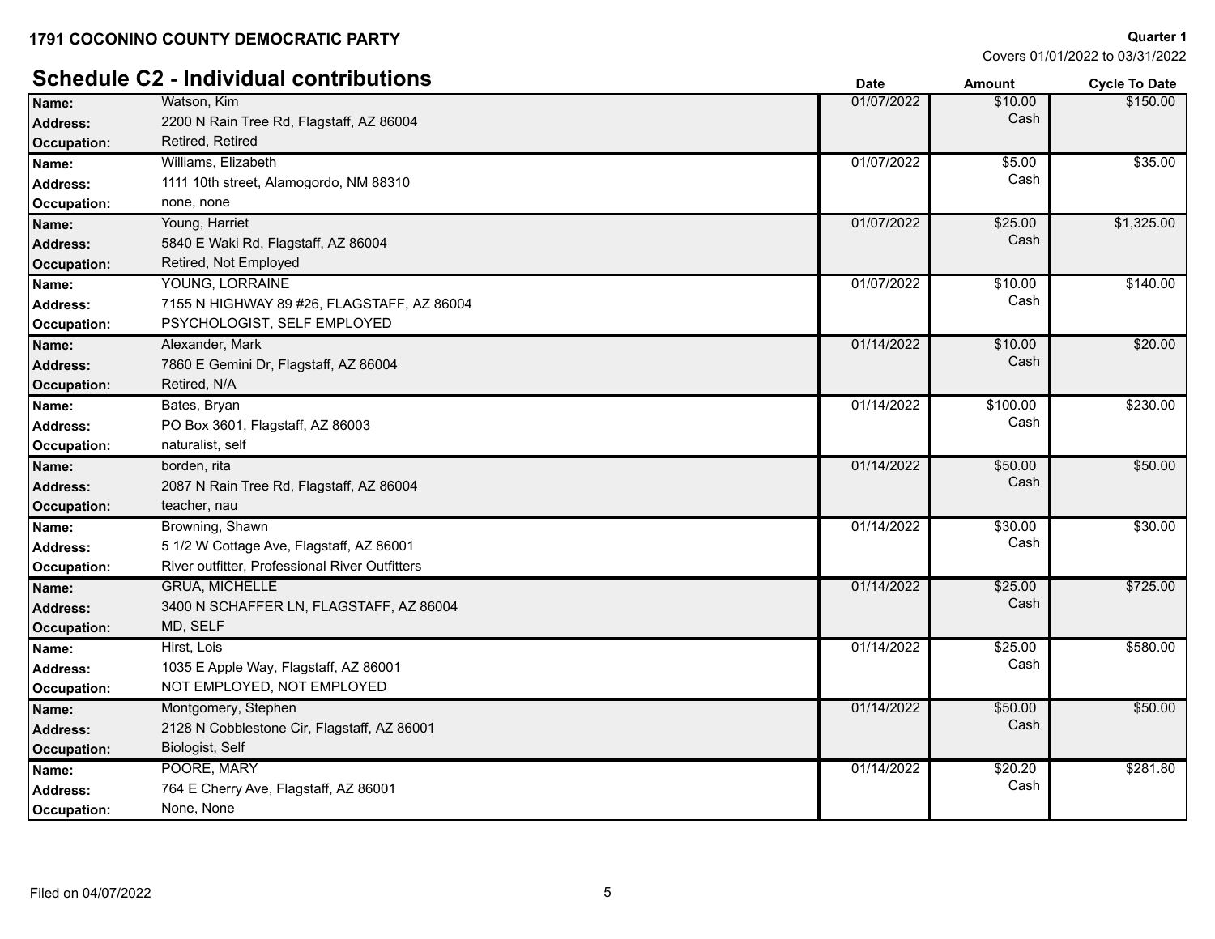**1791 COCONINO COUNTY DEMOCRATIC PARTY**

**Quarter 1**
Covers 01/01/2022 to 03/31/2022

## Schedule C2 - Individual contributions

| | | Date | Amount | Cycle To Date |
|---|---|---|---|---|
| **Name:** | Watson, Kim | 01/07/2022 | $10.00 Cash | $150.00 |
| **Address:** | 2200 N Rain Tree Rd, Flagstaff, AZ 86004 | | | |
| **Occupation:** | Retired, Retired | | | |
| **Name:** | Williams, Elizabeth | 01/07/2022 | $5.00 Cash | $35.00 |
| **Address:** | 1111 10th street, Alamogordo, NM 88310 | | | |
| **Occupation:** | none, none | | | |
| **Name:** | Young, Harriet | 01/07/2022 | $25.00 Cash | $1,325.00 |
| **Address:** | 5840 E Waki Rd, Flagstaff, AZ 86004 | | | |
| **Occupation:** | Retired, Not Employed | | | |
| **Name:** | YOUNG, LORRAINE | 01/07/2022 | $10.00 Cash | $140.00 |
| **Address:** | 7155 N HIGHWAY 89 #26, FLAGSTAFF, AZ 86004 | | | |
| **Occupation:** | PSYCHOLOGIST, SELF EMPLOYED | | | |
| **Name:** | Alexander, Mark | 01/14/2022 | $10.00 Cash | $20.00 |
| **Address:** | 7860 E Gemini Dr, Flagstaff, AZ 86004 | | | |
| **Occupation:** | Retired, N/A | | | |
| **Name:** | Bates, Bryan | 01/14/2022 | $100.00 Cash | $230.00 |
| **Address:** | PO Box 3601, Flagstaff, AZ 86003 | | | |
| **Occupation:** | naturalist, self | | | |
| **Name:** | borden, rita | 01/14/2022 | $50.00 Cash | $50.00 |
| **Address:** | 2087 N Rain Tree Rd, Flagstaff, AZ 86004 | | | |
| **Occupation:** | teacher, nau | | | |
| **Name:** | Browning, Shawn | 01/14/2022 | $30.00 Cash | $30.00 |
| **Address:** | 5 1/2 W Cottage Ave, Flagstaff, AZ 86001 | | | |
| **Occupation:** | River outfitter, Professional River Outfitters | | | |
| **Name:** | GRUA, MICHELLE | 01/14/2022 | $25.00 Cash | $725.00 |
| **Address:** | 3400 N SCHAFFER LN, FLAGSTAFF, AZ 86004 | | | |
| **Occupation:** | MD, SELF | | | |
| **Name:** | Hirst, Lois | 01/14/2022 | $25.00 Cash | $580.00 |
| **Address:** | 1035 E Apple Way, Flagstaff, AZ 86001 | | | |
| **Occupation:** | NOT EMPLOYED, NOT EMPLOYED | | | |
| **Name:** | Montgomery, Stephen | 01/14/2022 | $50.00 Cash | $50.00 |
| **Address:** | 2128 N Cobblestone Cir, Flagstaff, AZ 86001 | | | |
| **Occupation:** | Biologist, Self | | | |
| **Name:** | POORE, MARY | 01/14/2022 | $20.20 Cash | $281.80 |
| **Address:** | 764 E Cherry Ave, Flagstaff, AZ 86001 | | | |
| **Occupation:** | None, None | | | |

Filed on 04/07/2022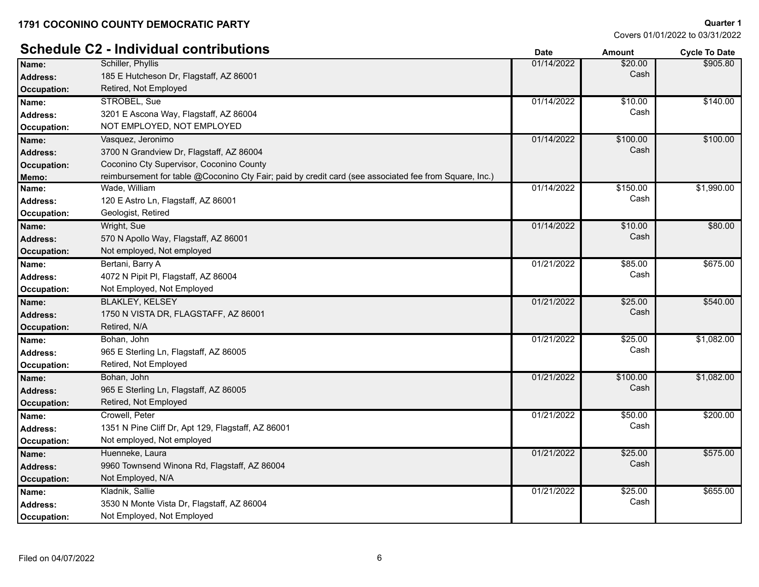**1791 COCONINO COUNTY DEMOCRATIC PARTY**

**Quarter 1**
Covers 01/01/2022 to 03/31/2022

## Schedule C2 - Individual contributions

| | | Date | Amount | Cycle To Date |
|---|---|---|---|---|
| **Name:** | Schiller, Phyllis | 01/14/2022 | $20.00 | $905.80 |
| **Address:** | 185 E Hutcheson Dr, Flagstaff, AZ 86001 | | Cash | |
| **Occupation:** | Retired, Not Employed | | | |
| **Name:** | STROBEL, Sue | 01/14/2022 | $10.00 | $140.00 |
| **Address:** | 3201 E Ascona Way, Flagstaff, AZ 86004 | | Cash | |
| **Occupation:** | NOT EMPLOYED, NOT EMPLOYED | | | |
| **Name:** | Vasquez, Jeronimo | 01/14/2022 | $100.00 | $100.00 |
| **Address:** | 3700 N Grandview Dr, Flagstaff, AZ 86004 | | Cash | |
| **Occupation:** | Coconino Cty Supervisor, Coconino County | | | |
| **Memo:** | reimbursement for table @Coconino Cty Fair; paid by credit card (see associated fee from Square, Inc.) | | | |
| **Name:** | Wade, William | 01/14/2022 | $150.00 | $1,990.00 |
| **Address:** | 120 E Astro Ln, Flagstaff, AZ 86001 | | Cash | |
| **Occupation:** | Geologist, Retired | | | |
| **Name:** | Wright, Sue | 01/14/2022 | $10.00 | $80.00 |
| **Address:** | 570 N Apollo Way, Flagstaff, AZ 86001 | | Cash | |
| **Occupation:** | Not employed, Not employed | | | |
| **Name:** | Bertani, Barry A | 01/21/2022 | $85.00 | $675.00 |
| **Address:** | 4072 N Pipit Pl, Flagstaff, AZ 86004 | | Cash | |
| **Occupation:** | Not Employed, Not Employed | | | |
| **Name:** | BLAKLEY, KELSEY | 01/21/2022 | $25.00 | $540.00 |
| **Address:** | 1750 N VISTA DR, FLAGSTAFF, AZ 86001 | | Cash | |
| **Occupation:** | Retired, N/A | | | |
| **Name:** | Bohan, John | 01/21/2022 | $25.00 | $1,082.00 |
| **Address:** | 965 E Sterling Ln, Flagstaff, AZ 86005 | | Cash | |
| **Occupation:** | Retired, Not Employed | | | |
| **Name:** | Bohan, John | 01/21/2022 | $100.00 | $1,082.00 |
| **Address:** | 965 E Sterling Ln, Flagstaff, AZ 86005 | | Cash | |
| **Occupation:** | Retired, Not Employed | | | |
| **Name:** | Crowell, Peter | 01/21/2022 | $50.00 | $200.00 |
| **Address:** | 1351 N Pine Cliff Dr, Apt 129, Flagstaff, AZ 86001 | | Cash | |
| **Occupation:** | Not employed, Not employed | | | |
| **Name:** | Huenneke, Laura | 01/21/2022 | $25.00 | $575.00 |
| **Address:** | 9960 Townsend Winona Rd, Flagstaff, AZ 86004 | | Cash | |
| **Occupation:** | Not Employed, N/A | | | |
| **Name:** | Kladnik, Sallie | 01/21/2022 | $25.00 | $655.00 |
| **Address:** | 3530 N Monte Vista Dr, Flagstaff, AZ 86004 | | Cash | |
| **Occupation:** | Not Employed, Not Employed | | | |

Filed on 04/07/2022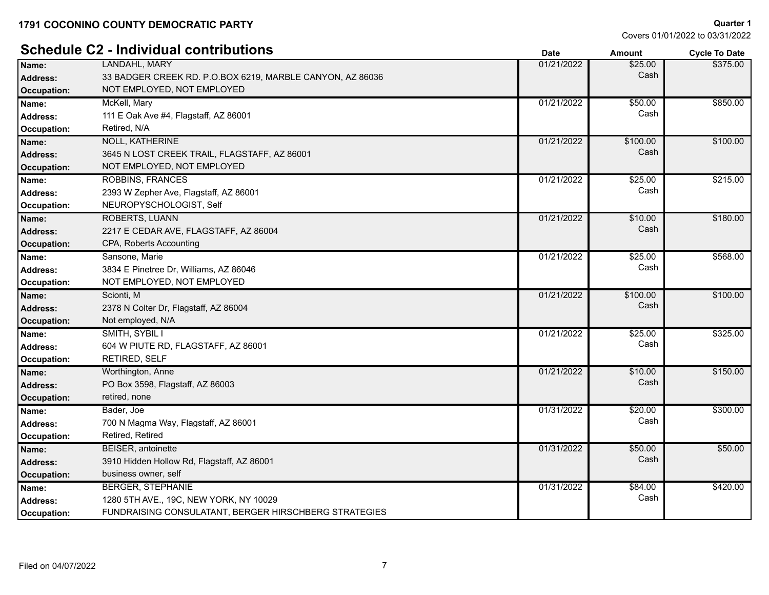**1791 COCONINO COUNTY DEMOCRATIC PARTY**

**Quarter 1**
Covers 01/01/2022 to 03/31/2022

## Schedule C2 - Individual contributions

| | | Date | Amount | Cycle To Date |
|---|---|---|---|---|
| **Name:** | LANDAHL, MARY | 01/21/2022 | $25.00 Cash | $375.00 |
| **Address:** | 33 BADGER CREEK RD. P.O.BOX 6219, MARBLE CANYON, AZ 86036 | | | |
| **Occupation:** | NOT EMPLOYED, NOT EMPLOYED | | | |
| **Name:** | McKell, Mary | 01/21/2022 | $50.00 Cash | $850.00 |
| **Address:** | 111 E Oak Ave #4, Flagstaff, AZ 86001 | | | |
| **Occupation:** | Retired, N/A | | | |
| **Name:** | NOLL, KATHERINE | 01/21/2022 | $100.00 Cash | $100.00 |
| **Address:** | 3645 N LOST CREEK TRAIL, FLAGSTAFF, AZ 86001 | | | |
| **Occupation:** | NOT EMPLOYED, NOT EMPLOYED | | | |
| **Name:** | ROBBINS, FRANCES | 01/21/2022 | $25.00 Cash | $215.00 |
| **Address:** | 2393 W Zepher Ave, Flagstaff, AZ 86001 | | | |
| **Occupation:** | NEUROPYSCHOLOGIST, Self | | | |
| **Name:** | ROBERTS, LUANN | 01/21/2022 | $10.00 Cash | $180.00 |
| **Address:** | 2217 E CEDAR AVE, FLAGSTAFF, AZ 86004 | | | |
| **Occupation:** | CPA, Roberts Accounting | | | |
| **Name:** | Sansone, Marie | 01/21/2022 | $25.00 Cash | $568.00 |
| **Address:** | 3834 E Pinetree Dr, Williams, AZ 86046 | | | |
| **Occupation:** | NOT EMPLOYED, NOT EMPLOYED | | | |
| **Name:** | Scionti, M | 01/21/2022 | $100.00 Cash | $100.00 |
| **Address:** | 2378 N Colter Dr, Flagstaff, AZ 86004 | | | |
| **Occupation:** | Not employed, N/A | | | |
| **Name:** | SMITH, SYBIL I | 01/21/2022 | $25.00 Cash | $325.00 |
| **Address:** | 604 W PIUTE RD, FLAGSTAFF, AZ 86001 | | | |
| **Occupation:** | RETIRED, SELF | | | |
| **Name:** | Worthington, Anne | 01/21/2022 | $10.00 Cash | $150.00 |
| **Address:** | PO Box 3598, Flagstaff, AZ 86003 | | | |
| **Occupation:** | retired, none | | | |
| **Name:** | Bader, Joe | 01/31/2022 | $20.00 Cash | $300.00 |
| **Address:** | 700 N Magma Way, Flagstaff, AZ 86001 | | | |
| **Occupation:** | Retired, Retired | | | |
| **Name:** | BEISER, antoinette | 01/31/2022 | $50.00 Cash | $50.00 |
| **Address:** | 3910 Hidden Hollow Rd, Flagstaff, AZ 86001 | | | |
| **Occupation:** | business owner, self | | | |
| **Name:** | BERGER, STEPHANIE | 01/31/2022 | $84.00 Cash | $420.00 |
| **Address:** | 1280 5TH AVE., 19C, NEW YORK, NY 10029 | | | |
| **Occupation:** | FUNDRAISING CONSULATANT, BERGER HIRSCHBERG STRATEGIES | | | |

Filed on 04/07/2022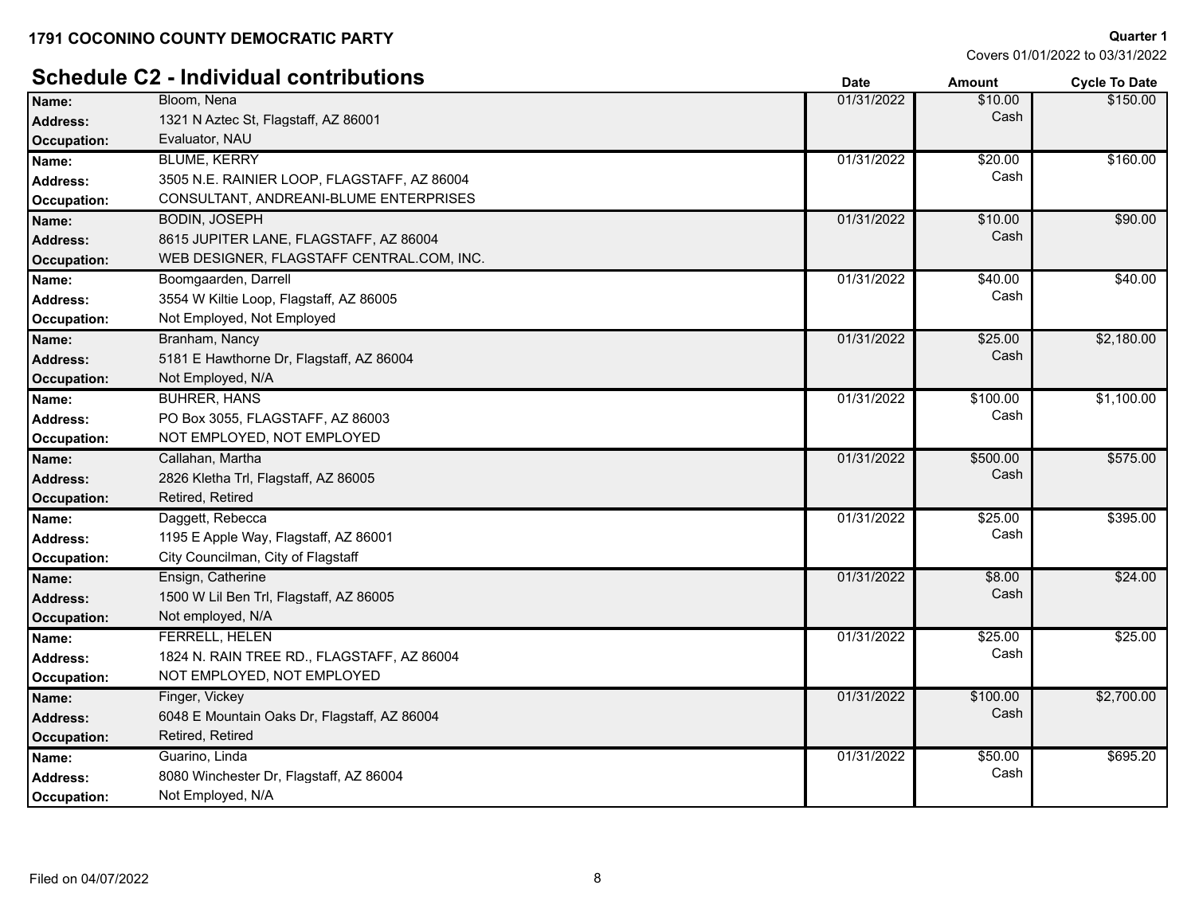**1791 COCONINO COUNTY DEMOCRATIC PARTY**

**Quarter 1**
Covers 01/01/2022 to 03/31/2022

## Schedule C2 - Individual contributions

| | | Date | Amount | Cycle To Date |
|---|---|---|---|---|
| **Name:** | Bloom, Nena | 01/31/2022 | $10.00 Cash | $150.00 |
| **Address:** | 1321 N Aztec St, Flagstaff, AZ 86001 | | | |
| **Occupation:** | Evaluator, NAU | | | |
| **Name:** | BLUME, KERRY | 01/31/2022 | $20.00 Cash | $160.00 |
| **Address:** | 3505 N.E. RAINIER LOOP, FLAGSTAFF, AZ 86004 | | | |
| **Occupation:** | CONSULTANT, ANDREANI-BLUME ENTERPRISES | | | |
| **Name:** | BODIN, JOSEPH | 01/31/2022 | $10.00 Cash | $90.00 |
| **Address:** | 8615 JUPITER LANE, FLAGSTAFF, AZ 86004 | | | |
| **Occupation:** | WEB DESIGNER, FLAGSTAFF CENTRAL.COM, INC. | | | |
| **Name:** | Boomgaarden, Darrell | 01/31/2022 | $40.00 Cash | $40.00 |
| **Address:** | 3554 W Kiltie Loop, Flagstaff, AZ 86005 | | | |
| **Occupation:** | Not Employed, Not Employed | | | |
| **Name:** | Branham, Nancy | 01/31/2022 | $25.00 Cash | $2,180.00 |
| **Address:** | 5181 E Hawthorne Dr, Flagstaff, AZ 86004 | | | |
| **Occupation:** | Not Employed, N/A | | | |
| **Name:** | BUHRER, HANS | 01/31/2022 | $100.00 Cash | $1,100.00 |
| **Address:** | PO Box 3055, FLAGSTAFF, AZ 86003 | | | |
| **Occupation:** | NOT EMPLOYED, NOT EMPLOYED | | | |
| **Name:** | Callahan, Martha | 01/31/2022 | $500.00 Cash | $575.00 |
| **Address:** | 2826 Kletha Trl, Flagstaff, AZ 86005 | | | |
| **Occupation:** | Retired, Retired | | | |
| **Name:** | Daggett, Rebecca | 01/31/2022 | $25.00 Cash | $395.00 |
| **Address:** | 1195 E Apple Way, Flagstaff, AZ 86001 | | | |
| **Occupation:** | City Councilman, City of Flagstaff | | | |
| **Name:** | Ensign, Catherine | 01/31/2022 | $8.00 Cash | $24.00 |
| **Address:** | 1500 W Lil Ben Trl, Flagstaff, AZ 86005 | | | |
| **Occupation:** | Not employed, N/A | | | |
| **Name:** | FERRELL, HELEN | 01/31/2022 | $25.00 Cash | $25.00 |
| **Address:** | 1824 N. RAIN TREE RD., FLAGSTAFF, AZ 86004 | | | |
| **Occupation:** | NOT EMPLOYED, NOT EMPLOYED | | | |
| **Name:** | Finger, Vickey | 01/31/2022 | $100.00 Cash | $2,700.00 |
| **Address:** | 6048 E Mountain Oaks Dr, Flagstaff, AZ 86004 | | | |
| **Occupation:** | Retired, Retired | | | |
| **Name:** | Guarino, Linda | 01/31/2022 | $50.00 Cash | $695.20 |
| **Address:** | 8080 Winchester Dr, Flagstaff, AZ 86004 | | | |
| **Occupation:** | Not Employed, N/A | | | |

Filed on 04/07/2022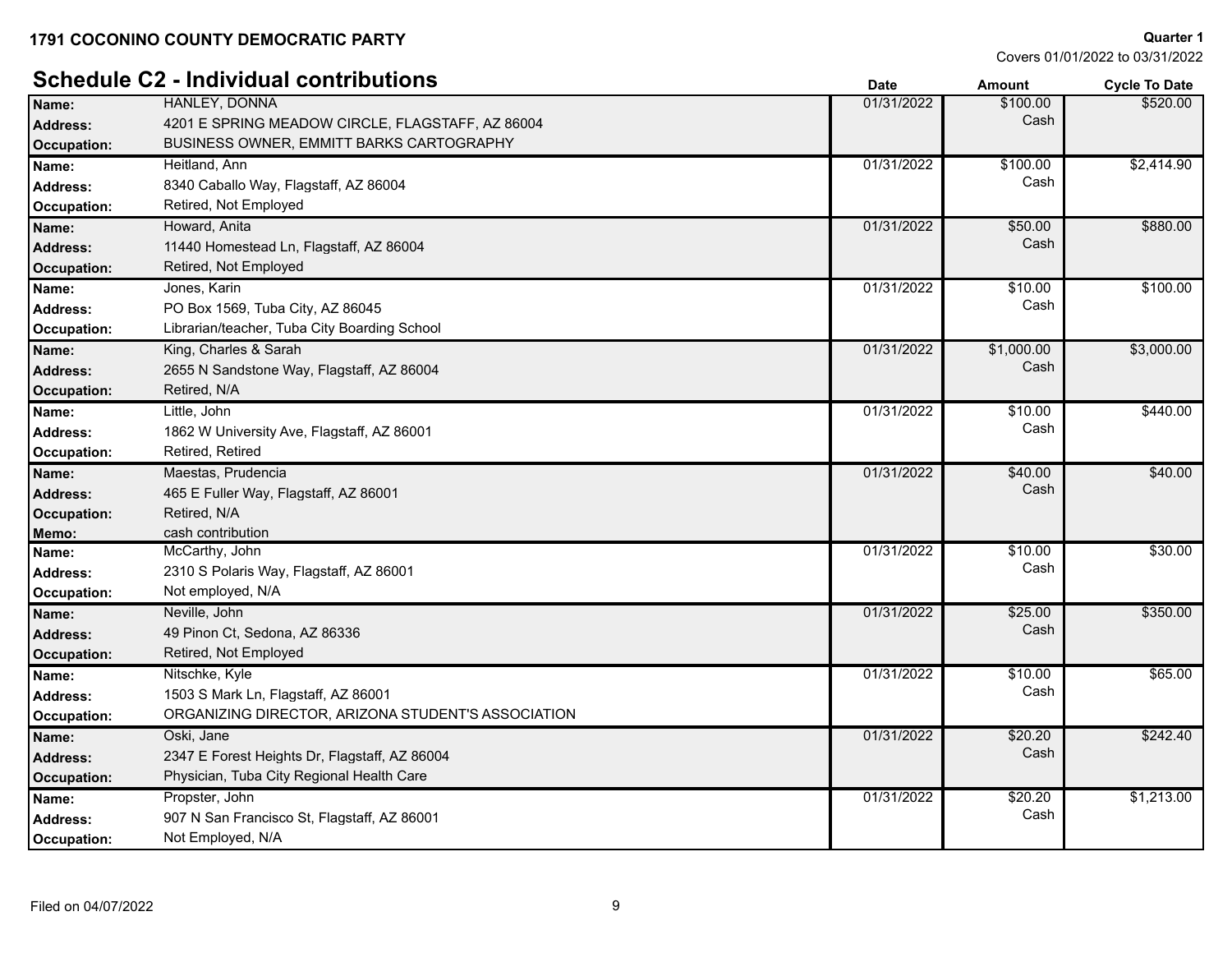**1791 COCONINO COUNTY DEMOCRATIC PARTY**

**Quarter 1**
Covers 01/01/2022 to 03/31/2022

## Schedule C2 - Individual contributions

| | | Date | Amount | Cycle To Date |
|---|---|---|---|---|
| **Name:** | HANLEY, DONNA | 01/31/2022 | $100.00 | $520.00 |
| **Address:** | 4201 E SPRING MEADOW CIRCLE, FLAGSTAFF, AZ 86004 | | Cash | |
| **Occupation:** | BUSINESS OWNER, EMMITT BARKS CARTOGRAPHY | | | |
| **Name:** | Heitland, Ann | 01/31/2022 | $100.00 | $2,414.90 |
| **Address:** | 8340 Caballo Way, Flagstaff, AZ 86004 | | Cash | |
| **Occupation:** | Retired, Not Employed | | | |
| **Name:** | Howard, Anita | 01/31/2022 | $50.00 | $880.00 |
| **Address:** | 11440 Homestead Ln, Flagstaff, AZ 86004 | | Cash | |
| **Occupation:** | Retired, Not Employed | | | |
| **Name:** | Jones, Karin | 01/31/2022 | $10.00 | $100.00 |
| **Address:** | PO Box 1569, Tuba City, AZ 86045 | | Cash | |
| **Occupation:** | Librarian/teacher, Tuba City Boarding School | | | |
| **Name:** | King, Charles & Sarah | 01/31/2022 | $1,000.00 | $3,000.00 |
| **Address:** | 2655 N Sandstone Way, Flagstaff, AZ 86004 | | Cash | |
| **Occupation:** | Retired, N/A | | | |
| **Name:** | Little, John | 01/31/2022 | $10.00 | $440.00 |
| **Address:** | 1862 W University Ave, Flagstaff, AZ 86001 | | Cash | |
| **Occupation:** | Retired, Retired | | | |
| **Name:** | Maestas, Prudencia | 01/31/2022 | $40.00 | $40.00 |
| **Address:** | 465 E Fuller Way, Flagstaff, AZ 86001 | | Cash | |
| **Occupation:** | Retired, N/A | | | |
| **Memo:** | cash contribution | | | |
| **Name:** | McCarthy, John | 01/31/2022 | $10.00 | $30.00 |
| **Address:** | 2310 S Polaris Way, Flagstaff, AZ 86001 | | Cash | |
| **Occupation:** | Not employed, N/A | | | |
| **Name:** | Neville, John | 01/31/2022 | $25.00 | $350.00 |
| **Address:** | 49 Pinon Ct, Sedona, AZ 86336 | | Cash | |
| **Occupation:** | Retired, Not Employed | | | |
| **Name:** | Nitschke, Kyle | 01/31/2022 | $10.00 | $65.00 |
| **Address:** | 1503 S Mark Ln, Flagstaff, AZ 86001 | | Cash | |
| **Occupation:** | ORGANIZING DIRECTOR, ARIZONA STUDENT'S ASSOCIATION | | | |
| **Name:** | Oski, Jane | 01/31/2022 | $20.20 | $242.40 |
| **Address:** | 2347 E Forest Heights Dr, Flagstaff, AZ 86004 | | Cash | |
| **Occupation:** | Physician, Tuba City Regional Health Care | | | |
| **Name:** | Propster, John | 01/31/2022 | $20.20 | $1,213.00 |
| **Address:** | 907 N San Francisco St, Flagstaff, AZ 86001 | | Cash | |
| **Occupation:** | Not Employed, N/A | | | |

Filed on 04/07/2022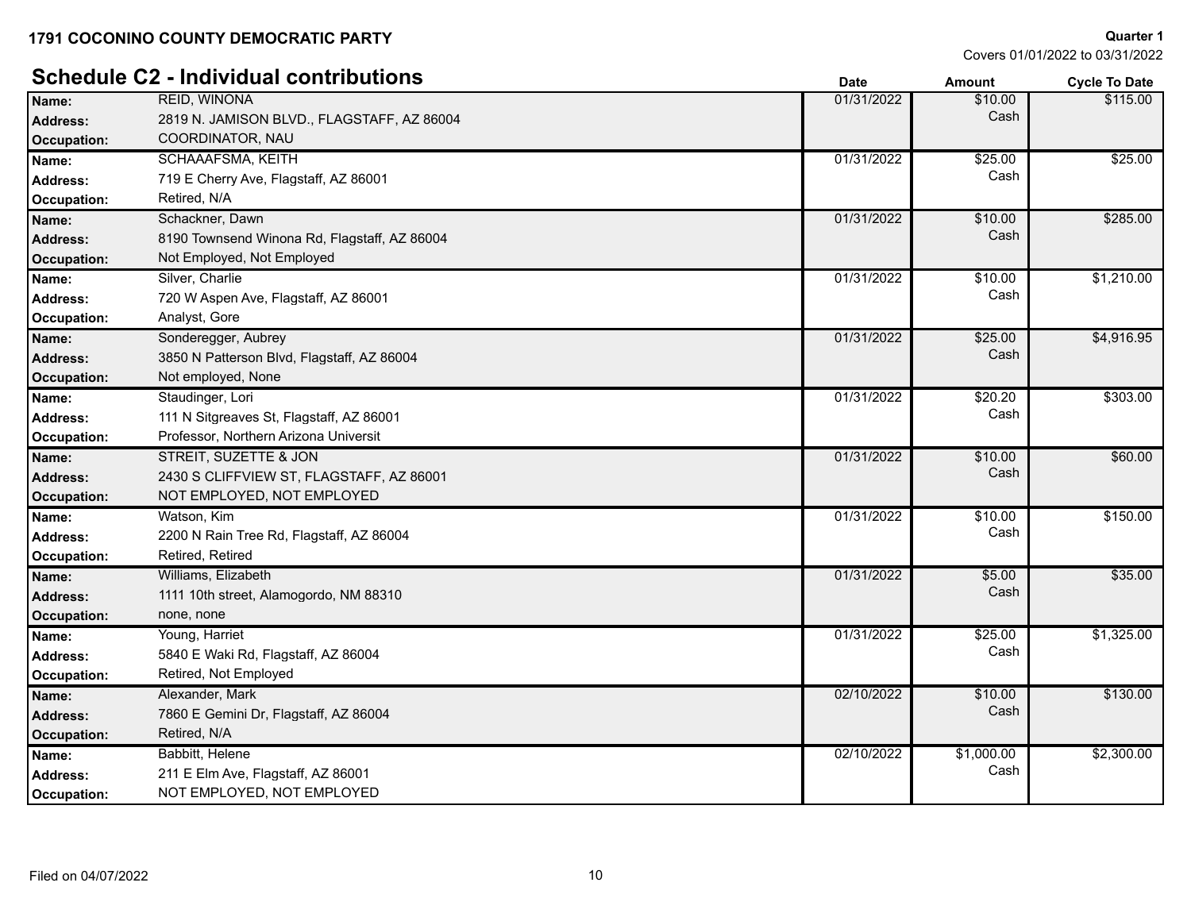**1791 COCONINO COUNTY DEMOCRATIC PARTY**

**Quarter 1**
Covers 01/01/2022 to 03/31/2022

## Schedule C2 - Individual contributions

| | | Date | Amount | Cycle To Date |
|---|---|---|---|---|
| **Name:** | REID, WINONA | 01/31/2022 | $10.00 Cash | $115.00 |
| **Address:** | 2819 N. JAMISON BLVD., FLAGSTAFF, AZ 86004 | | | |
| **Occupation:** | COORDINATOR, NAU | | | |
| **Name:** | SCHAAAFSMA, KEITH | 01/31/2022 | $25.00 Cash | $25.00 |
| **Address:** | 719 E Cherry Ave, Flagstaff, AZ 86001 | | | |
| **Occupation:** | Retired, N/A | | | |
| **Name:** | Schackner, Dawn | 01/31/2022 | $10.00 Cash | $285.00 |
| **Address:** | 8190 Townsend Winona Rd, Flagstaff, AZ 86004 | | | |
| **Occupation:** | Not Employed, Not Employed | | | |
| **Name:** | Silver, Charlie | 01/31/2022 | $10.00 Cash | $1,210.00 |
| **Address:** | 720 W Aspen Ave, Flagstaff, AZ 86001 | | | |
| **Occupation:** | Analyst, Gore | | | |
| **Name:** | Sonderegger, Aubrey | 01/31/2022 | $25.00 Cash | $4,916.95 |
| **Address:** | 3850 N Patterson Blvd, Flagstaff, AZ 86004 | | | |
| **Occupation:** | Not employed, None | | | |
| **Name:** | Staudinger, Lori | 01/31/2022 | $20.20 Cash | $303.00 |
| **Address:** | 111 N Sitgreaves St, Flagstaff, AZ 86001 | | | |
| **Occupation:** | Professor, Northern Arizona Universit | | | |
| **Name:** | STREIT, SUZETTE & JON | 01/31/2022 | $10.00 Cash | $60.00 |
| **Address:** | 2430 S CLIFFVIEW ST, FLAGSTAFF, AZ 86001 | | | |
| **Occupation:** | NOT EMPLOYED, NOT EMPLOYED | | | |
| **Name:** | Watson, Kim | 01/31/2022 | $10.00 Cash | $150.00 |
| **Address:** | 2200 N Rain Tree Rd, Flagstaff, AZ 86004 | | | |
| **Occupation:** | Retired, Retired | | | |
| **Name:** | Williams, Elizabeth | 01/31/2022 | $5.00 Cash | $35.00 |
| **Address:** | 1111 10th street, Alamogordo, NM 88310 | | | |
| **Occupation:** | none, none | | | |
| **Name:** | Young, Harriet | 01/31/2022 | $25.00 Cash | $1,325.00 |
| **Address:** | 5840 E Waki Rd, Flagstaff, AZ 86004 | | | |
| **Occupation:** | Retired, Not Employed | | | |
| **Name:** | Alexander, Mark | 02/10/2022 | $10.00 Cash | $130.00 |
| **Address:** | 7860 E Gemini Dr, Flagstaff, AZ 86004 | | | |
| **Occupation:** | Retired, N/A | | | |
| **Name:** | Babbitt, Helene | 02/10/2022 | $1,000.00 Cash | $2,300.00 |
| **Address:** | 211 E Elm Ave, Flagstaff, AZ 86001 | | | |
| **Occupation:** | NOT EMPLOYED, NOT EMPLOYED | | | |

Filed on 04/07/2022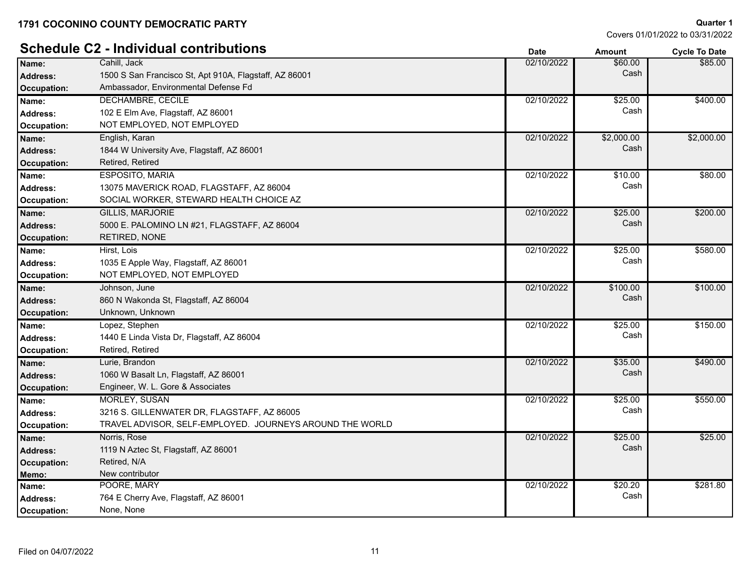**1791 COCONINO COUNTY DEMOCRATIC PARTY**

**Quarter 1**
Covers 01/01/2022 to 03/31/2022

## Schedule C2 - Individual contributions

| | | Date | Amount | Cycle To Date |
|---|---|---|---|---|
| **Name:** | Cahill, Jack | 02/10/2022 | $60.00 | $85.00 |
| **Address:** | 1500 S San Francisco St, Apt 910A, Flagstaff, AZ 86001 | | Cash | |
| **Occupation:** | Ambassador, Environmental Defense Fd | | | |
| **Name:** | DECHAMBRE, CECILE | 02/10/2022 | $25.00 | $400.00 |
| **Address:** | 102 E Elm Ave, Flagstaff, AZ 86001 | | Cash | |
| **Occupation:** | NOT EMPLOYED, NOT EMPLOYED | | | |
| **Name:** | English, Karan | 02/10/2022 | $2,000.00 | $2,000.00 |
| **Address:** | 1844 W University Ave, Flagstaff, AZ 86001 | | Cash | |
| **Occupation:** | Retired, Retired | | | |
| **Name:** | ESPOSITO, MARIA | 02/10/2022 | $10.00 | $80.00 |
| **Address:** | 13075 MAVERICK ROAD, FLAGSTAFF, AZ 86004 | | Cash | |
| **Occupation:** | SOCIAL WORKER, STEWARD HEALTH CHOICE AZ | | | |
| **Name:** | GILLIS, MARJORIE | 02/10/2022 | $25.00 | $200.00 |
| **Address:** | 5000 E. PALOMINO LN #21, FLAGSTAFF, AZ 86004 | | Cash | |
| **Occupation:** | RETIRED, NONE | | | |
| **Name:** | Hirst, Lois | 02/10/2022 | $25.00 | $580.00 |
| **Address:** | 1035 E Apple Way, Flagstaff, AZ 86001 | | Cash | |
| **Occupation:** | NOT EMPLOYED, NOT EMPLOYED | | | |
| **Name:** | Johnson, June | 02/10/2022 | $100.00 | $100.00 |
| **Address:** | 860 N Wakonda St, Flagstaff, AZ 86004 | | Cash | |
| **Occupation:** | Unknown, Unknown | | | |
| **Name:** | Lopez, Stephen | 02/10/2022 | $25.00 | $150.00 |
| **Address:** | 1440 E Linda Vista Dr, Flagstaff, AZ 86004 | | Cash | |
| **Occupation:** | Retired, Retired | | | |
| **Name:** | Lurie, Brandon | 02/10/2022 | $35.00 | $490.00 |
| **Address:** | 1060 W Basalt Ln, Flagstaff, AZ 86001 | | Cash | |
| **Occupation:** | Engineer, W. L. Gore & Associates | | | |
| **Name:** | MORLEY, SUSAN | 02/10/2022 | $25.00 | $550.00 |
| **Address:** | 3216 S. GILLENWATER DR, FLAGSTAFF, AZ 86005 | | Cash | |
| **Occupation:** | TRAVEL ADVISOR, SELF-EMPLOYED. JOURNEYS AROUND THE WORLD | | | |
| **Name:** | Norris, Rose | 02/10/2022 | $25.00 | $25.00 |
| **Address:** | 1119 N Aztec St, Flagstaff, AZ 86001 | | Cash | |
| **Occupation:** | Retired, N/A | | | |
| **Memo:** | New contributor | | | |
| **Name:** | POORE, MARY | 02/10/2022 | $20.20 | $281.80 |
| **Address:** | 764 E Cherry Ave, Flagstaff, AZ 86001 | | Cash | |
| **Occupation:** | None, None | | | |

Filed on 04/07/2022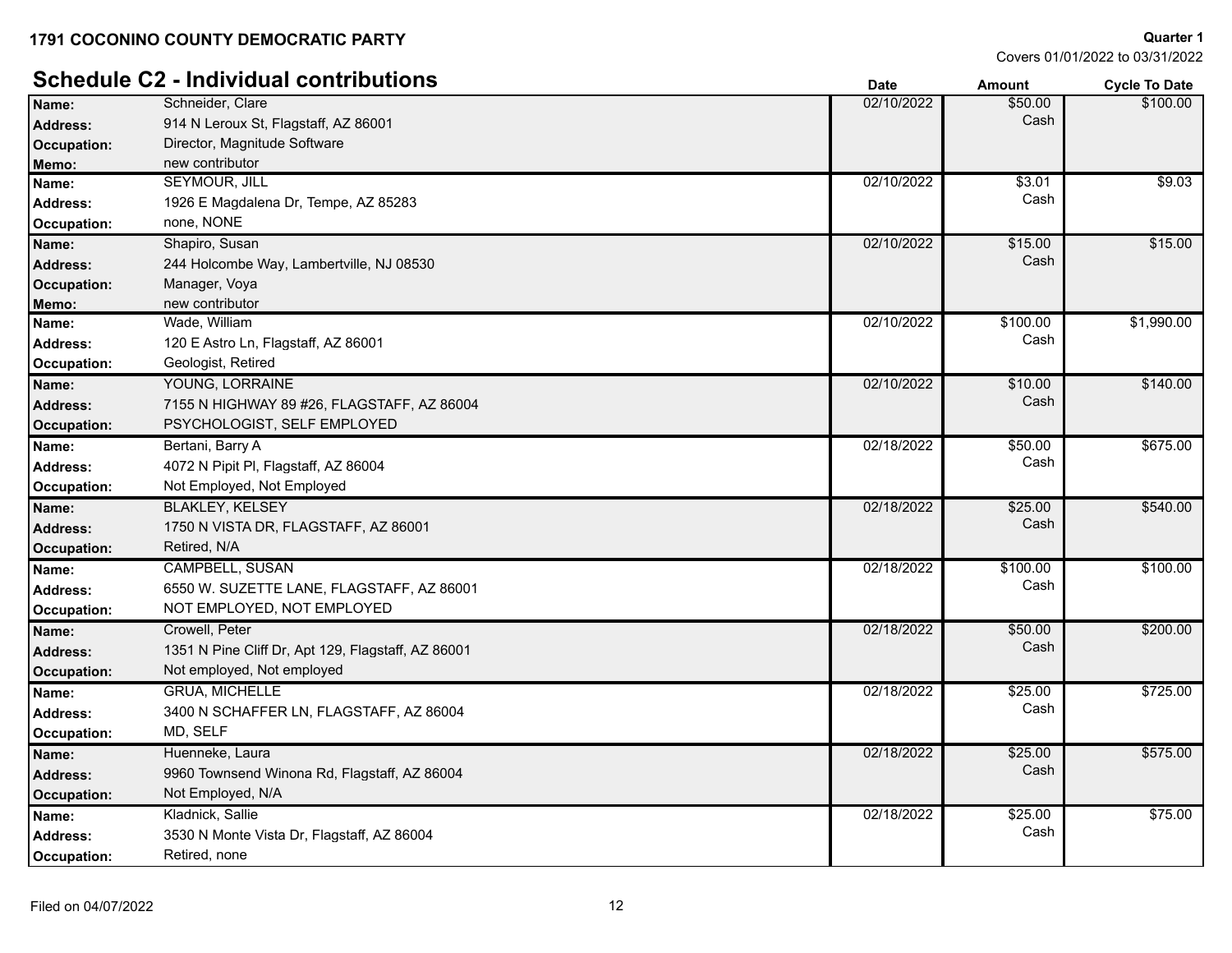**1791 COCONINO COUNTY DEMOCRATIC PARTY**

**Quarter 1**
Covers 01/01/2022 to 03/31/2022

## Schedule C2 - Individual contributions

| | | Date | Amount | Cycle To Date |
|---|---|---|---|---|
| **Name:** | Schneider, Clare | 02/10/2022 | $50.00 | $100.00 |
| **Address:** | 914 N Leroux St, Flagstaff, AZ 86001 | | Cash | |
| **Occupation:** | Director, Magnitude Software | | | |
| **Memo:** | new contributor | | | |
| **Name:** | SEYMOUR, JILL | 02/10/2022 | $3.01 | $9.03 |
| **Address:** | 1926 E Magdalena Dr, Tempe, AZ 85283 | | Cash | |
| **Occupation:** | none, NONE | | | |
| **Name:** | Shapiro, Susan | 02/10/2022 | $15.00 | $15.00 |
| **Address:** | 244 Holcombe Way, Lambertville, NJ 08530 | | Cash | |
| **Occupation:** | Manager, Voya | | | |
| **Memo:** | new contributor | | | |
| **Name:** | Wade, William | 02/10/2022 | $100.00 | $1,990.00 |
| **Address:** | 120 E Astro Ln, Flagstaff, AZ 86001 | | Cash | |
| **Occupation:** | Geologist, Retired | | | |
| **Name:** | YOUNG, LORRAINE | 02/10/2022 | $10.00 | $140.00 |
| **Address:** | 7155 N HIGHWAY 89 #26, FLAGSTAFF, AZ 86004 | | Cash | |
| **Occupation:** | PSYCHOLOGIST, SELF EMPLOYED | | | |
| **Name:** | Bertani, Barry A | 02/18/2022 | $50.00 | $675.00 |
| **Address:** | 4072 N Pipit Pl, Flagstaff, AZ 86004 | | Cash | |
| **Occupation:** | Not Employed, Not Employed | | | |
| **Name:** | BLAKLEY, KELSEY | 02/18/2022 | $25.00 | $540.00 |
| **Address:** | 1750 N VISTA DR, FLAGSTAFF, AZ 86001 | | Cash | |
| **Occupation:** | Retired, N/A | | | |
| **Name:** | CAMPBELL, SUSAN | 02/18/2022 | $100.00 | $100.00 |
| **Address:** | 6550 W. SUZETTE LANE, FLAGSTAFF, AZ 86001 | | Cash | |
| **Occupation:** | NOT EMPLOYED, NOT EMPLOYED | | | |
| **Name:** | Crowell, Peter | 02/18/2022 | $50.00 | $200.00 |
| **Address:** | 1351 N Pine Cliff Dr, Apt 129, Flagstaff, AZ 86001 | | Cash | |
| **Occupation:** | Not employed, Not employed | | | |
| **Name:** | GRUA, MICHELLE | 02/18/2022 | $25.00 | $725.00 |
| **Address:** | 3400 N SCHAFFER LN, FLAGSTAFF, AZ 86004 | | Cash | |
| **Occupation:** | MD, SELF | | | |
| **Name:** | Huenneke, Laura | 02/18/2022 | $25.00 | $575.00 |
| **Address:** | 9960 Townsend Winona Rd, Flagstaff, AZ 86004 | | Cash | |
| **Occupation:** | Not Employed, N/A | | | |
| **Name:** | Kladnick, Sallie | 02/18/2022 | $25.00 | $75.00 |
| **Address:** | 3530 N Monte Vista Dr, Flagstaff, AZ 86004 | | Cash | |
| **Occupation:** | Retired, none | | | |

Filed on 04/07/2022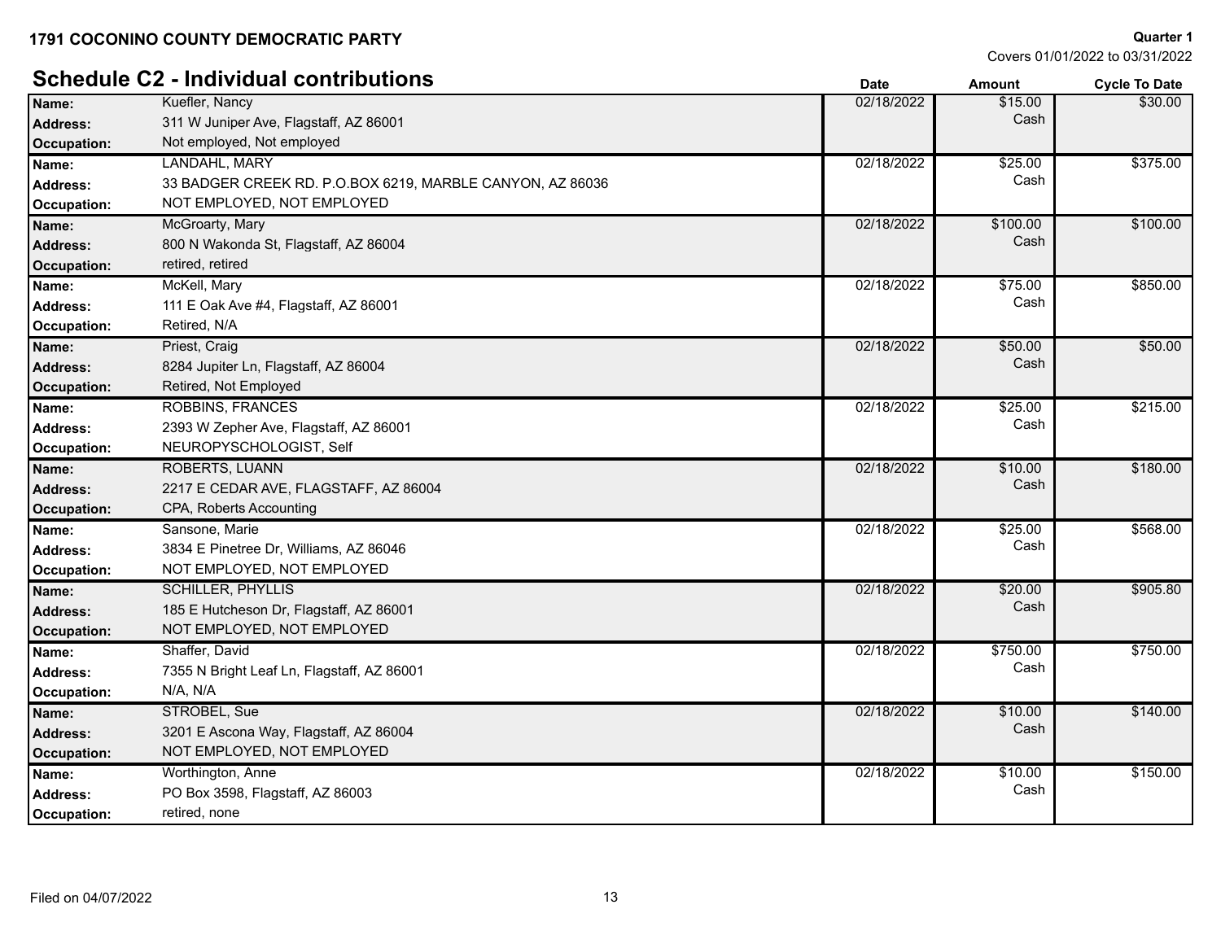**1791 COCONINO COUNTY DEMOCRATIC PARTY**

**Quarter 1**
Covers 01/01/2022 to 03/31/2022

## Schedule C2 - Individual contributions

| | | Date | Amount | Cycle To Date |
|---|---|---|---|---|
| **Name:** | Kuefler, Nancy | 02/18/2022 | $15.00 | $30.00 |
| **Address:** | 311 W Juniper Ave, Flagstaff, AZ 86001 | | Cash | |
| **Occupation:** | Not employed, Not employed | | | |
| **Name:** | LANDAHL, MARY | 02/18/2022 | $25.00 | $375.00 |
| **Address:** | 33 BADGER CREEK RD. P.O.BOX 6219, MARBLE CANYON, AZ 86036 | | Cash | |
| **Occupation:** | NOT EMPLOYED, NOT EMPLOYED | | | |
| **Name:** | McGroarty, Mary | 02/18/2022 | $100.00 | $100.00 |
| **Address:** | 800 N Wakonda St, Flagstaff, AZ 86004 | | Cash | |
| **Occupation:** | retired, retired | | | |
| **Name:** | McKell, Mary | 02/18/2022 | $75.00 | $850.00 |
| **Address:** | 111 E Oak Ave #4, Flagstaff, AZ 86001 | | Cash | |
| **Occupation:** | Retired, N/A | | | |
| **Name:** | Priest, Craig | 02/18/2022 | $50.00 | $50.00 |
| **Address:** | 8284 Jupiter Ln, Flagstaff, AZ 86004 | | Cash | |
| **Occupation:** | Retired, Not Employed | | | |
| **Name:** | ROBBINS, FRANCES | 02/18/2022 | $25.00 | $215.00 |
| **Address:** | 2393 W Zepher Ave, Flagstaff, AZ 86001 | | Cash | |
| **Occupation:** | NEUROPYSCHOLOGIST, Self | | | |
| **Name:** | ROBERTS, LUANN | 02/18/2022 | $10.00 | $180.00 |
| **Address:** | 2217 E CEDAR AVE, FLAGSTAFF, AZ 86004 | | Cash | |
| **Occupation:** | CPA, Roberts Accounting | | | |
| **Name:** | Sansone, Marie | 02/18/2022 | $25.00 | $568.00 |
| **Address:** | 3834 E Pinetree Dr, Williams, AZ 86046 | | Cash | |
| **Occupation:** | NOT EMPLOYED, NOT EMPLOYED | | | |
| **Name:** | SCHILLER, PHYLLIS | 02/18/2022 | $20.00 | $905.80 |
| **Address:** | 185 E Hutcheson Dr, Flagstaff, AZ 86001 | | Cash | |
| **Occupation:** | NOT EMPLOYED, NOT EMPLOYED | | | |
| **Name:** | Shaffer, David | 02/18/2022 | $750.00 | $750.00 |
| **Address:** | 7355 N Bright Leaf Ln, Flagstaff, AZ 86001 | | Cash | |
| **Occupation:** | N/A, N/A | | | |
| **Name:** | STROBEL, Sue | 02/18/2022 | $10.00 | $140.00 |
| **Address:** | 3201 E Ascona Way, Flagstaff, AZ 86004 | | Cash | |
| **Occupation:** | NOT EMPLOYED, NOT EMPLOYED | | | |
| **Name:** | Worthington, Anne | 02/18/2022 | $10.00 | $150.00 |
| **Address:** | PO Box 3598, Flagstaff, AZ 86003 | | Cash | |
| **Occupation:** | retired, none | | | |

Filed on 04/07/2022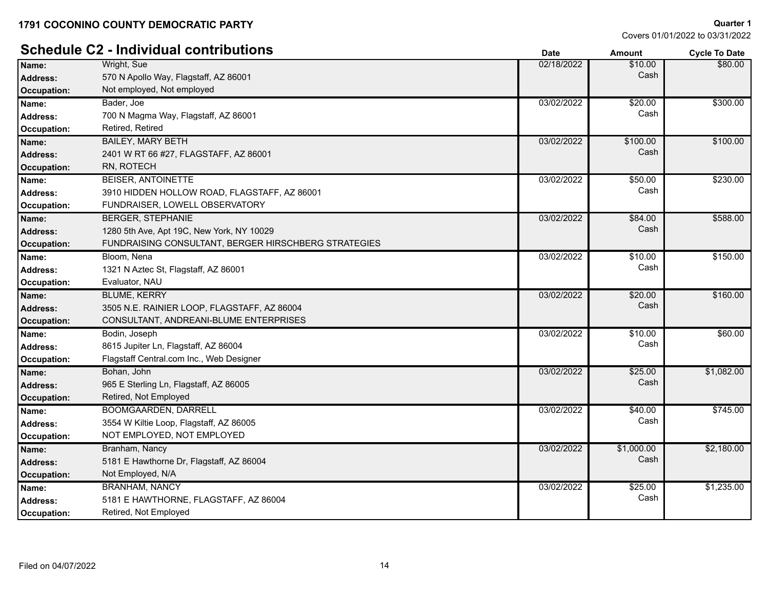**1791 COCONINO COUNTY DEMOCRATIC PARTY**

**Quarter 1**
Covers 01/01/2022 to 03/31/2022

## Schedule C2 - Individual contributions

| | | Date | Amount | Cycle To Date |
|---|---|---|---|---|
| **Name:** | Wright, Sue | 02/18/2022 | $10.00 | $80.00 |
| **Address:** | 570 N Apollo Way, Flagstaff, AZ 86001 | | Cash | |
| **Occupation:** | Not employed, Not employed | | | |
| **Name:** | Bader, Joe | 03/02/2022 | $20.00 | $300.00 |
| **Address:** | 700 N Magma Way, Flagstaff, AZ 86001 | | Cash | |
| **Occupation:** | Retired, Retired | | | |
| **Name:** | BAILEY, MARY BETH | 03/02/2022 | $100.00 | $100.00 |
| **Address:** | 2401 W RT 66 #27, FLAGSTAFF, AZ 86001 | | Cash | |
| **Occupation:** | RN, ROTECH | | | |
| **Name:** | BEISER, ANTOINETTE | 03/02/2022 | $50.00 | $230.00 |
| **Address:** | 3910 HIDDEN HOLLOW ROAD, FLAGSTAFF, AZ 86001 | | Cash | |
| **Occupation:** | FUNDRAISER, LOWELL OBSERVATORY | | | |
| **Name:** | BERGER, STEPHANIE | 03/02/2022 | $84.00 | $588.00 |
| **Address:** | 1280 5th Ave, Apt 19C, New York, NY 10029 | | Cash | |
| **Occupation:** | FUNDRAISING CONSULTANT, BERGER HIRSCHBERG STRATEGIES | | | |
| **Name:** | Bloom, Nena | 03/02/2022 | $10.00 | $150.00 |
| **Address:** | 1321 N Aztec St, Flagstaff, AZ 86001 | | Cash | |
| **Occupation:** | Evaluator, NAU | | | |
| **Name:** | BLUME, KERRY | 03/02/2022 | $20.00 | $160.00 |
| **Address:** | 3505 N.E. RAINIER LOOP, FLAGSTAFF, AZ 86004 | | Cash | |
| **Occupation:** | CONSULTANT, ANDREANI-BLUME ENTERPRISES | | | |
| **Name:** | Bodin, Joseph | 03/02/2022 | $10.00 | $60.00 |
| **Address:** | 8615 Jupiter Ln, Flagstaff, AZ 86004 | | Cash | |
| **Occupation:** | Flagstaff Central.com Inc., Web Designer | | | |
| **Name:** | Bohan, John | 03/02/2022 | $25.00 | $1,082.00 |
| **Address:** | 965 E Sterling Ln, Flagstaff, AZ 86005 | | Cash | |
| **Occupation:** | Retired, Not Employed | | | |
| **Name:** | BOOMGAARDEN, DARRELL | 03/02/2022 | $40.00 | $745.00 |
| **Address:** | 3554 W Kiltie Loop, Flagstaff, AZ 86005 | | Cash | |
| **Occupation:** | NOT EMPLOYED, NOT EMPLOYED | | | |
| **Name:** | Branham, Nancy | 03/02/2022 | $1,000.00 | $2,180.00 |
| **Address:** | 5181 E Hawthorne Dr, Flagstaff, AZ 86004 | | Cash | |
| **Occupation:** | Not Employed, N/A | | | |
| **Name:** | BRANHAM, NANCY | 03/02/2022 | $25.00 | $1,235.00 |
| **Address:** | 5181 E HAWTHORNE, FLAGSTAFF, AZ 86004 | | Cash | |
| **Occupation:** | Retired, Not Employed | | | |

Filed on 04/07/2022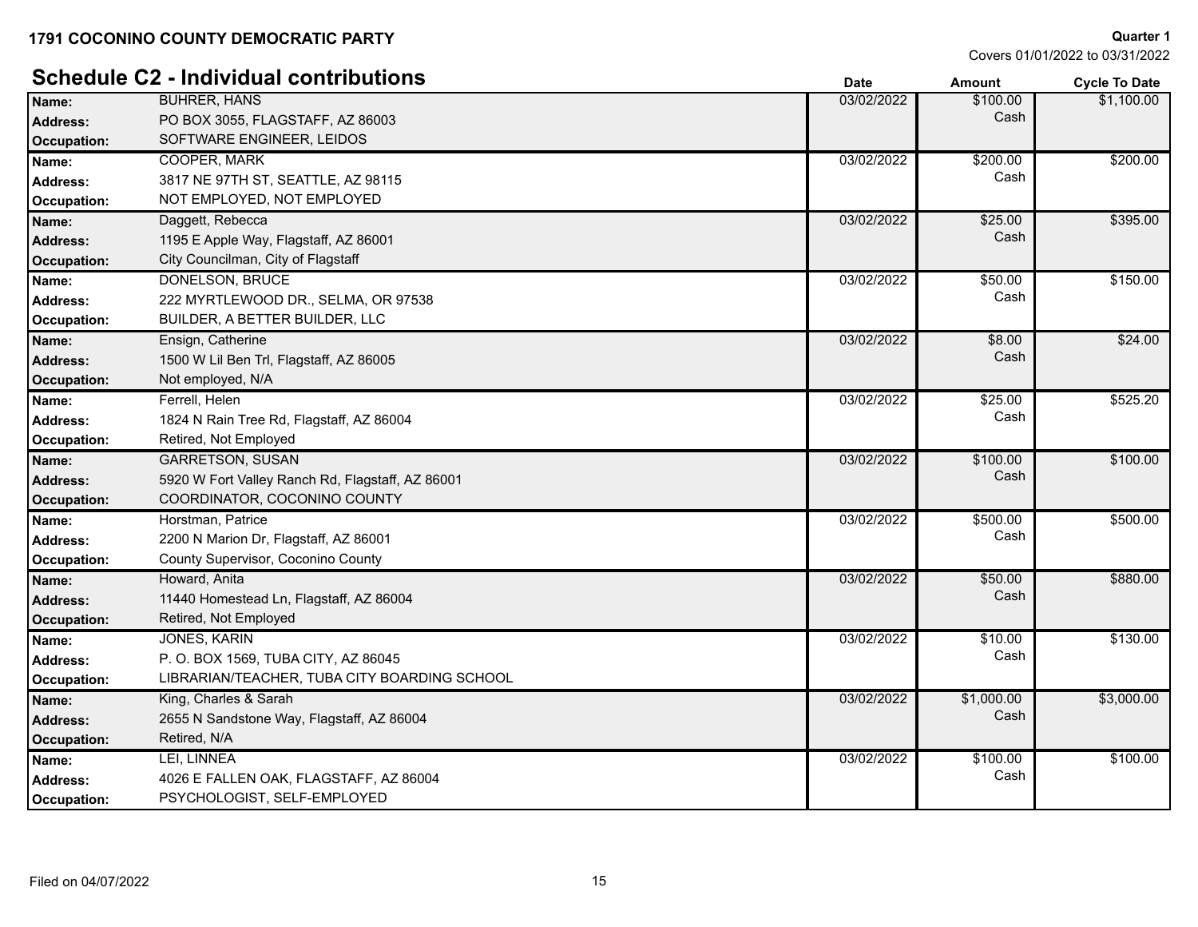**1791 COCONINO COUNTY DEMOCRATIC PARTY**

**Quarter 1**
Covers 01/01/2022 to 03/31/2022

## Schedule C2 - Individual contributions

| | | Date | Amount | Cycle To Date |
|---|---|---|---|---|
| **Name:** | BUHRER, HANS | 03/02/2022 | $100.00 | $1,100.00 |
| **Address:** | PO BOX 3055, FLAGSTAFF, AZ 86003 | | Cash | |
| **Occupation:** | SOFTWARE ENGINEER, LEIDOS | | | |
| **Name:** | COOPER, MARK | 03/02/2022 | $200.00 | $200.00 |
| **Address:** | 3817 NE 97TH ST, SEATTLE, AZ 98115 | | Cash | |
| **Occupation:** | NOT EMPLOYED, NOT EMPLOYED | | | |
| **Name:** | Daggett, Rebecca | 03/02/2022 | $25.00 | $395.00 |
| **Address:** | 1195 E Apple Way, Flagstaff, AZ 86001 | | Cash | |
| **Occupation:** | City Councilman, City of Flagstaff | | | |
| **Name:** | DONELSON, BRUCE | 03/02/2022 | $50.00 | $150.00 |
| **Address:** | 222 MYRTLEWOOD DR., SELMA, OR 97538 | | Cash | |
| **Occupation:** | BUILDER, A BETTER BUILDER, LLC | | | |
| **Name:** | Ensign, Catherine | 03/02/2022 | $8.00 | $24.00 |
| **Address:** | 1500 W Lil Ben Trl, Flagstaff, AZ 86005 | | Cash | |
| **Occupation:** | Not employed, N/A | | | |
| **Name:** | Ferrell, Helen | 03/02/2022 | $25.00 | $525.20 |
| **Address:** | 1824 N Rain Tree Rd, Flagstaff, AZ 86004 | | Cash | |
| **Occupation:** | Retired, Not Employed | | | |
| **Name:** | GARRETSON, SUSAN | 03/02/2022 | $100.00 | $100.00 |
| **Address:** | 5920 W Fort Valley Ranch Rd, Flagstaff, AZ 86001 | | Cash | |
| **Occupation:** | COORDINATOR, COCONINO COUNTY | | | |
| **Name:** | Horstman, Patrice | 03/02/2022 | $500.00 | $500.00 |
| **Address:** | 2200 N Marion Dr, Flagstaff, AZ 86001 | | Cash | |
| **Occupation:** | County Supervisor, Coconino County | | | |
| **Name:** | Howard, Anita | 03/02/2022 | $50.00 | $880.00 |
| **Address:** | 11440 Homestead Ln, Flagstaff, AZ 86004 | | Cash | |
| **Occupation:** | Retired, Not Employed | | | |
| **Name:** | JONES, KARIN | 03/02/2022 | $10.00 | $130.00 |
| **Address:** | P. O. BOX 1569, TUBA CITY, AZ 86045 | | Cash | |
| **Occupation:** | LIBRARIAN/TEACHER, TUBA CITY BOARDING SCHOOL | | | |
| **Name:** | King, Charles & Sarah | 03/02/2022 | $1,000.00 | $3,000.00 |
| **Address:** | 2655 N Sandstone Way, Flagstaff, AZ 86004 | | Cash | |
| **Occupation:** | Retired, N/A | | | |
| **Name:** | LEI, LINNEA | 03/02/2022 | $100.00 | $100.00 |
| **Address:** | 4026 E FALLEN OAK, FLAGSTAFF, AZ 86004 | | Cash | |
| **Occupation:** | PSYCHOLOGIST, SELF-EMPLOYED | | | |

Filed on 04/07/2022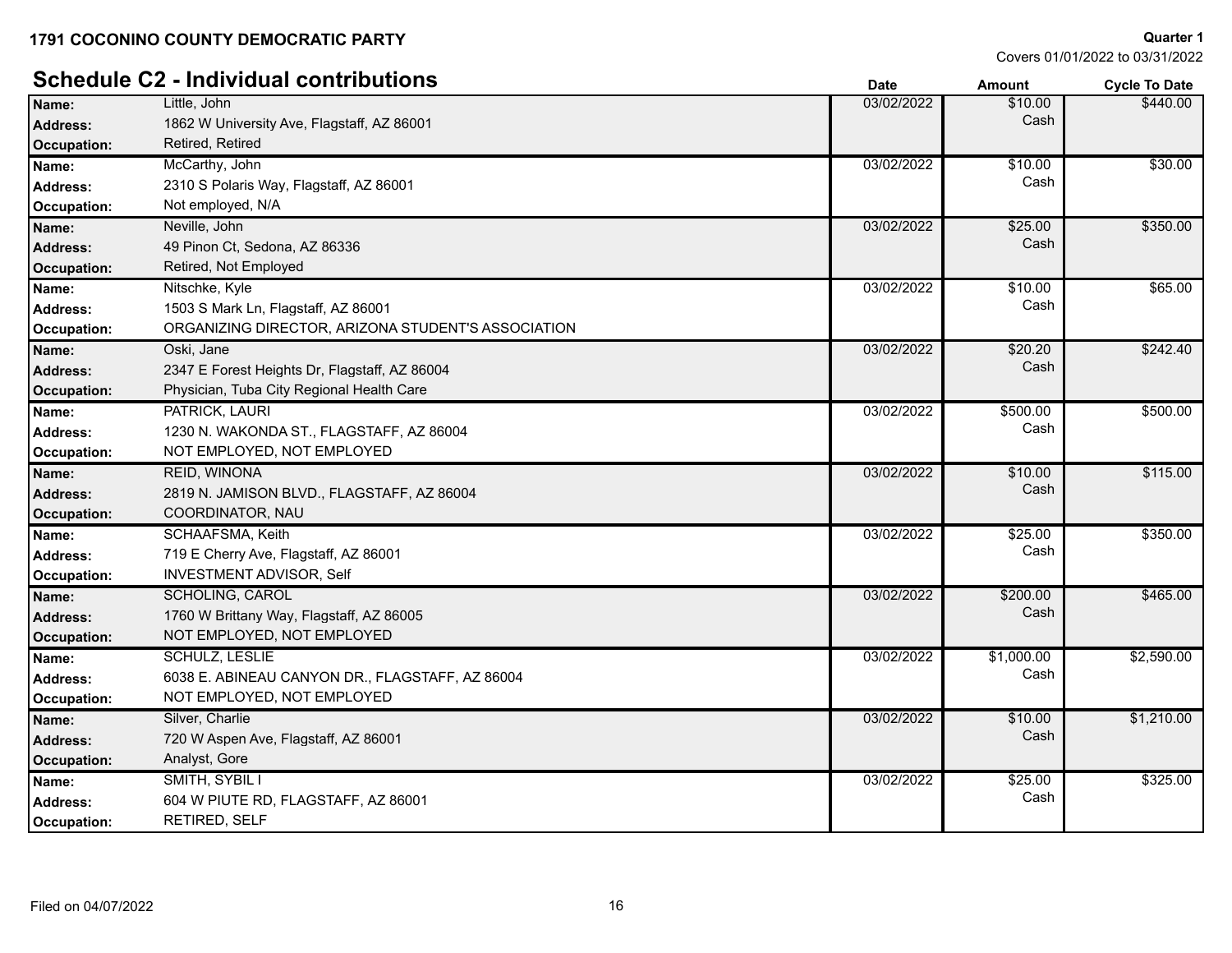**1791 COCONINO COUNTY DEMOCRATIC PARTY**

**Quarter 1**
Covers 01/01/2022 to 03/31/2022

## Schedule C2 - Individual contributions

| | | Date | Amount | Cycle To Date |
|---|---|---|---|---|
| **Name:** | Little, John | 03/02/2022 | $10.00 | $440.00 |
| **Address:** | 1862 W University Ave, Flagstaff, AZ 86001 | | Cash | |
| **Occupation:** | Retired, Retired | | | |
| **Name:** | McCarthy, John | 03/02/2022 | $10.00 | $30.00 |
| **Address:** | 2310 S Polaris Way, Flagstaff, AZ 86001 | | Cash | |
| **Occupation:** | Not employed, N/A | | | |
| **Name:** | Neville, John | 03/02/2022 | $25.00 | $350.00 |
| **Address:** | 49 Pinon Ct, Sedona, AZ 86336 | | Cash | |
| **Occupation:** | Retired, Not Employed | | | |
| **Name:** | Nitschke, Kyle | 03/02/2022 | $10.00 | $65.00 |
| **Address:** | 1503 S Mark Ln, Flagstaff, AZ 86001 | | Cash | |
| **Occupation:** | ORGANIZING DIRECTOR, ARIZONA STUDENT'S ASSOCIATION | | | |
| **Name:** | Oski, Jane | 03/02/2022 | $20.20 | $242.40 |
| **Address:** | 2347 E Forest Heights Dr, Flagstaff, AZ 86004 | | Cash | |
| **Occupation:** | Physician, Tuba City Regional Health Care | | | |
| **Name:** | PATRICK, LAURI | 03/02/2022 | $500.00 | $500.00 |
| **Address:** | 1230 N. WAKONDA ST., FLAGSTAFF, AZ 86004 | | Cash | |
| **Occupation:** | NOT EMPLOYED, NOT EMPLOYED | | | |
| **Name:** | REID, WINONA | 03/02/2022 | $10.00 | $115.00 |
| **Address:** | 2819 N. JAMISON BLVD., FLAGSTAFF, AZ 86004 | | Cash | |
| **Occupation:** | COORDINATOR, NAU | | | |
| **Name:** | SCHAAFSMA, Keith | 03/02/2022 | $25.00 | $350.00 |
| **Address:** | 719 E Cherry Ave, Flagstaff, AZ 86001 | | Cash | |
| **Occupation:** | INVESTMENT ADVISOR, Self | | | |
| **Name:** | SCHOLING, CAROL | 03/02/2022 | $200.00 | $465.00 |
| **Address:** | 1760 W Brittany Way, Flagstaff, AZ 86005 | | Cash | |
| **Occupation:** | NOT EMPLOYED, NOT EMPLOYED | | | |
| **Name:** | SCHULZ, LESLIE | 03/02/2022 | $1,000.00 | $2,590.00 |
| **Address:** | 6038 E. ABINEAU CANYON DR., FLAGSTAFF, AZ 86004 | | Cash | |
| **Occupation:** | NOT EMPLOYED, NOT EMPLOYED | | | |
| **Name:** | Silver, Charlie | 03/02/2022 | $10.00 | $1,210.00 |
| **Address:** | 720 W Aspen Ave, Flagstaff, AZ 86001 | | Cash | |
| **Occupation:** | Analyst, Gore | | | |
| **Name:** | SMITH, SYBIL I | 03/02/2022 | $25.00 | $325.00 |
| **Address:** | 604 W PIUTE RD, FLAGSTAFF, AZ 86001 | | Cash | |
| **Occupation:** | RETIRED, SELF | | | |

Filed on 04/07/2022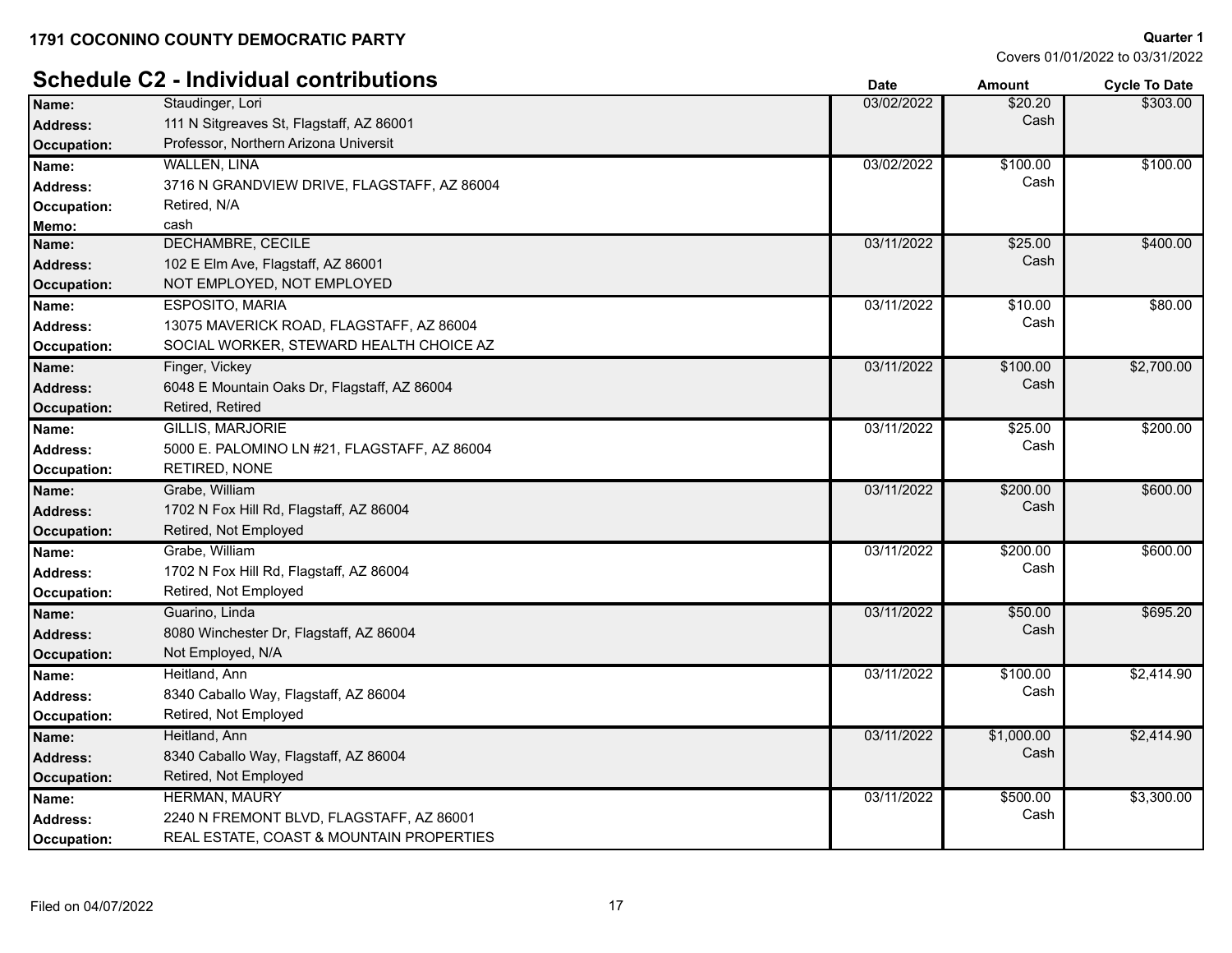**1791 COCONINO COUNTY DEMOCRATIC PARTY**

**Quarter 1**
Covers 01/01/2022 to 03/31/2022

## Schedule C2 - Individual contributions

| | | Date | Amount | Cycle To Date |
|---|---|---|---|---|
| **Name:** | Staudinger, Lori | 03/02/2022 | $20.20 | $303.00 |
| **Address:** | 111 N Sitgreaves St, Flagstaff, AZ 86001 | | Cash | |
| **Occupation:** | Professor, Northern Arizona Universit | | | |
| **Name:** | WALLEN, LINA | 03/02/2022 | $100.00 | $100.00 |
| **Address:** | 3716 N GRANDVIEW DRIVE, FLAGSTAFF, AZ 86004 | | Cash | |
| **Occupation:** | Retired, N/A | | | |
| **Memo:** | cash | | | |
| **Name:** | DECHAMBRE, CECILE | 03/11/2022 | $25.00 | $400.00 |
| **Address:** | 102 E Elm Ave, Flagstaff, AZ 86001 | | Cash | |
| **Occupation:** | NOT EMPLOYED, NOT EMPLOYED | | | |
| **Name:** | ESPOSITO, MARIA | 03/11/2022 | $10.00 | $80.00 |
| **Address:** | 13075 MAVERICK ROAD, FLAGSTAFF, AZ 86004 | | Cash | |
| **Occupation:** | SOCIAL WORKER, STEWARD HEALTH CHOICE AZ | | | |
| **Name:** | Finger, Vickey | 03/11/2022 | $100.00 | $2,700.00 |
| **Address:** | 6048 E Mountain Oaks Dr, Flagstaff, AZ 86004 | | Cash | |
| **Occupation:** | Retired, Retired | | | |
| **Name:** | GILLIS, MARJORIE | 03/11/2022 | $25.00 | $200.00 |
| **Address:** | 5000 E. PALOMINO LN #21, FLAGSTAFF, AZ 86004 | | Cash | |
| **Occupation:** | RETIRED, NONE | | | |
| **Name:** | Grabe, William | 03/11/2022 | $200.00 | $600.00 |
| **Address:** | 1702 N Fox Hill Rd, Flagstaff, AZ 86004 | | Cash | |
| **Occupation:** | Retired, Not Employed | | | |
| **Name:** | Grabe, William | 03/11/2022 | $200.00 | $600.00 |
| **Address:** | 1702 N Fox Hill Rd, Flagstaff, AZ 86004 | | Cash | |
| **Occupation:** | Retired, Not Employed | | | |
| **Name:** | Guarino, Linda | 03/11/2022 | $50.00 | $695.20 |
| **Address:** | 8080 Winchester Dr, Flagstaff, AZ 86004 | | Cash | |
| **Occupation:** | Not Employed, N/A | | | |
| **Name:** | Heitland, Ann | 03/11/2022 | $100.00 | $2,414.90 |
| **Address:** | 8340 Caballo Way, Flagstaff, AZ 86004 | | Cash | |
| **Occupation:** | Retired, Not Employed | | | |
| **Name:** | Heitland, Ann | 03/11/2022 | $1,000.00 | $2,414.90 |
| **Address:** | 8340 Caballo Way, Flagstaff, AZ 86004 | | Cash | |
| **Occupation:** | Retired, Not Employed | | | |
| **Name:** | HERMAN, MAURY | 03/11/2022 | $500.00 | $3,300.00 |
| **Address:** | 2240 N FREMONT BLVD, FLAGSTAFF, AZ 86001 | | Cash | |
| **Occupation:** | REAL ESTATE, COAST & MOUNTAIN PROPERTIES | | | |

Filed on 04/07/2022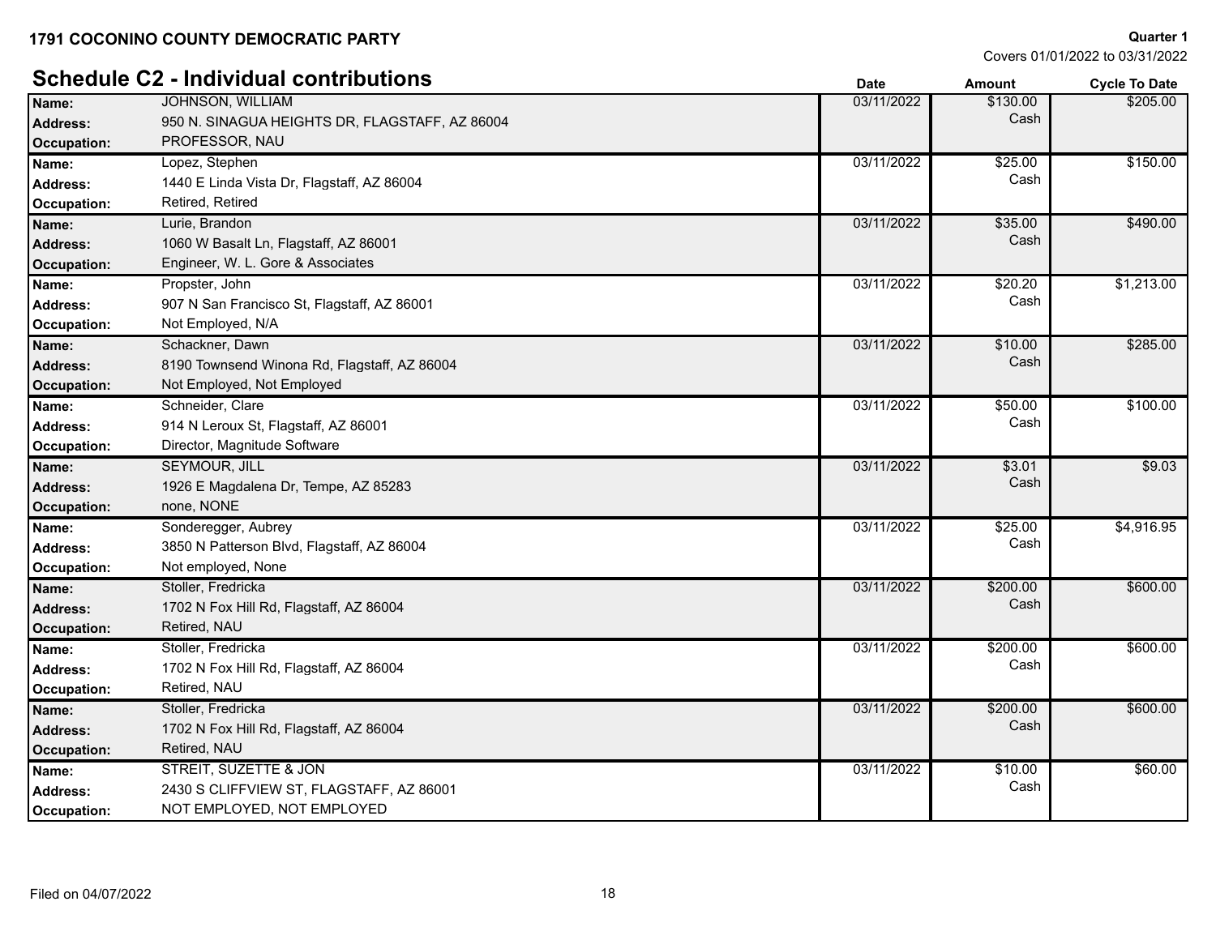**1791 COCONINO COUNTY DEMOCRATIC PARTY**

**Quarter 1**
Covers 01/01/2022 to 03/31/2022

## Schedule C2 - Individual contributions

| | | Date | Amount | Cycle To Date |
|---|---|---|---|---|
| **Name:** | JOHNSON, WILLIAM | 03/11/2022 | $130.00 Cash | $205.00 |
| **Address:** | 950 N. SINAGUA HEIGHTS DR, FLAGSTAFF, AZ 86004 | | | |
| **Occupation:** | PROFESSOR, NAU | | | |
| **Name:** | Lopez, Stephen | 03/11/2022 | $25.00 Cash | $150.00 |
| **Address:** | 1440 E Linda Vista Dr, Flagstaff, AZ 86004 | | | |
| **Occupation:** | Retired, Retired | | | |
| **Name:** | Lurie, Brandon | 03/11/2022 | $35.00 Cash | $490.00 |
| **Address:** | 1060 W Basalt Ln, Flagstaff, AZ 86001 | | | |
| **Occupation:** | Engineer, W. L. Gore & Associates | | | |
| **Name:** | Propster, John | 03/11/2022 | $20.20 Cash | $1,213.00 |
| **Address:** | 907 N San Francisco St, Flagstaff, AZ 86001 | | | |
| **Occupation:** | Not Employed, N/A | | | |
| **Name:** | Schackner, Dawn | 03/11/2022 | $10.00 Cash | $285.00 |
| **Address:** | 8190 Townsend Winona Rd, Flagstaff, AZ 86004 | | | |
| **Occupation:** | Not Employed, Not Employed | | | |
| **Name:** | Schneider, Clare | 03/11/2022 | $50.00 Cash | $100.00 |
| **Address:** | 914 N Leroux St, Flagstaff, AZ 86001 | | | |
| **Occupation:** | Director, Magnitude Software | | | |
| **Name:** | SEYMOUR, JILL | 03/11/2022 | $3.01 Cash | $9.03 |
| **Address:** | 1926 E Magdalena Dr, Tempe, AZ 85283 | | | |
| **Occupation:** | none, NONE | | | |
| **Name:** | Sonderegger, Aubrey | 03/11/2022 | $25.00 Cash | $4,916.95 |
| **Address:** | 3850 N Patterson Blvd, Flagstaff, AZ 86004 | | | |
| **Occupation:** | Not employed, None | | | |
| **Name:** | Stoller, Fredricka | 03/11/2022 | $200.00 Cash | $600.00 |
| **Address:** | 1702 N Fox Hill Rd, Flagstaff, AZ 86004 | | | |
| **Occupation:** | Retired, NAU | | | |
| **Name:** | Stoller, Fredricka | 03/11/2022 | $200.00 Cash | $600.00 |
| **Address:** | 1702 N Fox Hill Rd, Flagstaff, AZ 86004 | | | |
| **Occupation:** | Retired, NAU | | | |
| **Name:** | Stoller, Fredricka | 03/11/2022 | $200.00 Cash | $600.00 |
| **Address:** | 1702 N Fox Hill Rd, Flagstaff, AZ 86004 | | | |
| **Occupation:** | Retired, NAU | | | |
| **Name:** | STREIT, SUZETTE & JON | 03/11/2022 | $10.00 Cash | $60.00 |
| **Address:** | 2430 S CLIFFVIEW ST, FLAGSTAFF, AZ 86001 | | | |
| **Occupation:** | NOT EMPLOYED, NOT EMPLOYED | | | |

Filed on 04/07/2022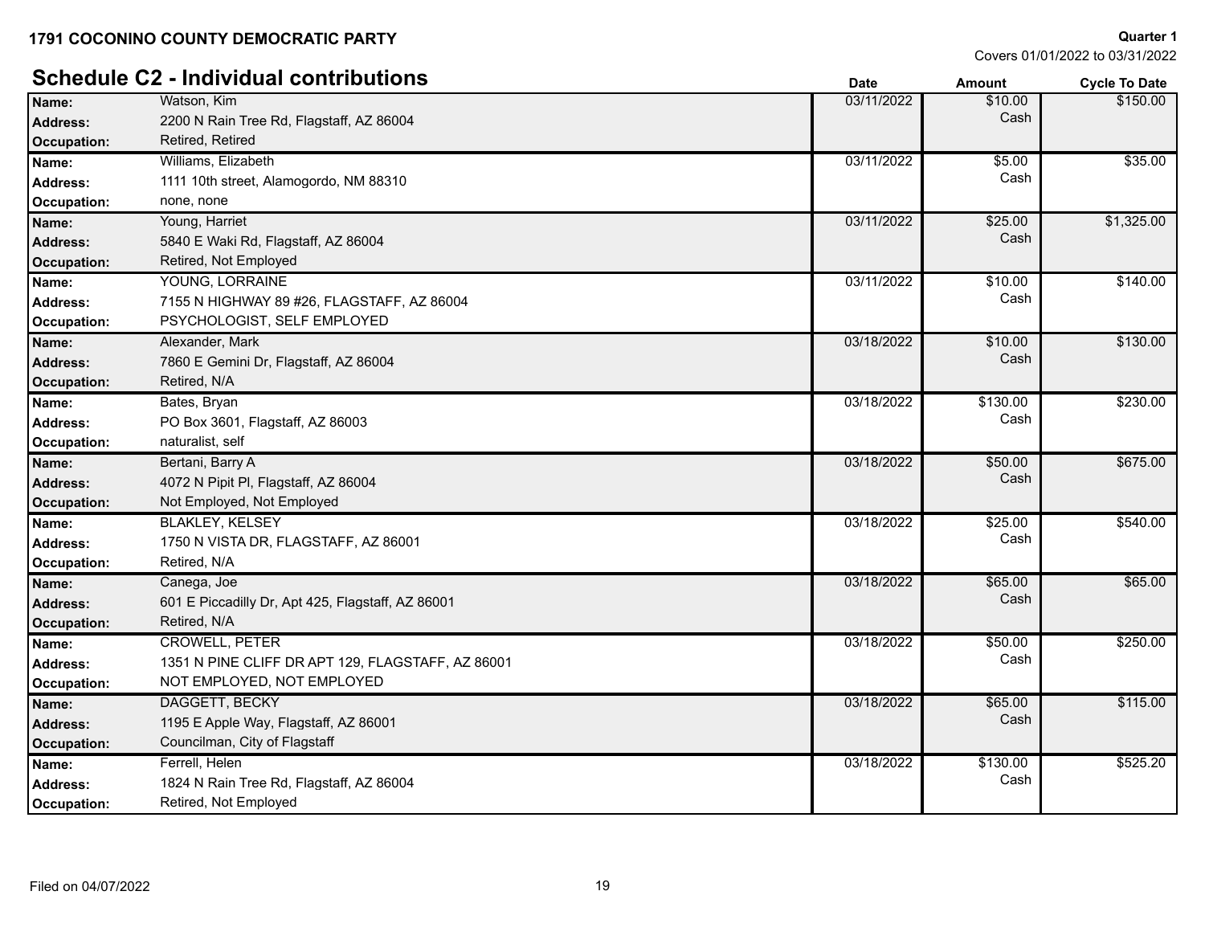**1791 COCONINO COUNTY DEMOCRATIC PARTY**

**Quarter 1**
Covers 01/01/2022 to 03/31/2022

## Schedule C2 - Individual contributions

| | | Date | Amount | Cycle To Date |
|---|---|---|---|---|
| **Name:** | Watson, Kim | 03/11/2022 | $10.00 | $150.00 |
| **Address:** | 2200 N Rain Tree Rd, Flagstaff, AZ 86004 | | Cash | |
| **Occupation:** | Retired, Retired | | | |
| **Name:** | Williams, Elizabeth | 03/11/2022 | $5.00 | $35.00 |
| **Address:** | 1111 10th street, Alamogordo, NM 88310 | | Cash | |
| **Occupation:** | none, none | | | |
| **Name:** | Young, Harriet | 03/11/2022 | $25.00 | $1,325.00 |
| **Address:** | 5840 E Waki Rd, Flagstaff, AZ 86004 | | Cash | |
| **Occupation:** | Retired, Not Employed | | | |
| **Name:** | YOUNG, LORRAINE | 03/11/2022 | $10.00 | $140.00 |
| **Address:** | 7155 N HIGHWAY 89 #26, FLAGSTAFF, AZ 86004 | | Cash | |
| **Occupation:** | PSYCHOLOGIST, SELF EMPLOYED | | | |
| **Name:** | Alexander, Mark | 03/18/2022 | $10.00 | $130.00 |
| **Address:** | 7860 E Gemini Dr, Flagstaff, AZ 86004 | | Cash | |
| **Occupation:** | Retired, N/A | | | |
| **Name:** | Bates, Bryan | 03/18/2022 | $130.00 | $230.00 |
| **Address:** | PO Box 3601, Flagstaff, AZ 86003 | | Cash | |
| **Occupation:** | naturalist, self | | | |
| **Name:** | Bertani, Barry A | 03/18/2022 | $50.00 | $675.00 |
| **Address:** | 4072 N Pipit Pl, Flagstaff, AZ 86004 | | Cash | |
| **Occupation:** | Not Employed, Not Employed | | | |
| **Name:** | BLAKLEY, KELSEY | 03/18/2022 | $25.00 | $540.00 |
| **Address:** | 1750 N VISTA DR, FLAGSTAFF, AZ 86001 | | Cash | |
| **Occupation:** | Retired, N/A | | | |
| **Name:** | Canega, Joe | 03/18/2022 | $65.00 | $65.00 |
| **Address:** | 601 E Piccadilly Dr, Apt 425, Flagstaff, AZ 86001 | | Cash | |
| **Occupation:** | Retired, N/A | | | |
| **Name:** | CROWELL, PETER | 03/18/2022 | $50.00 | $250.00 |
| **Address:** | 1351 N PINE CLIFF DR APT 129, FLAGSTAFF, AZ 86001 | | Cash | |
| **Occupation:** | NOT EMPLOYED, NOT EMPLOYED | | | |
| **Name:** | DAGGETT, BECKY | 03/18/2022 | $65.00 | $115.00 |
| **Address:** | 1195 E Apple Way, Flagstaff, AZ 86001 | | Cash | |
| **Occupation:** | Councilman, City of Flagstaff | | | |
| **Name:** | Ferrell, Helen | 03/18/2022 | $130.00 | $525.20 |
| **Address:** | 1824 N Rain Tree Rd, Flagstaff, AZ 86004 | | Cash | |
| **Occupation:** | Retired, Not Employed | | | |

Filed on 04/07/2022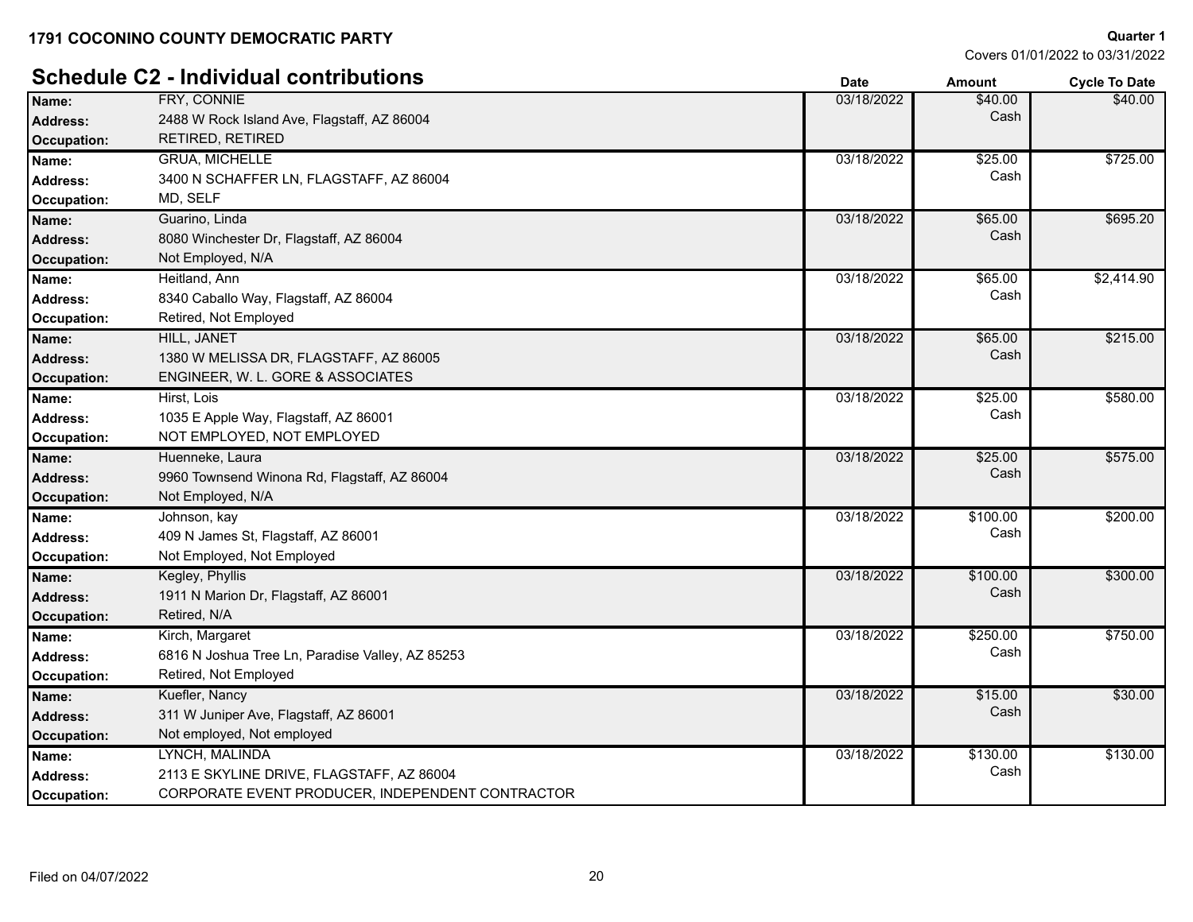**1791 COCONINO COUNTY DEMOCRATIC PARTY**

**Quarter 1**
Covers 01/01/2022 to 03/31/2022

## Schedule C2 - Individual contributions

| | | Date | Amount | Cycle To Date |
|---|---|---|---|---|
| **Name:** | FRY, CONNIE | 03/18/2022 | $40.00 | $40.00 |
| **Address:** | 2488 W Rock Island Ave, Flagstaff, AZ 86004 | | Cash | |
| **Occupation:** | RETIRED, RETIRED | | | |
| **Name:** | GRUA, MICHELLE | 03/18/2022 | $25.00 | $725.00 |
| **Address:** | 3400 N SCHAFFER LN, FLAGSTAFF, AZ 86004 | | Cash | |
| **Occupation:** | MD, SELF | | | |
| **Name:** | Guarino, Linda | 03/18/2022 | $65.00 | $695.20 |
| **Address:** | 8080 Winchester Dr, Flagstaff, AZ 86004 | | Cash | |
| **Occupation:** | Not Employed, N/A | | | |
| **Name:** | Heitland, Ann | 03/18/2022 | $65.00 | $2,414.90 |
| **Address:** | 8340 Caballo Way, Flagstaff, AZ 86004 | | Cash | |
| **Occupation:** | Retired, Not Employed | | | |
| **Name:** | HILL, JANET | 03/18/2022 | $65.00 | $215.00 |
| **Address:** | 1380 W MELISSA DR, FLAGSTAFF, AZ 86005 | | Cash | |
| **Occupation:** | ENGINEER, W. L. GORE & ASSOCIATES | | | |
| **Name:** | Hirst, Lois | 03/18/2022 | $25.00 | $580.00 |
| **Address:** | 1035 E Apple Way, Flagstaff, AZ 86001 | | Cash | |
| **Occupation:** | NOT EMPLOYED, NOT EMPLOYED | | | |
| **Name:** | Huenneke, Laura | 03/18/2022 | $25.00 | $575.00 |
| **Address:** | 9960 Townsend Winona Rd, Flagstaff, AZ 86004 | | Cash | |
| **Occupation:** | Not Employed, N/A | | | |
| **Name:** | Johnson, kay | 03/18/2022 | $100.00 | $200.00 |
| **Address:** | 409 N James St, Flagstaff, AZ 86001 | | Cash | |
| **Occupation:** | Not Employed, Not Employed | | | |
| **Name:** | Kegley, Phyllis | 03/18/2022 | $100.00 | $300.00 |
| **Address:** | 1911 N Marion Dr, Flagstaff, AZ 86001 | | Cash | |
| **Occupation:** | Retired, N/A | | | |
| **Name:** | Kirch, Margaret | 03/18/2022 | $250.00 | $750.00 |
| **Address:** | 6816 N Joshua Tree Ln, Paradise Valley, AZ 85253 | | Cash | |
| **Occupation:** | Retired, Not Employed | | | |
| **Name:** | Kuefler, Nancy | 03/18/2022 | $15.00 | $30.00 |
| **Address:** | 311 W Juniper Ave, Flagstaff, AZ 86001 | | Cash | |
| **Occupation:** | Not employed, Not employed | | | |
| **Name:** | LYNCH, MALINDA | 03/18/2022 | $130.00 | $130.00 |
| **Address:** | 2113 E SKYLINE DRIVE, FLAGSTAFF, AZ 86004 | | Cash | |
| **Occupation:** | CORPORATE EVENT PRODUCER, INDEPENDENT CONTRACTOR | | | |

Filed on 04/07/2022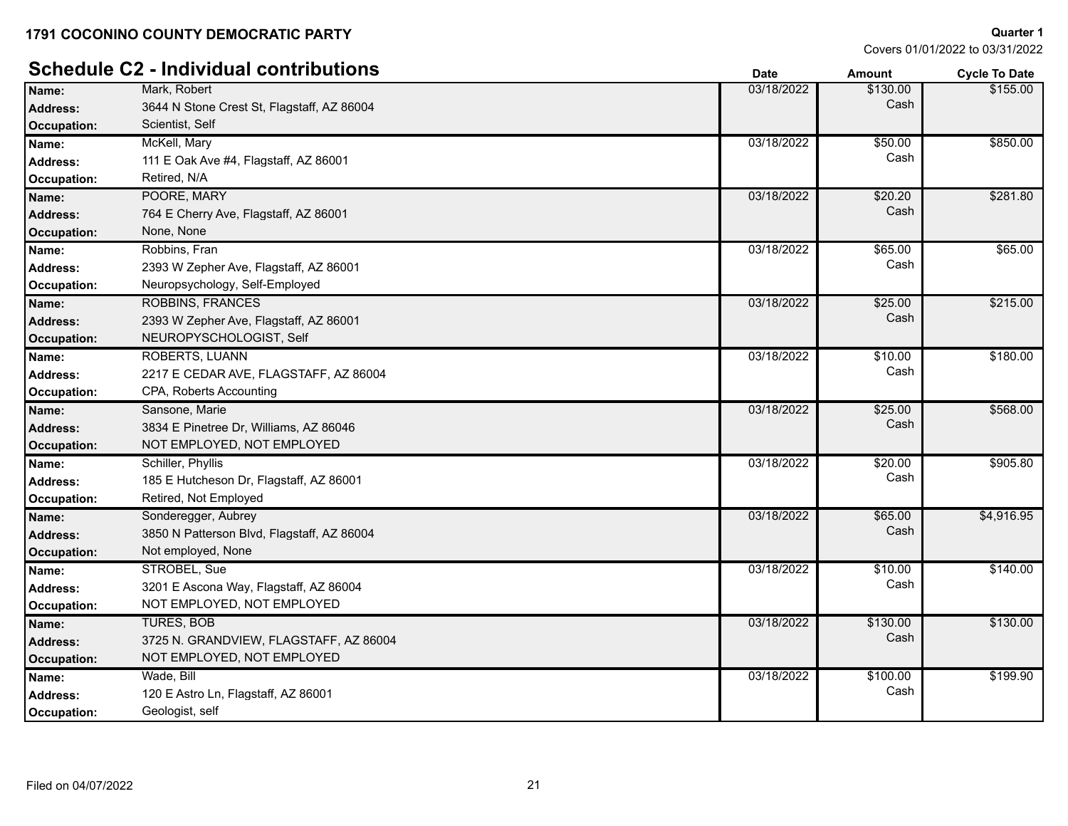**1791 COCONINO COUNTY DEMOCRATIC PARTY**

**Quarter 1**
Covers 01/01/2022 to 03/31/2022

## Schedule C2 - Individual contributions

| Field | Value | Date | Amount | Cycle To Date |
|---|---|---|---|---|
| **Name:** | Mark, Robert | 03/18/2022 | $130.00 Cash | $155.00 |
| **Address:** | 3644 N Stone Crest St, Flagstaff, AZ 86004 | | | |
| **Occupation:** | Scientist, Self | | | |
| **Name:** | McKell, Mary | 03/18/2022 | $50.00 Cash | $850.00 |
| **Address:** | 111 E Oak Ave #4, Flagstaff, AZ 86001 | | | |
| **Occupation:** | Retired, N/A | | | |
| **Name:** | POORE, MARY | 03/18/2022 | $20.20 Cash | $281.80 |
| **Address:** | 764 E Cherry Ave, Flagstaff, AZ 86001 | | | |
| **Occupation:** | None, None | | | |
| **Name:** | Robbins, Fran | 03/18/2022 | $65.00 Cash | $65.00 |
| **Address:** | 2393 W Zepher Ave, Flagstaff, AZ 86001 | | | |
| **Occupation:** | Neuropsychology, Self-Employed | | | |
| **Name:** | ROBBINS, FRANCES | 03/18/2022 | $25.00 Cash | $215.00 |
| **Address:** | 2393 W Zepher Ave, Flagstaff, AZ 86001 | | | |
| **Occupation:** | NEUROPYSCHOLOGIST, Self | | | |
| **Name:** | ROBERTS, LUANN | 03/18/2022 | $10.00 Cash | $180.00 |
| **Address:** | 2217 E CEDAR AVE, FLAGSTAFF, AZ 86004 | | | |
| **Occupation:** | CPA, Roberts Accounting | | | |
| **Name:** | Sansone, Marie | 03/18/2022 | $25.00 Cash | $568.00 |
| **Address:** | 3834 E Pinetree Dr, Williams, AZ 86046 | | | |
| **Occupation:** | NOT EMPLOYED, NOT EMPLOYED | | | |
| **Name:** | Schiller, Phyllis | 03/18/2022 | $20.00 Cash | $905.80 |
| **Address:** | 185 E Hutcheson Dr, Flagstaff, AZ 86001 | | | |
| **Occupation:** | Retired, Not Employed | | | |
| **Name:** | Sonderegger, Aubrey | 03/18/2022 | $65.00 Cash | $4,916.95 |
| **Address:** | 3850 N Patterson Blvd, Flagstaff, AZ 86004 | | | |
| **Occupation:** | Not employed, None | | | |
| **Name:** | STROBEL, Sue | 03/18/2022 | $10.00 Cash | $140.00 |
| **Address:** | 3201 E Ascona Way, Flagstaff, AZ 86004 | | | |
| **Occupation:** | NOT EMPLOYED, NOT EMPLOYED | | | |
| **Name:** | TURES, BOB | 03/18/2022 | $130.00 Cash | $130.00 |
| **Address:** | 3725 N. GRANDVIEW, FLAGSTAFF, AZ 86004 | | | |
| **Occupation:** | NOT EMPLOYED, NOT EMPLOYED | | | |
| **Name:** | Wade, Bill | 03/18/2022 | $100.00 Cash | $199.90 |
| **Address:** | 120 E Astro Ln, Flagstaff, AZ 86001 | | | |
| **Occupation:** | Geologist, self | | | |

Filed on 04/07/2022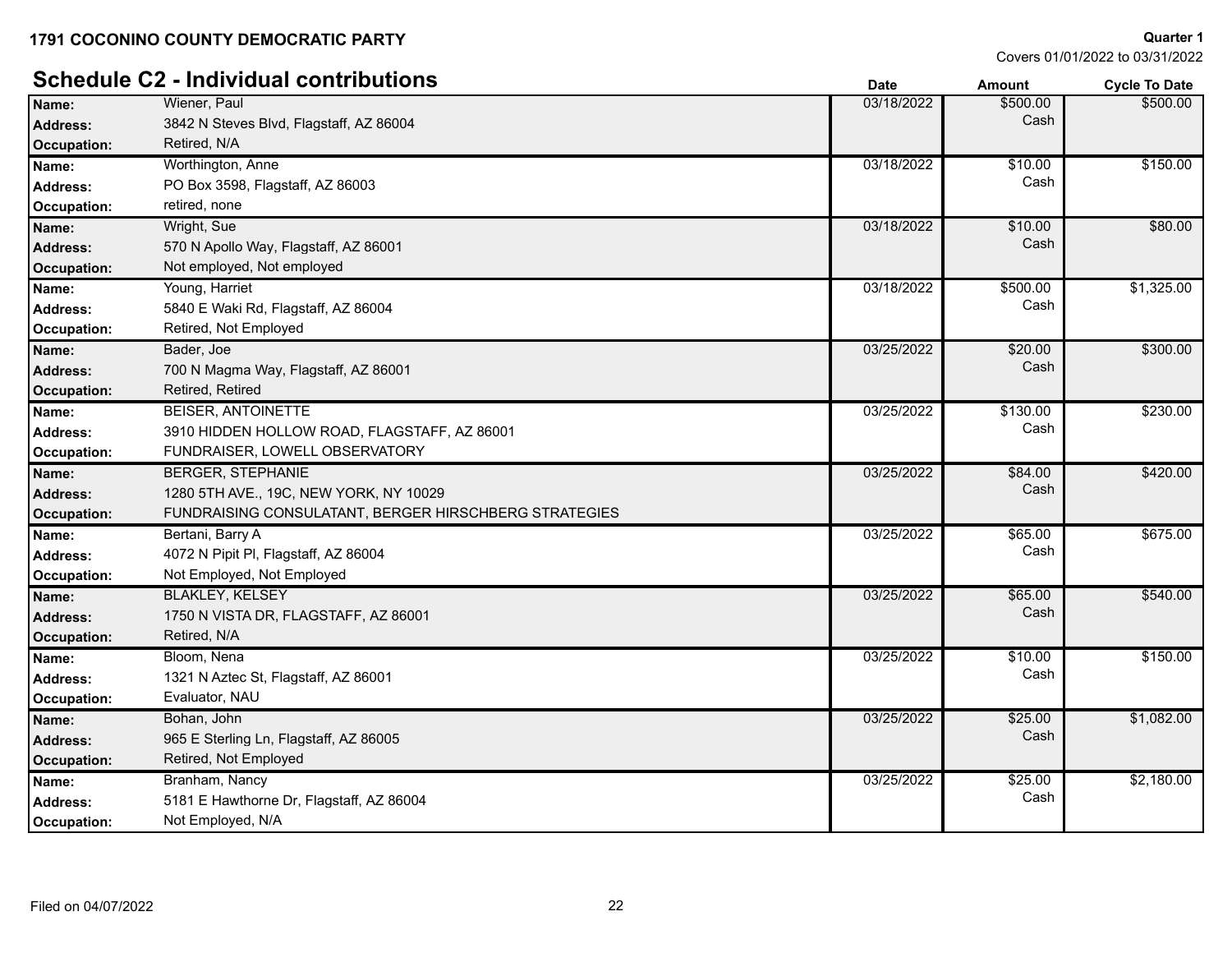**1791 COCONINO COUNTY DEMOCRATIC PARTY**

**Quarter 1**
Covers 01/01/2022 to 03/31/2022

## Schedule C2 - Individual contributions

| | | Date | Amount | Cycle To Date |
|---|---|---|---|---|
| **Name:** | Wiener, Paul | 03/18/2022 | $500.00 | $500.00 |
| **Address:** | 3842 N Steves Blvd, Flagstaff, AZ 86004 | | Cash | |
| **Occupation:** | Retired, N/A | | | |
| **Name:** | Worthington, Anne | 03/18/2022 | $10.00 | $150.00 |
| **Address:** | PO Box 3598, Flagstaff, AZ 86003 | | Cash | |
| **Occupation:** | retired, none | | | |
| **Name:** | Wright, Sue | 03/18/2022 | $10.00 | $80.00 |
| **Address:** | 570 N Apollo Way, Flagstaff, AZ 86001 | | Cash | |
| **Occupation:** | Not employed, Not employed | | | |
| **Name:** | Young, Harriet | 03/18/2022 | $500.00 | $1,325.00 |
| **Address:** | 5840 E Waki Rd, Flagstaff, AZ 86004 | | Cash | |
| **Occupation:** | Retired, Not Employed | | | |
| **Name:** | Bader, Joe | 03/25/2022 | $20.00 | $300.00 |
| **Address:** | 700 N Magma Way, Flagstaff, AZ 86001 | | Cash | |
| **Occupation:** | Retired, Retired | | | |
| **Name:** | BEISER, ANTOINETTE | 03/25/2022 | $130.00 | $230.00 |
| **Address:** | 3910 HIDDEN HOLLOW ROAD, FLAGSTAFF, AZ 86001 | | Cash | |
| **Occupation:** | FUNDRAISER, LOWELL OBSERVATORY | | | |
| **Name:** | BERGER, STEPHANIE | 03/25/2022 | $84.00 | $420.00 |
| **Address:** | 1280 5TH AVE., 19C, NEW YORK, NY 10029 | | Cash | |
| **Occupation:** | FUNDRAISING CONSULATANT, BERGER HIRSCHBERG STRATEGIES | | | |
| **Name:** | Bertani, Barry A | 03/25/2022 | $65.00 | $675.00 |
| **Address:** | 4072 N Pipit Pl, Flagstaff, AZ 86004 | | Cash | |
| **Occupation:** | Not Employed, Not Employed | | | |
| **Name:** | BLAKLEY, KELSEY | 03/25/2022 | $65.00 | $540.00 |
| **Address:** | 1750 N VISTA DR, FLAGSTAFF, AZ 86001 | | Cash | |
| **Occupation:** | Retired, N/A | | | |
| **Name:** | Bloom, Nena | 03/25/2022 | $10.00 | $150.00 |
| **Address:** | 1321 N Aztec St, Flagstaff, AZ 86001 | | Cash | |
| **Occupation:** | Evaluator, NAU | | | |
| **Name:** | Bohan, John | 03/25/2022 | $25.00 | $1,082.00 |
| **Address:** | 965 E Sterling Ln, Flagstaff, AZ 86005 | | Cash | |
| **Occupation:** | Retired, Not Employed | | | |
| **Name:** | Branham, Nancy | 03/25/2022 | $25.00 | $2,180.00 |
| **Address:** | 5181 E Hawthorne Dr, Flagstaff, AZ 86004 | | Cash | |
| **Occupation:** | Not Employed, N/A | | | |

Filed on 04/07/2022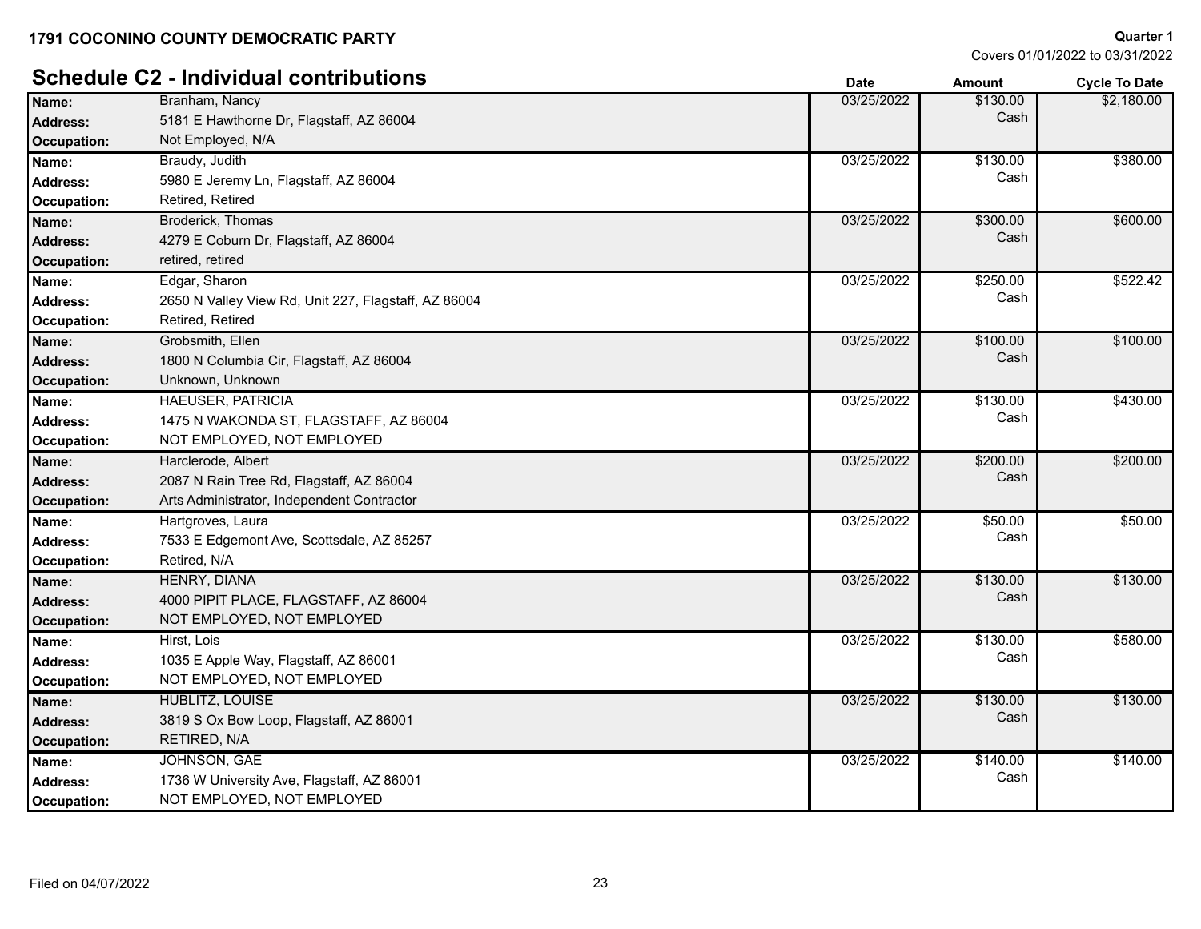**1791 COCONINO COUNTY DEMOCRATIC PARTY**

**Quarter 1**
Covers 01/01/2022 to 03/31/2022

## Schedule C2 - Individual contributions

| | | Date | Amount | Cycle To Date |
|---|---|---|---|---|
| **Name:** | Branham, Nancy | 03/25/2022 | $130.00 | $2,180.00 |
| **Address:** | 5181 E Hawthorne Dr, Flagstaff, AZ 86004 | | Cash | |
| **Occupation:** | Not Employed, N/A | | | |
| **Name:** | Braudy, Judith | 03/25/2022 | $130.00 | $380.00 |
| **Address:** | 5980 E Jeremy Ln, Flagstaff, AZ 86004 | | Cash | |
| **Occupation:** | Retired, Retired | | | |
| **Name:** | Broderick, Thomas | 03/25/2022 | $300.00 | $600.00 |
| **Address:** | 4279 E Coburn Dr, Flagstaff, AZ 86004 | | Cash | |
| **Occupation:** | retired, retired | | | |
| **Name:** | Edgar, Sharon | 03/25/2022 | $250.00 | $522.42 |
| **Address:** | 2650 N Valley View Rd, Unit 227, Flagstaff, AZ 86004 | | Cash | |
| **Occupation:** | Retired, Retired | | | |
| **Name:** | Grobsmith, Ellen | 03/25/2022 | $100.00 | $100.00 |
| **Address:** | 1800 N Columbia Cir, Flagstaff, AZ 86004 | | Cash | |
| **Occupation:** | Unknown, Unknown | | | |
| **Name:** | HAEUSER, PATRICIA | 03/25/2022 | $130.00 | $430.00 |
| **Address:** | 1475 N WAKONDA ST, FLAGSTAFF, AZ 86004 | | Cash | |
| **Occupation:** | NOT EMPLOYED, NOT EMPLOYED | | | |
| **Name:** | Harclerode, Albert | 03/25/2022 | $200.00 | $200.00 |
| **Address:** | 2087 N Rain Tree Rd, Flagstaff, AZ 86004 | | Cash | |
| **Occupation:** | Arts Administrator, Independent Contractor | | | |
| **Name:** | Hartgroves, Laura | 03/25/2022 | $50.00 | $50.00 |
| **Address:** | 7533 E Edgemont Ave, Scottsdale, AZ 85257 | | Cash | |
| **Occupation:** | Retired, N/A | | | |
| **Name:** | HENRY, DIANA | 03/25/2022 | $130.00 | $130.00 |
| **Address:** | 4000 PIPIT PLACE, FLAGSTAFF, AZ 86004 | | Cash | |
| **Occupation:** | NOT EMPLOYED, NOT EMPLOYED | | | |
| **Name:** | Hirst, Lois | 03/25/2022 | $130.00 | $580.00 |
| **Address:** | 1035 E Apple Way, Flagstaff, AZ 86001 | | Cash | |
| **Occupation:** | NOT EMPLOYED, NOT EMPLOYED | | | |
| **Name:** | HUBLITZ, LOUISE | 03/25/2022 | $130.00 | $130.00 |
| **Address:** | 3819 S Ox Bow Loop, Flagstaff, AZ 86001 | | Cash | |
| **Occupation:** | RETIRED, N/A | | | |
| **Name:** | JOHNSON, GAE | 03/25/2022 | $140.00 | $140.00 |
| **Address:** | 1736 W University Ave, Flagstaff, AZ 86001 | | Cash | |
| **Occupation:** | NOT EMPLOYED, NOT EMPLOYED | | | |

Filed on 04/07/2022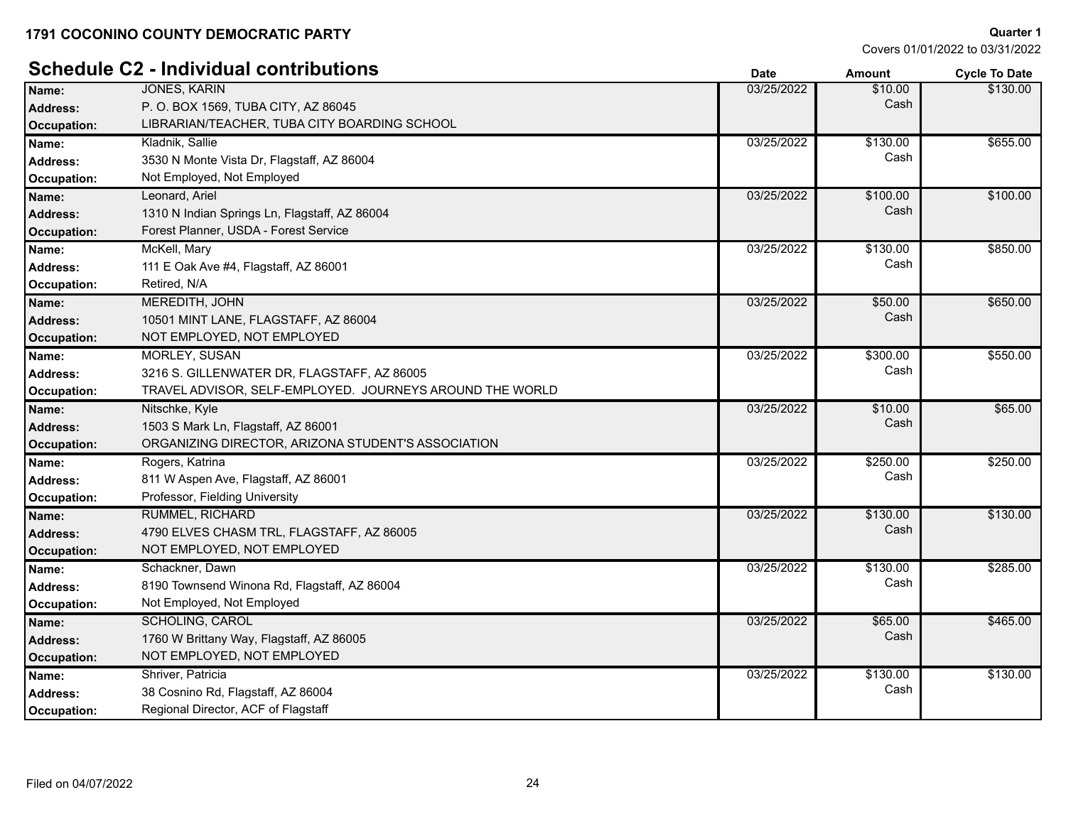**1791 COCONINO COUNTY DEMOCRATIC PARTY**

**Quarter 1**
Covers 01/01/2022 to 03/31/2022

## Schedule C2 - Individual contributions

| | | Date | Amount | Cycle To Date |
|---|---|---|---|---|
| **Name:** | JONES, KARIN | 03/25/2022 | $10.00 Cash | $130.00 |
| **Address:** | P. O. BOX 1569, TUBA CITY, AZ 86045 | | | |
| **Occupation:** | LIBRARIAN/TEACHER, TUBA CITY BOARDING SCHOOL | | | |
| **Name:** | Kladnik, Sallie | 03/25/2022 | $130.00 Cash | $655.00 |
| **Address:** | 3530 N Monte Vista Dr, Flagstaff, AZ 86004 | | | |
| **Occupation:** | Not Employed, Not Employed | | | |
| **Name:** | Leonard, Ariel | 03/25/2022 | $100.00 Cash | $100.00 |
| **Address:** | 1310 N Indian Springs Ln, Flagstaff, AZ 86004 | | | |
| **Occupation:** | Forest Planner, USDA - Forest Service | | | |
| **Name:** | McKell, Mary | 03/25/2022 | $130.00 Cash | $850.00 |
| **Address:** | 111 E Oak Ave #4, Flagstaff, AZ 86001 | | | |
| **Occupation:** | Retired, N/A | | | |
| **Name:** | MEREDITH, JOHN | 03/25/2022 | $50.00 Cash | $650.00 |
| **Address:** | 10501 MINT LANE, FLAGSTAFF, AZ 86004 | | | |
| **Occupation:** | NOT EMPLOYED, NOT EMPLOYED | | | |
| **Name:** | MORLEY, SUSAN | 03/25/2022 | $300.00 Cash | $550.00 |
| **Address:** | 3216 S. GILLENWATER DR, FLAGSTAFF, AZ 86005 | | | |
| **Occupation:** | TRAVEL ADVISOR, SELF-EMPLOYED. JOURNEYS AROUND THE WORLD | | | |
| **Name:** | Nitschke, Kyle | 03/25/2022 | $10.00 Cash | $65.00 |
| **Address:** | 1503 S Mark Ln, Flagstaff, AZ 86001 | | | |
| **Occupation:** | ORGANIZING DIRECTOR, ARIZONA STUDENT'S ASSOCIATION | | | |
| **Name:** | Rogers, Katrina | 03/25/2022 | $250.00 Cash | $250.00 |
| **Address:** | 811 W Aspen Ave, Flagstaff, AZ 86001 | | | |
| **Occupation:** | Professor, Fielding University | | | |
| **Name:** | RUMMEL, RICHARD | 03/25/2022 | $130.00 Cash | $130.00 |
| **Address:** | 4790 ELVES CHASM TRL, FLAGSTAFF, AZ 86005 | | | |
| **Occupation:** | NOT EMPLOYED, NOT EMPLOYED | | | |
| **Name:** | Schackner, Dawn | 03/25/2022 | $130.00 Cash | $285.00 |
| **Address:** | 8190 Townsend Winona Rd, Flagstaff, AZ 86004 | | | |
| **Occupation:** | Not Employed, Not Employed | | | |
| **Name:** | SCHOLING, CAROL | 03/25/2022 | $65.00 Cash | $465.00 |
| **Address:** | 1760 W Brittany Way, Flagstaff, AZ 86005 | | | |
| **Occupation:** | NOT EMPLOYED, NOT EMPLOYED | | | |
| **Name:** | Shriver, Patricia | 03/25/2022 | $130.00 Cash | $130.00 |
| **Address:** | 38 Cosnino Rd, Flagstaff, AZ 86004 | | | |
| **Occupation:** | Regional Director, ACF of Flagstaff | | | |

Filed on 04/07/2022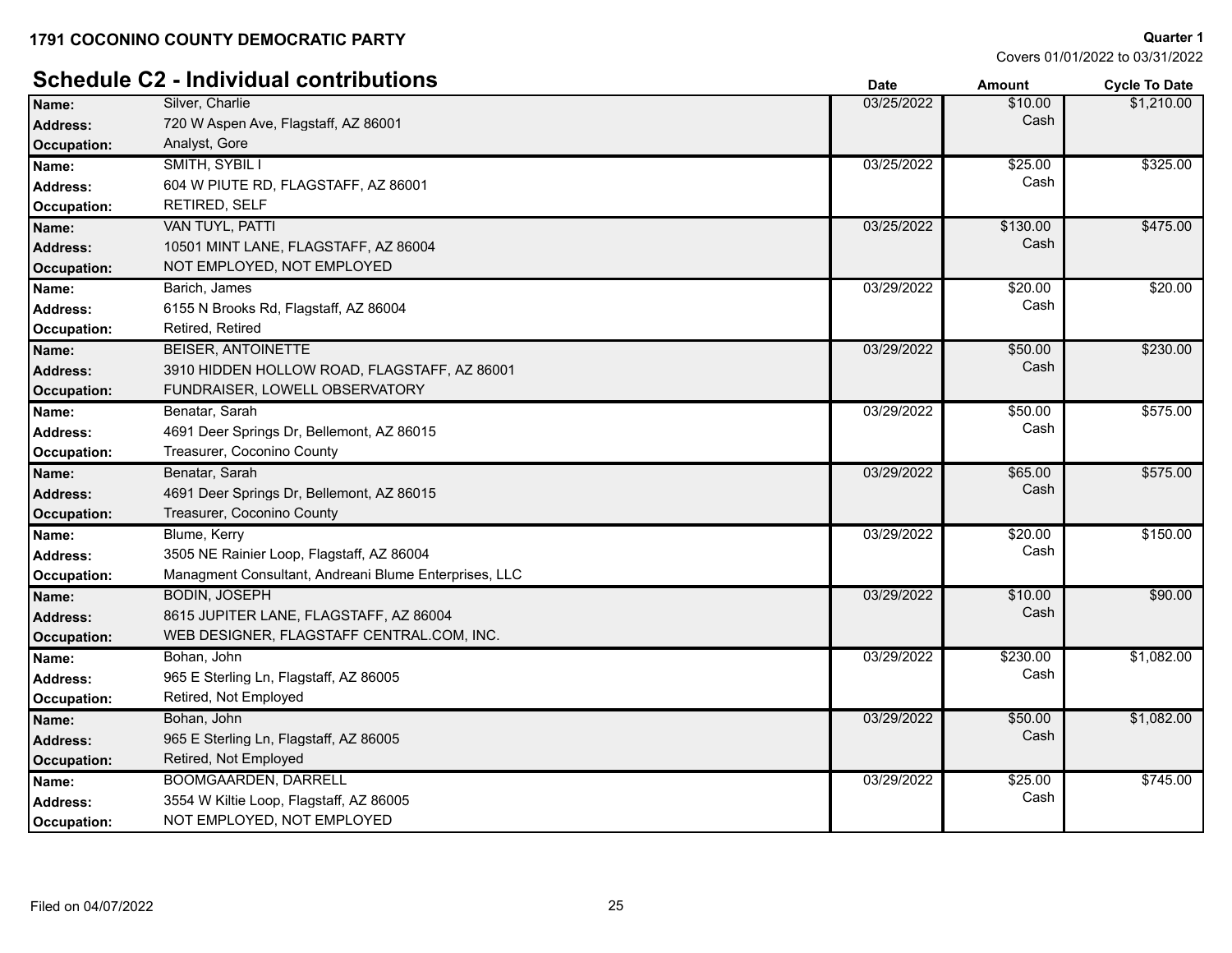**1791 COCONINO COUNTY DEMOCRATIC PARTY**

**Quarter 1**
Covers 01/01/2022 to 03/31/2022

## Schedule C2 - Individual contributions

| | | Date | Amount | Cycle To Date |
|---|---|---|---|---|
| **Name:** | Silver, Charlie | 03/25/2022 | $10.00 | $1,210.00 |
| **Address:** | 720 W Aspen Ave, Flagstaff, AZ 86001 | | Cash | |
| **Occupation:** | Analyst, Gore | | | |
| **Name:** | SMITH, SYBIL I | 03/25/2022 | $25.00 | $325.00 |
| **Address:** | 604 W PIUTE RD, FLAGSTAFF, AZ 86001 | | Cash | |
| **Occupation:** | RETIRED, SELF | | | |
| **Name:** | VAN TUYL, PATTI | 03/25/2022 | $130.00 | $475.00 |
| **Address:** | 10501 MINT LANE, FLAGSTAFF, AZ 86004 | | Cash | |
| **Occupation:** | NOT EMPLOYED, NOT EMPLOYED | | | |
| **Name:** | Barich, James | 03/29/2022 | $20.00 | $20.00 |
| **Address:** | 6155 N Brooks Rd, Flagstaff, AZ 86004 | | Cash | |
| **Occupation:** | Retired, Retired | | | |
| **Name:** | BEISER, ANTOINETTE | 03/29/2022 | $50.00 | $230.00 |
| **Address:** | 3910 HIDDEN HOLLOW ROAD, FLAGSTAFF, AZ 86001 | | Cash | |
| **Occupation:** | FUNDRAISER, LOWELL OBSERVATORY | | | |
| **Name:** | Benatar, Sarah | 03/29/2022 | $50.00 | $575.00 |
| **Address:** | 4691 Deer Springs Dr, Bellemont, AZ 86015 | | Cash | |
| **Occupation:** | Treasurer, Coconino County | | | |
| **Name:** | Benatar, Sarah | 03/29/2022 | $65.00 | $575.00 |
| **Address:** | 4691 Deer Springs Dr, Bellemont, AZ 86015 | | Cash | |
| **Occupation:** | Treasurer, Coconino County | | | |
| **Name:** | Blume, Kerry | 03/29/2022 | $20.00 | $150.00 |
| **Address:** | 3505 NE Rainier Loop, Flagstaff, AZ 86004 | | Cash | |
| **Occupation:** | Managment Consultant, Andreani Blume Enterprises, LLC | | | |
| **Name:** | BODIN, JOSEPH | 03/29/2022 | $10.00 | $90.00 |
| **Address:** | 8615 JUPITER LANE, FLAGSTAFF, AZ 86004 | | Cash | |
| **Occupation:** | WEB DESIGNER, FLAGSTAFF CENTRAL.COM, INC. | | | |
| **Name:** | Bohan, John | 03/29/2022 | $230.00 | $1,082.00 |
| **Address:** | 965 E Sterling Ln, Flagstaff, AZ 86005 | | Cash | |
| **Occupation:** | Retired, Not Employed | | | |
| **Name:** | Bohan, John | 03/29/2022 | $50.00 | $1,082.00 |
| **Address:** | 965 E Sterling Ln, Flagstaff, AZ 86005 | | Cash | |
| **Occupation:** | Retired, Not Employed | | | |
| **Name:** | BOOMGAARDEN, DARRELL | 03/29/2022 | $25.00 | $745.00 |
| **Address:** | 3554 W Kiltie Loop, Flagstaff, AZ 86005 | | Cash | |
| **Occupation:** | NOT EMPLOYED, NOT EMPLOYED | | | |

Filed on 04/07/2022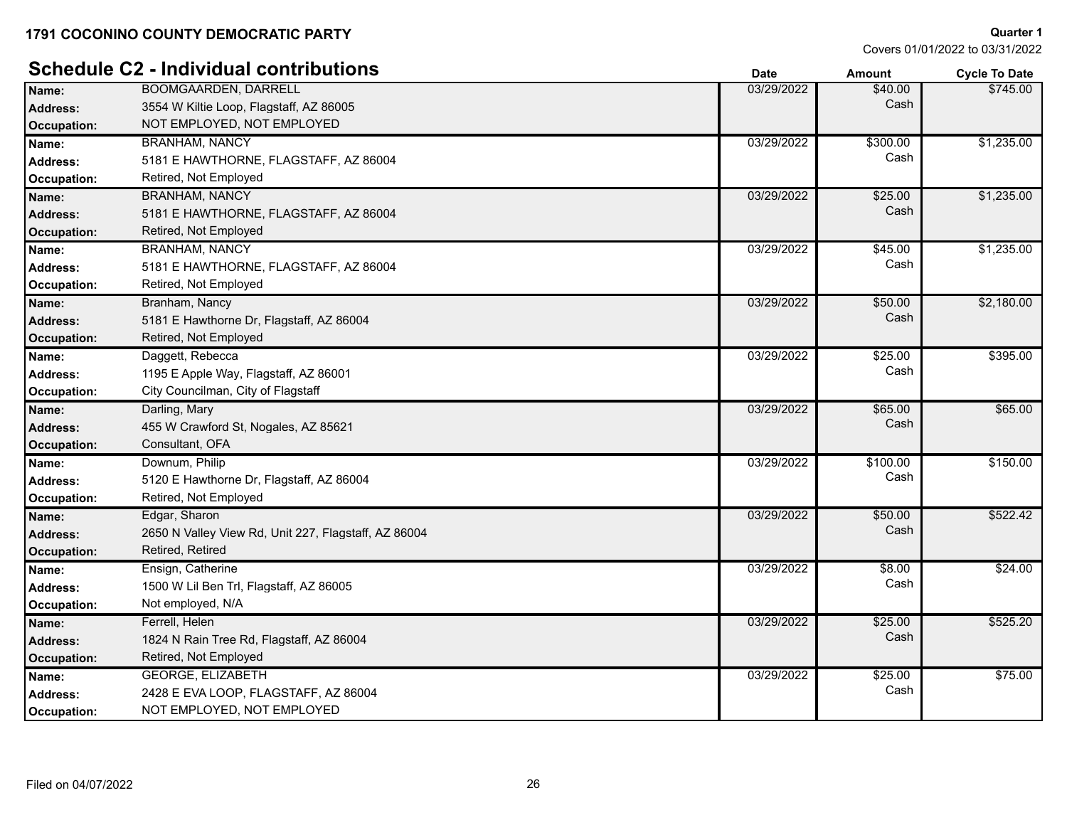**1791 COCONINO COUNTY DEMOCRATIC PARTY**

**Quarter 1**
Covers 01/01/2022 to 03/31/2022

## Schedule C2 - Individual contributions

| | | Date | Amount | Cycle To Date |
|---|---|---|---|---|
| **Name:** | BOOMGAARDEN, DARRELL | 03/29/2022 | $40.00 | $745.00 |
| **Address:** | 3554 W Kiltie Loop, Flagstaff, AZ 86005 | | Cash | |
| **Occupation:** | NOT EMPLOYED, NOT EMPLOYED | | | |
| **Name:** | BRANHAM, NANCY | 03/29/2022 | $300.00 | $1,235.00 |
| **Address:** | 5181 E HAWTHORNE, FLAGSTAFF, AZ 86004 | | Cash | |
| **Occupation:** | Retired, Not Employed | | | |
| **Name:** | BRANHAM, NANCY | 03/29/2022 | $25.00 | $1,235.00 |
| **Address:** | 5181 E HAWTHORNE, FLAGSTAFF, AZ 86004 | | Cash | |
| **Occupation:** | Retired, Not Employed | | | |
| **Name:** | BRANHAM, NANCY | 03/29/2022 | $45.00 | $1,235.00 |
| **Address:** | 5181 E HAWTHORNE, FLAGSTAFF, AZ 86004 | | Cash | |
| **Occupation:** | Retired, Not Employed | | | |
| **Name:** | Branham, Nancy | 03/29/2022 | $50.00 | $2,180.00 |
| **Address:** | 5181 E Hawthorne Dr, Flagstaff, AZ 86004 | | Cash | |
| **Occupation:** | Retired, Not Employed | | | |
| **Name:** | Daggett, Rebecca | 03/29/2022 | $25.00 | $395.00 |
| **Address:** | 1195 E Apple Way, Flagstaff, AZ 86001 | | Cash | |
| **Occupation:** | City Councilman, City of Flagstaff | | | |
| **Name:** | Darling, Mary | 03/29/2022 | $65.00 | $65.00 |
| **Address:** | 455 W Crawford St, Nogales, AZ 85621 | | Cash | |
| **Occupation:** | Consultant, OFA | | | |
| **Name:** | Downum, Philip | 03/29/2022 | $100.00 | $150.00 |
| **Address:** | 5120 E Hawthorne Dr, Flagstaff, AZ 86004 | | Cash | |
| **Occupation:** | Retired, Not Employed | | | |
| **Name:** | Edgar, Sharon | 03/29/2022 | $50.00 | $522.42 |
| **Address:** | 2650 N Valley View Rd, Unit 227, Flagstaff, AZ 86004 | | Cash | |
| **Occupation:** | Retired, Retired | | | |
| **Name:** | Ensign, Catherine | 03/29/2022 | $8.00 | $24.00 |
| **Address:** | 1500 W Lil Ben Trl, Flagstaff, AZ 86005 | | Cash | |
| **Occupation:** | Not employed, N/A | | | |
| **Name:** | Ferrell, Helen | 03/29/2022 | $25.00 | $525.20 |
| **Address:** | 1824 N Rain Tree Rd, Flagstaff, AZ 86004 | | Cash | |
| **Occupation:** | Retired, Not Employed | | | |
| **Name:** | GEORGE, ELIZABETH | 03/29/2022 | $25.00 | $75.00 |
| **Address:** | 2428 E EVA LOOP, FLAGSTAFF, AZ 86004 | | Cash | |
| **Occupation:** | NOT EMPLOYED, NOT EMPLOYED | | | |

Filed on 04/07/2022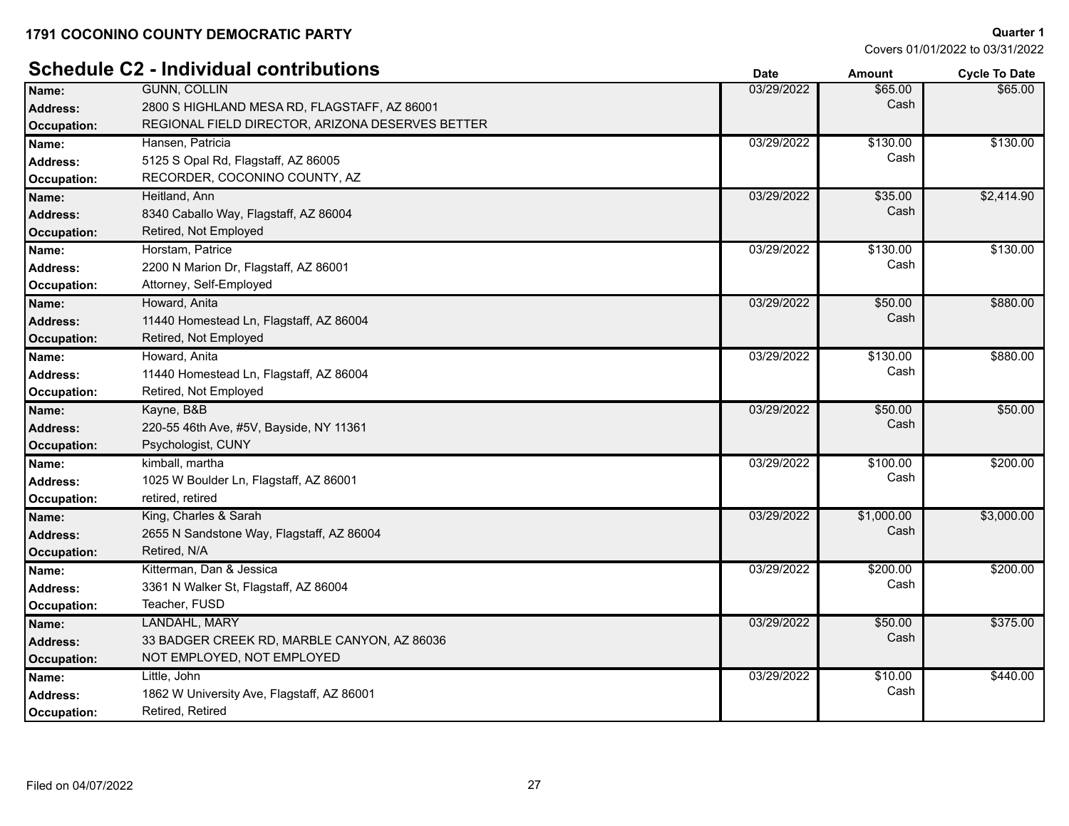**1791 COCONINO COUNTY DEMOCRATIC PARTY**

**Quarter 1**
Covers 01/01/2022 to 03/31/2022

## Schedule C2 - Individual contributions

| | | Date | Amount | Cycle To Date |
|---|---|---|---|---|
| **Name:** | GUNN, COLLIN | 03/29/2022 | $65.00 | $65.00 |
| **Address:** | 2800 S HIGHLAND MESA RD, FLAGSTAFF, AZ 86001 | | Cash | |
| **Occupation:** | REGIONAL FIELD DIRECTOR, ARIZONA DESERVES BETTER | | | |
| **Name:** | Hansen, Patricia | 03/29/2022 | $130.00 | $130.00 |
| **Address:** | 5125 S Opal Rd, Flagstaff, AZ 86005 | | Cash | |
| **Occupation:** | RECORDER, COCONINO COUNTY, AZ | | | |
| **Name:** | Heitland, Ann | 03/29/2022 | $35.00 | $2,414.90 |
| **Address:** | 8340 Caballo Way, Flagstaff, AZ 86004 | | Cash | |
| **Occupation:** | Retired, Not Employed | | | |
| **Name:** | Horstam, Patrice | 03/29/2022 | $130.00 | $130.00 |
| **Address:** | 2200 N Marion Dr, Flagstaff, AZ 86001 | | Cash | |
| **Occupation:** | Attorney, Self-Employed | | | |
| **Name:** | Howard, Anita | 03/29/2022 | $50.00 | $880.00 |
| **Address:** | 11440 Homestead Ln, Flagstaff, AZ 86004 | | Cash | |
| **Occupation:** | Retired, Not Employed | | | |
| **Name:** | Howard, Anita | 03/29/2022 | $130.00 | $880.00 |
| **Address:** | 11440 Homestead Ln, Flagstaff, AZ 86004 | | Cash | |
| **Occupation:** | Retired, Not Employed | | | |
| **Name:** | Kayne, B&B | 03/29/2022 | $50.00 | $50.00 |
| **Address:** | 220-55 46th Ave, #5V, Bayside, NY 11361 | | Cash | |
| **Occupation:** | Psychologist, CUNY | | | |
| **Name:** | kimball, martha | 03/29/2022 | $100.00 | $200.00 |
| **Address:** | 1025 W Boulder Ln, Flagstaff, AZ 86001 | | Cash | |
| **Occupation:** | retired, retired | | | |
| **Name:** | King, Charles & Sarah | 03/29/2022 | $1,000.00 | $3,000.00 |
| **Address:** | 2655 N Sandstone Way, Flagstaff, AZ 86004 | | Cash | |
| **Occupation:** | Retired, N/A | | | |
| **Name:** | Kitterman, Dan & Jessica | 03/29/2022 | $200.00 | $200.00 |
| **Address:** | 3361 N Walker St, Flagstaff, AZ 86004 | | Cash | |
| **Occupation:** | Teacher, FUSD | | | |
| **Name:** | LANDAHL, MARY | 03/29/2022 | $50.00 | $375.00 |
| **Address:** | 33 BADGER CREEK RD, MARBLE CANYON, AZ 86036 | | Cash | |
| **Occupation:** | NOT EMPLOYED, NOT EMPLOYED | | | |
| **Name:** | Little, John | 03/29/2022 | $10.00 | $440.00 |
| **Address:** | 1862 W University Ave, Flagstaff, AZ 86001 | | Cash | |
| **Occupation:** | Retired, Retired | | | |

Filed on 04/07/2022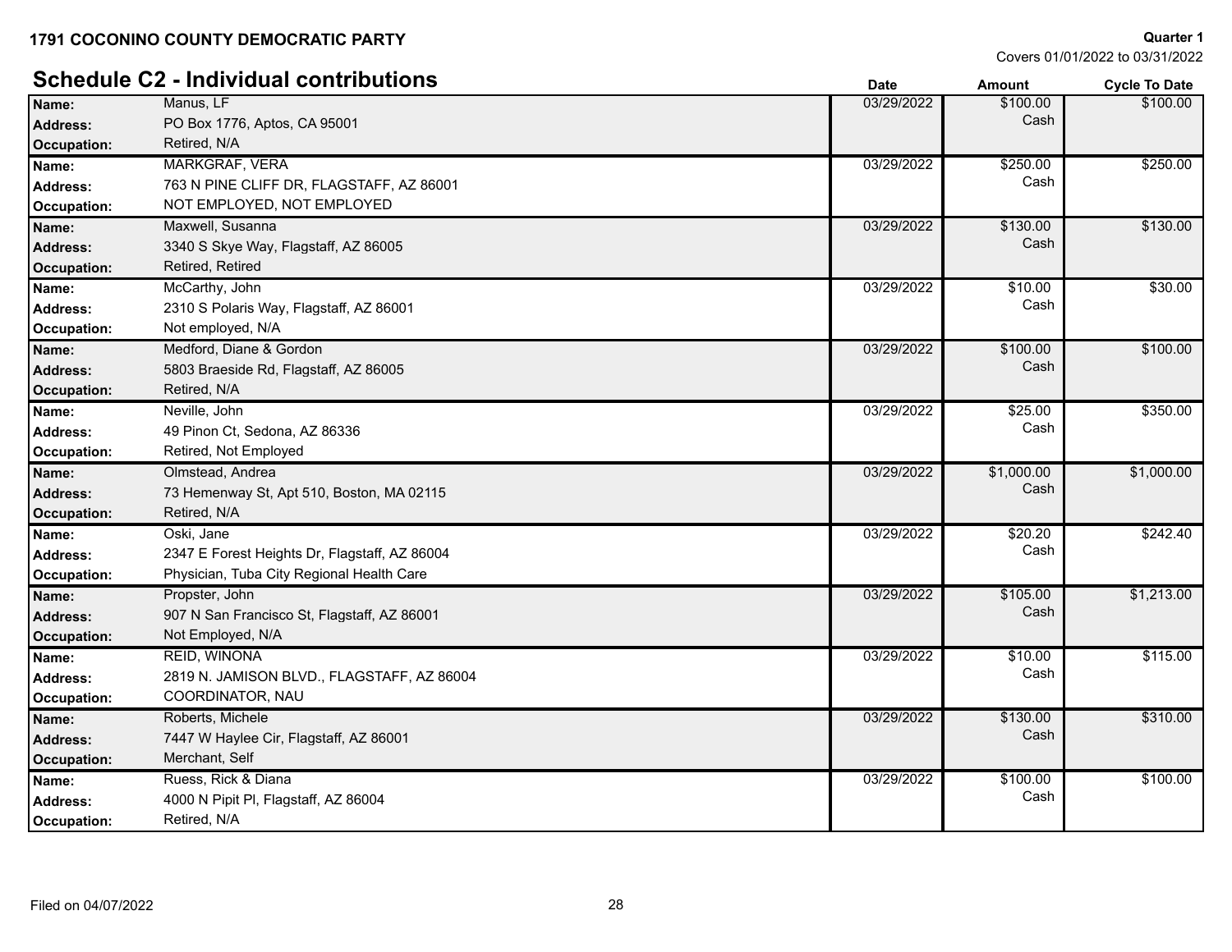**1791 COCONINO COUNTY DEMOCRATIC PARTY**

**Quarter 1**
Covers 01/01/2022 to 03/31/2022

## Schedule C2 - Individual contributions

| | | Date | Amount | Cycle To Date |
|---|---|---|---|---|
| **Name:** | Manus, LF | 03/29/2022 | $100.00 | $100.00 |
| **Address:** | PO Box 1776, Aptos, CA 95001 | | Cash | |
| **Occupation:** | Retired, N/A | | | |
| **Name:** | MARKGRAF, VERA | 03/29/2022 | $250.00 | $250.00 |
| **Address:** | 763 N PINE CLIFF DR, FLAGSTAFF, AZ 86001 | | Cash | |
| **Occupation:** | NOT EMPLOYED, NOT EMPLOYED | | | |
| **Name:** | Maxwell, Susanna | 03/29/2022 | $130.00 | $130.00 |
| **Address:** | 3340 S Skye Way, Flagstaff, AZ 86005 | | Cash | |
| **Occupation:** | Retired, Retired | | | |
| **Name:** | McCarthy, John | 03/29/2022 | $10.00 | $30.00 |
| **Address:** | 2310 S Polaris Way, Flagstaff, AZ 86001 | | Cash | |
| **Occupation:** | Not employed, N/A | | | |
| **Name:** | Medford, Diane & Gordon | 03/29/2022 | $100.00 | $100.00 |
| **Address:** | 5803 Braeside Rd, Flagstaff, AZ 86005 | | Cash | |
| **Occupation:** | Retired, N/A | | | |
| **Name:** | Neville, John | 03/29/2022 | $25.00 | $350.00 |
| **Address:** | 49 Pinon Ct, Sedona, AZ 86336 | | Cash | |
| **Occupation:** | Retired, Not Employed | | | |
| **Name:** | Olmstead, Andrea | 03/29/2022 | $1,000.00 | $1,000.00 |
| **Address:** | 73 Hemenway St, Apt 510, Boston, MA 02115 | | Cash | |
| **Occupation:** | Retired, N/A | | | |
| **Name:** | Oski, Jane | 03/29/2022 | $20.20 | $242.40 |
| **Address:** | 2347 E Forest Heights Dr, Flagstaff, AZ 86004 | | Cash | |
| **Occupation:** | Physician, Tuba City Regional Health Care | | | |
| **Name:** | Propster, John | 03/29/2022 | $105.00 | $1,213.00 |
| **Address:** | 907 N San Francisco St, Flagstaff, AZ 86001 | | Cash | |
| **Occupation:** | Not Employed, N/A | | | |
| **Name:** | REID, WINONA | 03/29/2022 | $10.00 | $115.00 |
| **Address:** | 2819 N. JAMISON BLVD., FLAGSTAFF, AZ 86004 | | Cash | |
| **Occupation:** | COORDINATOR, NAU | | | |
| **Name:** | Roberts, Michele | 03/29/2022 | $130.00 | $310.00 |
| **Address:** | 7447 W Haylee Cir, Flagstaff, AZ 86001 | | Cash | |
| **Occupation:** | Merchant, Self | | | |
| **Name:** | Ruess, Rick & Diana | 03/29/2022 | $100.00 | $100.00 |
| **Address:** | 4000 N Pipit Pl, Flagstaff, AZ 86004 | | Cash | |
| **Occupation:** | Retired, N/A | | | |

Filed on 04/07/2022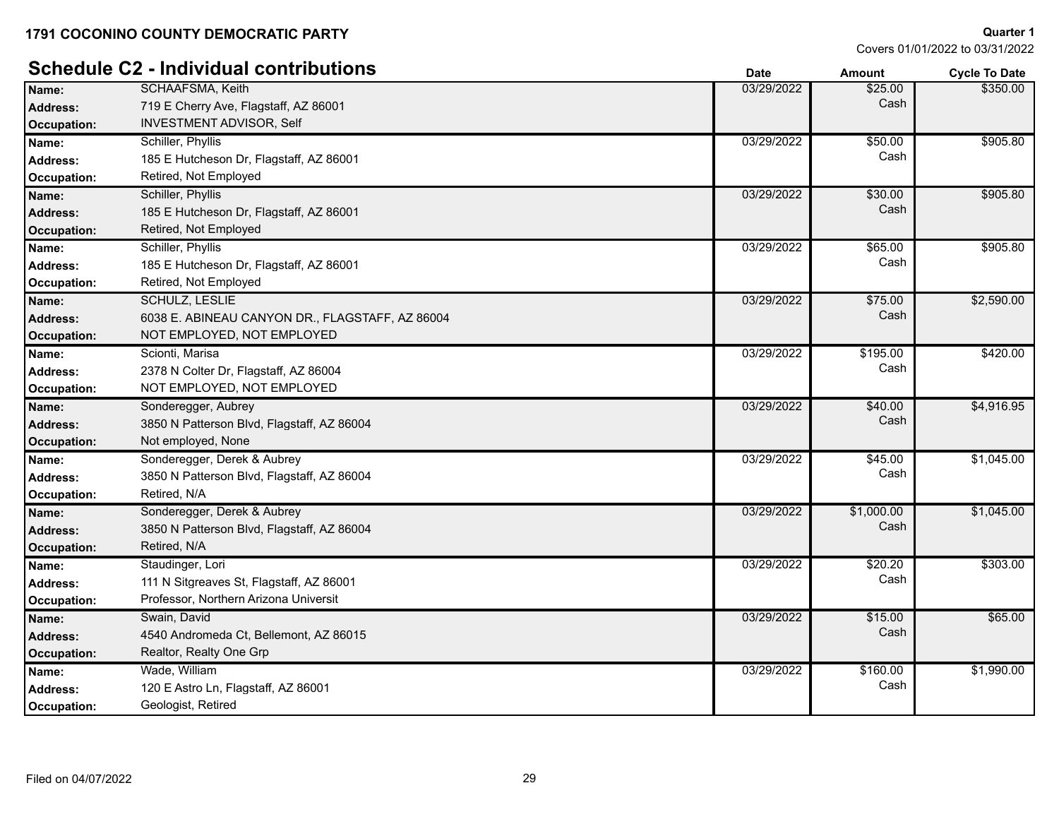**1791 COCONINO COUNTY DEMOCRATIC PARTY**

**Quarter 1**
Covers 01/01/2022 to 03/31/2022

## Schedule C2 - Individual contributions

| | | Date | Amount | Cycle To Date |
|---|---|---|---|---|
| **Name:** | SCHAAFSMA, Keith | 03/29/2022 | $25.00 Cash | $350.00 |
| **Address:** | 719 E Cherry Ave, Flagstaff, AZ 86001 | | | |
| **Occupation:** | INVESTMENT ADVISOR, Self | | | |
| **Name:** | Schiller, Phyllis | 03/29/2022 | $50.00 Cash | $905.80 |
| **Address:** | 185 E Hutcheson Dr, Flagstaff, AZ 86001 | | | |
| **Occupation:** | Retired, Not Employed | | | |
| **Name:** | Schiller, Phyllis | 03/29/2022 | $30.00 Cash | $905.80 |
| **Address:** | 185 E Hutcheson Dr, Flagstaff, AZ 86001 | | | |
| **Occupation:** | Retired, Not Employed | | | |
| **Name:** | Schiller, Phyllis | 03/29/2022 | $65.00 Cash | $905.80 |
| **Address:** | 185 E Hutcheson Dr, Flagstaff, AZ 86001 | | | |
| **Occupation:** | Retired, Not Employed | | | |
| **Name:** | SCHULZ, LESLIE | 03/29/2022 | $75.00 Cash | $2,590.00 |
| **Address:** | 6038 E. ABINEAU CANYON DR., FLAGSTAFF, AZ 86004 | | | |
| **Occupation:** | NOT EMPLOYED, NOT EMPLOYED | | | |
| **Name:** | Scionti, Marisa | 03/29/2022 | $195.00 Cash | $420.00 |
| **Address:** | 2378 N Colter Dr, Flagstaff, AZ 86004 | | | |
| **Occupation:** | NOT EMPLOYED, NOT EMPLOYED | | | |
| **Name:** | Sonderegger, Aubrey | 03/29/2022 | $40.00 Cash | $4,916.95 |
| **Address:** | 3850 N Patterson Blvd, Flagstaff, AZ 86004 | | | |
| **Occupation:** | Not employed, None | | | |
| **Name:** | Sonderegger, Derek & Aubrey | 03/29/2022 | $45.00 Cash | $1,045.00 |
| **Address:** | 3850 N Patterson Blvd, Flagstaff, AZ 86004 | | | |
| **Occupation:** | Retired, N/A | | | |
| **Name:** | Sonderegger, Derek & Aubrey | 03/29/2022 | $1,000.00 Cash | $1,045.00 |
| **Address:** | 3850 N Patterson Blvd, Flagstaff, AZ 86004 | | | |
| **Occupation:** | Retired, N/A | | | |
| **Name:** | Staudinger, Lori | 03/29/2022 | $20.20 Cash | $303.00 |
| **Address:** | 111 N Sitgreaves St, Flagstaff, AZ 86001 | | | |
| **Occupation:** | Professor, Northern Arizona Universit | | | |
| **Name:** | Swain, David | 03/29/2022 | $15.00 Cash | $65.00 |
| **Address:** | 4540 Andromeda Ct, Bellemont, AZ 86015 | | | |
| **Occupation:** | Realtor, Realty One Grp | | | |
| **Name:** | Wade, William | 03/29/2022 | $160.00 Cash | $1,990.00 |
| **Address:** | 120 E Astro Ln, Flagstaff, AZ 86001 | | | |
| **Occupation:** | Geologist, Retired | | | |

Filed on 04/07/2022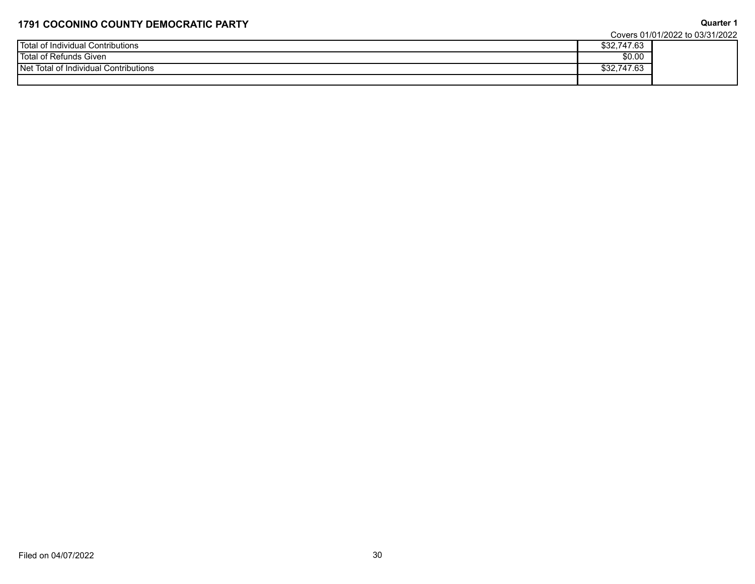**1791 COCONINO COUNTY DEMOCRATIC PARTY**

**Quarter 1**

Covers 01/01/2022 to 03/31/2022

| | | |
|---|---|---|
| Total of Individual Contributions | $32,747.63 | |
| Total of Refunds Given | $0.00 | |
| Net Total of Individual Contributions | $32,747.63 | |
| | | |

Filed on 04/07/2022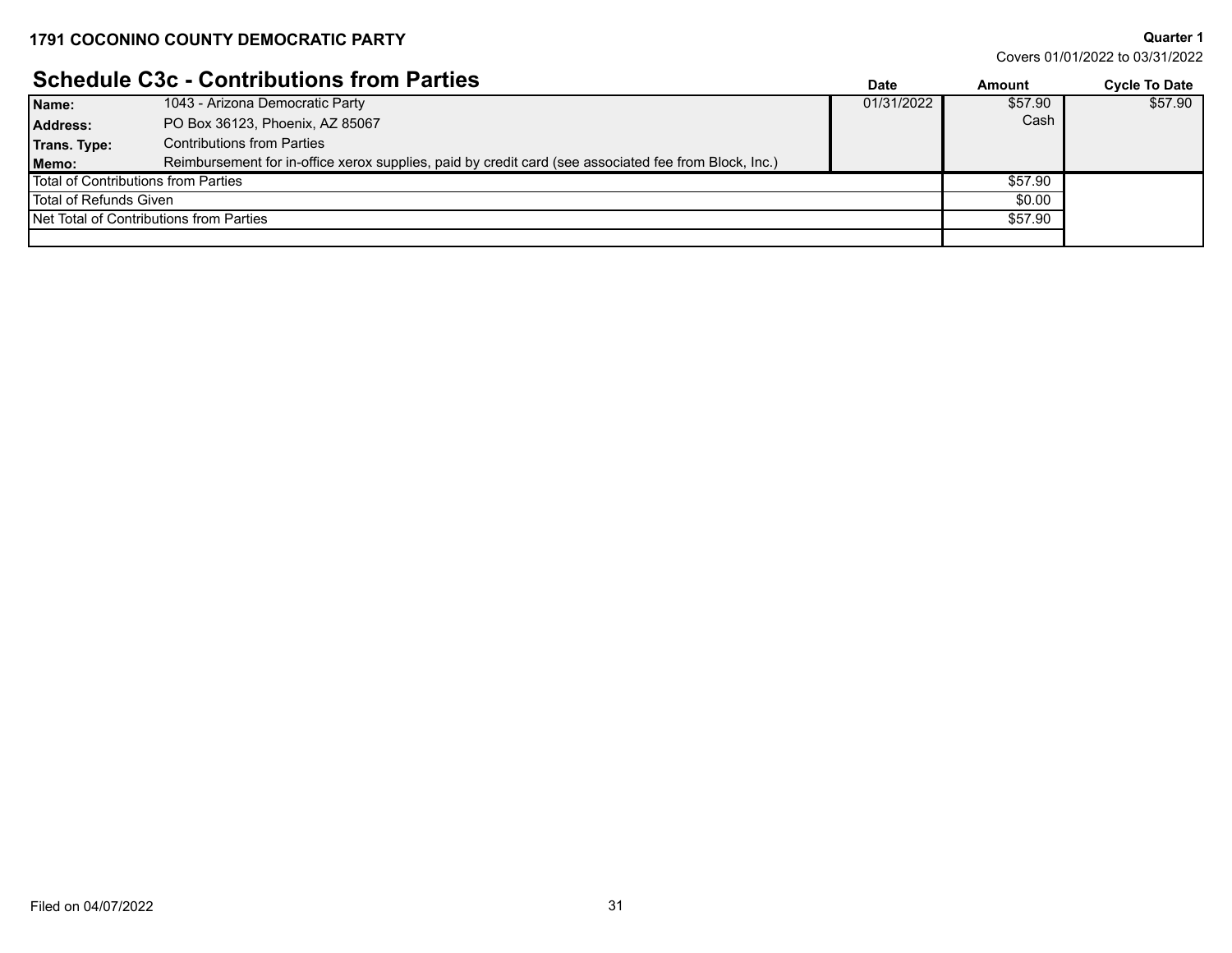**1791 COCONINO COUNTY DEMOCRATIC PARTY**

**Quarter 1**
Covers 01/01/2022 to 03/31/2022

## Schedule C3c - Contributions from Parties

| | | Date | Amount | Cycle To Date |
|---|---|---|---|---|
| **Name:** | 1043 - Arizona Democratic Party | 01/31/2022 | $57.90 | $57.90 |
| **Address:** | PO Box 36123, Phoenix, AZ 85067 | | Cash | |
| **Trans. Type:** | Contributions from Parties | | | |
| **Memo:** | Reimbursement for in-office xerox supplies, paid by credit card (see associated fee from Block, Inc.) | | | |
| Total of Contributions from Parties | | | $57.90 | |
| Total of Refunds Given | | | $0.00 | |
| Net Total of Contributions from Parties | | | $57.90 | |

Filed on 04/07/2022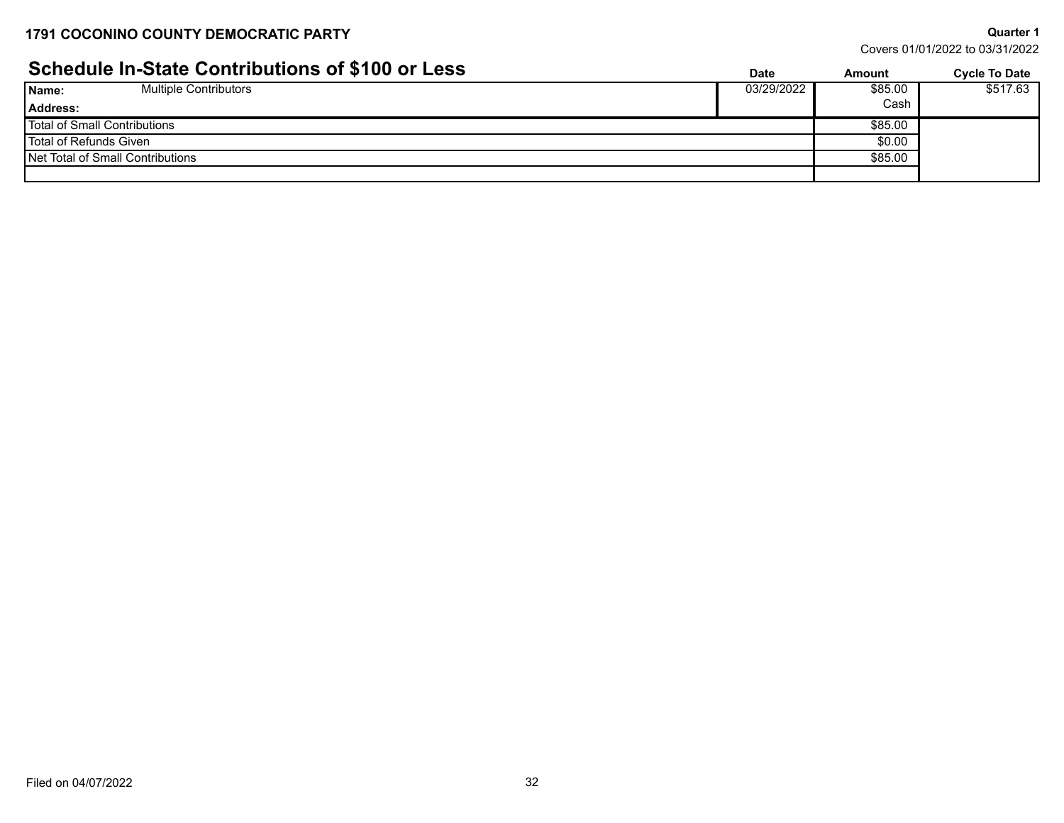**1791 COCONINO COUNTY DEMOCRATIC PARTY**

**Quarter 1**
Covers 01/01/2022 to 03/31/2022

## Schedule In-State Contributions of $100 or Less

| | Date | Amount | Cycle To Date |
|---|---|---|---|
| **Name:** Multiple Contributors<br>**Address:** | 03/29/2022 | $85.00<br>Cash | $517.63 |
| Total of Small Contributions | | $85.00 | |
| Total of Refunds Given | | $0.00 | |
| Net Total of Small Contributions | | $85.00 | |

Filed on 04/07/2022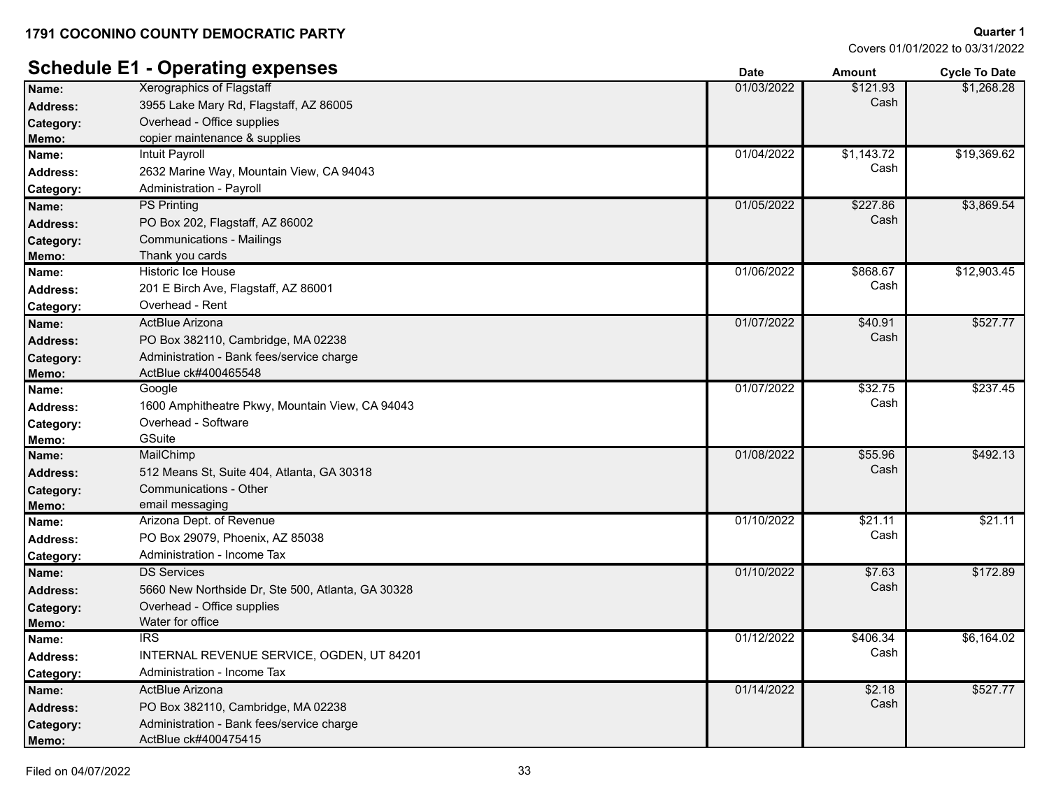**1791 COCONINO COUNTY DEMOCRATIC PARTY**

**Quarter 1**
Covers 01/01/2022 to 03/31/2022

## Schedule E1 - Operating expenses

| Field | Details | Date | Amount | Cycle To Date |
|---|---|---|---|---|
| **Name:** | Xerographics of Flagstaff | 01/03/2022 | $121.93 Cash | $1,268.28 |
| **Address:** | 3955 Lake Mary Rd, Flagstaff, AZ 86005 | | | |
| **Category:** | Overhead - Office supplies | | | |
| **Memo:** | copier maintenance & supplies | | | |
| **Name:** | Intuit Payroll | 01/04/2022 | $1,143.72 Cash | $19,369.62 |
| **Address:** | 2632 Marine Way, Mountain View, CA 94043 | | | |
| **Category:** | Administration - Payroll | | | |
| **Name:** | PS Printing | 01/05/2022 | $227.86 Cash | $3,869.54 |
| **Address:** | PO Box 202, Flagstaff, AZ 86002 | | | |
| **Category:** | Communications - Mailings | | | |
| **Memo:** | Thank you cards | | | |
| **Name:** | Historic Ice House | 01/06/2022 | $868.67 Cash | $12,903.45 |
| **Address:** | 201 E Birch Ave, Flagstaff, AZ 86001 | | | |
| **Category:** | Overhead - Rent | | | |
| **Name:** | ActBlue Arizona | 01/07/2022 | $40.91 Cash | $527.77 |
| **Address:** | PO Box 382110, Cambridge, MA 02238 | | | |
| **Category:** | Administration - Bank fees/service charge | | | |
| **Memo:** | ActBlue ck#400465548 | | | |
| **Name:** | Google | 01/07/2022 | $32.75 Cash | $237.45 |
| **Address:** | 1600 Amphitheatre Pkwy, Mountain View, CA 94043 | | | |
| **Category:** | Overhead - Software | | | |
| **Memo:** | GSuite | | | |
| **Name:** | MailChimp | 01/08/2022 | $55.96 Cash | $492.13 |
| **Address:** | 512 Means St, Suite 404, Atlanta, GA 30318 | | | |
| **Category:** | Communications - Other | | | |
| **Memo:** | email messaging | | | |
| **Name:** | Arizona Dept. of Revenue | 01/10/2022 | $21.11 Cash | $21.11 |
| **Address:** | PO Box 29079, Phoenix, AZ 85038 | | | |
| **Category:** | Administration - Income Tax | | | |
| **Name:** | DS Services | 01/10/2022 | $7.63 Cash | $172.89 |
| **Address:** | 5660 New Northside Dr, Ste 500, Atlanta, GA 30328 | | | |
| **Category:** | Overhead - Office supplies | | | |
| **Memo:** | Water for office | | | |
| **Name:** | IRS | 01/12/2022 | $406.34 Cash | $6,164.02 |
| **Address:** | INTERNAL REVENUE SERVICE, OGDEN, UT 84201 | | | |
| **Category:** | Administration - Income Tax | | | |
| **Name:** | ActBlue Arizona | 01/14/2022 | $2.18 Cash | $527.77 |
| **Address:** | PO Box 382110, Cambridge, MA 02238 | | | |
| **Category:** | Administration - Bank fees/service charge | | | |
| **Memo:** | ActBlue ck#400475415 | | | |

Filed on 04/07/2022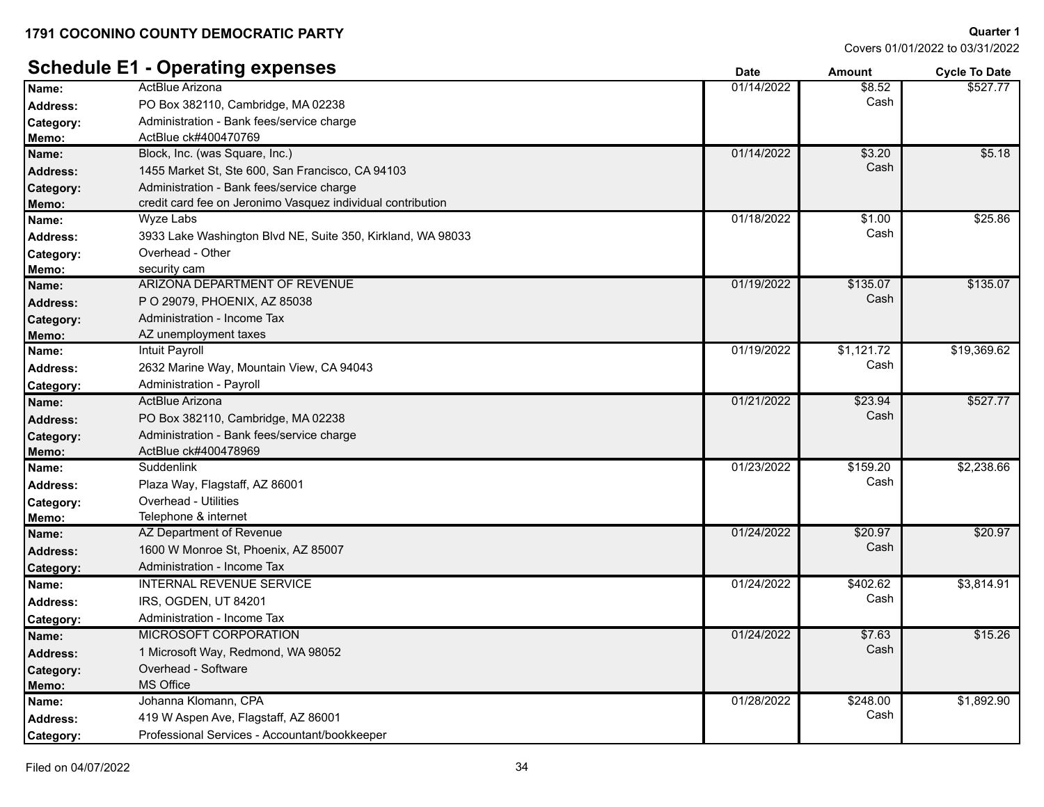**1791 COCONINO COUNTY DEMOCRATIC PARTY**

**Quarter 1**
Covers 01/01/2022 to 03/31/2022

## Schedule E1 - Operating expenses

| | | Date | Amount | Cycle To Date |
|---|---|---|---|---|
| **Name:** | ActBlue Arizona | 01/14/2022 | $8.52 | $527.77 |
| **Address:** | PO Box 382110, Cambridge, MA 02238 | | Cash | |
| **Category:** | Administration - Bank fees/service charge | | | |
| **Memo:** | ActBlue ck#400470769 | | | |
| **Name:** | Block, Inc. (was Square, Inc.) | 01/14/2022 | $3.20 | $5.18 |
| **Address:** | 1455 Market St, Ste 600, San Francisco, CA 94103 | | Cash | |
| **Category:** | Administration - Bank fees/service charge | | | |
| **Memo:** | credit card fee on Jeronimo Vasquez individual contribution | | | |
| **Name:** | Wyze Labs | 01/18/2022 | $1.00 | $25.86 |
| **Address:** | 3933 Lake Washington Blvd NE, Suite 350, Kirkland, WA 98033 | | Cash | |
| **Category:** | Overhead - Other | | | |
| **Memo:** | security cam | | | |
| **Name:** | ARIZONA DEPARTMENT OF REVENUE | 01/19/2022 | $135.07 | $135.07 |
| **Address:** | P O 29079, PHOENIX, AZ 85038 | | Cash | |
| **Category:** | Administration - Income Tax | | | |
| **Memo:** | AZ unemployment taxes | | | |
| **Name:** | Intuit Payroll | 01/19/2022 | $1,121.72 | $19,369.62 |
| **Address:** | 2632 Marine Way, Mountain View, CA 94043 | | Cash | |
| **Category:** | Administration - Payroll | | | |
| **Name:** | ActBlue Arizona | 01/21/2022 | $23.94 | $527.77 |
| **Address:** | PO Box 382110, Cambridge, MA 02238 | | Cash | |
| **Category:** | Administration - Bank fees/service charge | | | |
| **Memo:** | ActBlue ck#400478969 | | | |
| **Name:** | Suddenlink | 01/23/2022 | $159.20 | $2,238.66 |
| **Address:** | Plaza Way, Flagstaff, AZ 86001 | | Cash | |
| **Category:** | Overhead - Utilities | | | |
| **Memo:** | Telephone & internet | | | |
| **Name:** | AZ Department of Revenue | 01/24/2022 | $20.97 | $20.97 |
| **Address:** | 1600 W Monroe St, Phoenix, AZ 85007 | | Cash | |
| **Category:** | Administration - Income Tax | | | |
| **Name:** | INTERNAL REVENUE SERVICE | 01/24/2022 | $402.62 | $3,814.91 |
| **Address:** | IRS, OGDEN, UT 84201 | | Cash | |
| **Category:** | Administration - Income Tax | | | |
| **Name:** | MICROSOFT CORPORATION | 01/24/2022 | $7.63 | $15.26 |
| **Address:** | 1 Microsoft Way, Redmond, WA 98052 | | Cash | |
| **Category:** | Overhead - Software | | | |
| **Memo:** | MS Office | | | |
| **Name:** | Johanna Klomann, CPA | 01/28/2022 | $248.00 | $1,892.90 |
| **Address:** | 419 W Aspen Ave, Flagstaff, AZ 86001 | | Cash | |
| **Category:** | Professional Services - Accountant/bookkeeper | | | |

Filed on 04/07/2022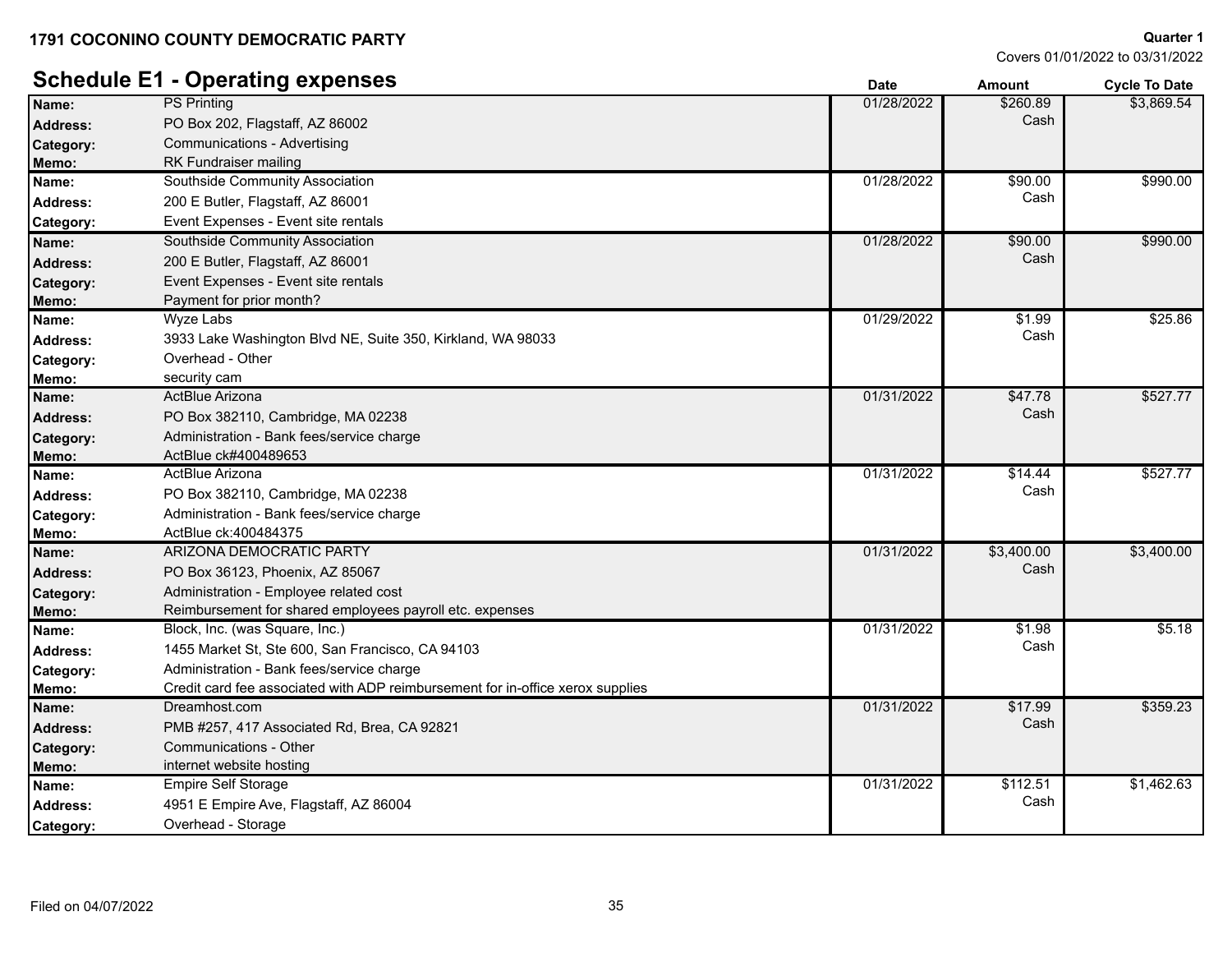**1791 COCONINO COUNTY DEMOCRATIC PARTY**

**Quarter 1**
Covers 01/01/2022 to 03/31/2022

## Schedule E1 - Operating expenses

| Field | Details | Date | Amount | Cycle To Date |
|---|---|---|---|---|
| **Name:** | PS Printing | 01/28/2022 | $260.89 Cash | $3,869.54 |
| **Address:** | PO Box 202, Flagstaff, AZ 86002 | | | |
| **Category:** | Communications - Advertising | | | |
| **Memo:** | RK Fundraiser mailing | | | |
| **Name:** | Southside Community Association | 01/28/2022 | $90.00 Cash | $990.00 |
| **Address:** | 200 E Butler, Flagstaff, AZ 86001 | | | |
| **Category:** | Event Expenses - Event site rentals | | | |
| **Name:** | Southside Community Association | 01/28/2022 | $90.00 Cash | $990.00 |
| **Address:** | 200 E Butler, Flagstaff, AZ 86001 | | | |
| **Category:** | Event Expenses - Event site rentals | | | |
| **Memo:** | Payment for prior month? | | | |
| **Name:** | Wyze Labs | 01/29/2022 | $1.99 Cash | $25.86 |
| **Address:** | 3933 Lake Washington Blvd NE, Suite 350, Kirkland, WA 98033 | | | |
| **Category:** | Overhead - Other | | | |
| **Memo:** | security cam | | | |
| **Name:** | ActBlue Arizona | 01/31/2022 | $47.78 Cash | $527.77 |
| **Address:** | PO Box 382110, Cambridge, MA 02238 | | | |
| **Category:** | Administration - Bank fees/service charge | | | |
| **Memo:** | ActBlue ck#400489653 | | | |
| **Name:** | ActBlue Arizona | 01/31/2022 | $14.44 Cash | $527.77 |
| **Address:** | PO Box 382110, Cambridge, MA 02238 | | | |
| **Category:** | Administration - Bank fees/service charge | | | |
| **Memo:** | ActBlue ck:400484375 | | | |
| **Name:** | ARIZONA DEMOCRATIC PARTY | 01/31/2022 | $3,400.00 Cash | $3,400.00 |
| **Address:** | PO Box 36123, Phoenix, AZ 85067 | | | |
| **Category:** | Administration - Employee related cost | | | |
| **Memo:** | Reimbursement for shared employees payroll etc. expenses | | | |
| **Name:** | Block, Inc. (was Square, Inc.) | 01/31/2022 | $1.98 Cash | $5.18 |
| **Address:** | 1455 Market St, Ste 600, San Francisco, CA 94103 | | | |
| **Category:** | Administration - Bank fees/service charge | | | |
| **Memo:** | Credit card fee associated with ADP reimbursement for in-office xerox supplies | | | |
| **Name:** | Dreamhost.com | 01/31/2022 | $17.99 Cash | $359.23 |
| **Address:** | PMB #257, 417 Associated Rd, Brea, CA 92821 | | | |
| **Category:** | Communications - Other | | | |
| **Memo:** | internet website hosting | | | |
| **Name:** | Empire Self Storage | 01/31/2022 | $112.51 Cash | $1,462.63 |
| **Address:** | 4951 E Empire Ave, Flagstaff, AZ 86004 | | | |
| **Category:** | Overhead - Storage | | | |

Filed on 04/07/2022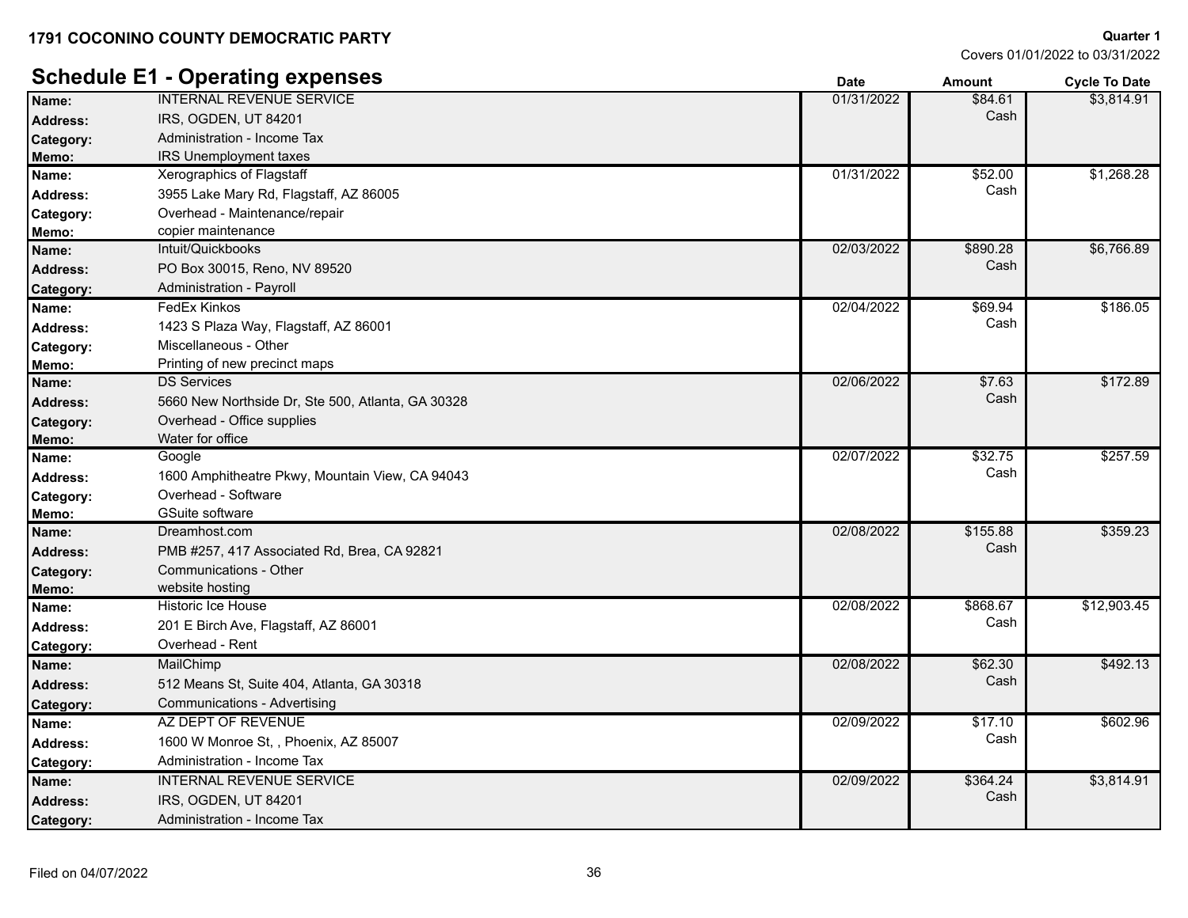**1791 COCONINO COUNTY DEMOCRATIC PARTY**

**Quarter 1**
Covers 01/01/2022 to 03/31/2022

## Schedule E1 - Operating expenses

| Field | Details | Date | Amount | Cycle To Date |
|---|---|---|---|---|
| **Name:** | INTERNAL REVENUE SERVICE | 01/31/2022 | $84.61 Cash | $3,814.91 |
| **Address:** | IRS, OGDEN, UT 84201 | | | |
| **Category:** | Administration - Income Tax | | | |
| **Memo:** | IRS Unemployment taxes | | | |
| **Name:** | Xerographics of Flagstaff | 01/31/2022 | $52.00 Cash | $1,268.28 |
| **Address:** | 3955 Lake Mary Rd, Flagstaff, AZ 86005 | | | |
| **Category:** | Overhead - Maintenance/repair | | | |
| **Memo:** | copier maintenance | | | |
| **Name:** | Intuit/Quickbooks | 02/03/2022 | $890.28 Cash | $6,766.89 |
| **Address:** | PO Box 30015, Reno, NV 89520 | | | |
| **Category:** | Administration - Payroll | | | |
| **Name:** | FedEx Kinkos | 02/04/2022 | $69.94 Cash | $186.05 |
| **Address:** | 1423 S Plaza Way, Flagstaff, AZ 86001 | | | |
| **Category:** | Miscellaneous - Other | | | |
| **Memo:** | Printing of new precinct maps | | | |
| **Name:** | DS Services | 02/06/2022 | $7.63 Cash | $172.89 |
| **Address:** | 5660 New Northside Dr, Ste 500, Atlanta, GA 30328 | | | |
| **Category:** | Overhead - Office supplies | | | |
| **Memo:** | Water for office | | | |
| **Name:** | Google | 02/07/2022 | $32.75 Cash | $257.59 |
| **Address:** | 1600 Amphitheatre Pkwy, Mountain View, CA 94043 | | | |
| **Category:** | Overhead - Software | | | |
| **Memo:** | GSuite software | | | |
| **Name:** | Dreamhost.com | 02/08/2022 | $155.88 Cash | $359.23 |
| **Address:** | PMB #257, 417 Associated Rd, Brea, CA 92821 | | | |
| **Category:** | Communications - Other | | | |
| **Memo:** | website hosting | | | |
| **Name:** | Historic Ice House | 02/08/2022 | $868.67 Cash | $12,903.45 |
| **Address:** | 201 E Birch Ave, Flagstaff, AZ 86001 | | | |
| **Category:** | Overhead - Rent | | | |
| **Name:** | MailChimp | 02/08/2022 | $62.30 Cash | $492.13 |
| **Address:** | 512 Means St, Suite 404, Atlanta, GA 30318 | | | |
| **Category:** | Communications - Advertising | | | |
| **Name:** | AZ DEPT OF REVENUE | 02/09/2022 | $17.10 Cash | $602.96 |
| **Address:** | 1600 W Monroe St, , Phoenix, AZ 85007 | | | |
| **Category:** | Administration - Income Tax | | | |
| **Name:** | INTERNAL REVENUE SERVICE | 02/09/2022 | $364.24 Cash | $3,814.91 |
| **Address:** | IRS, OGDEN, UT 84201 | | | |
| **Category:** | Administration - Income Tax | | | |

Filed on 04/07/2022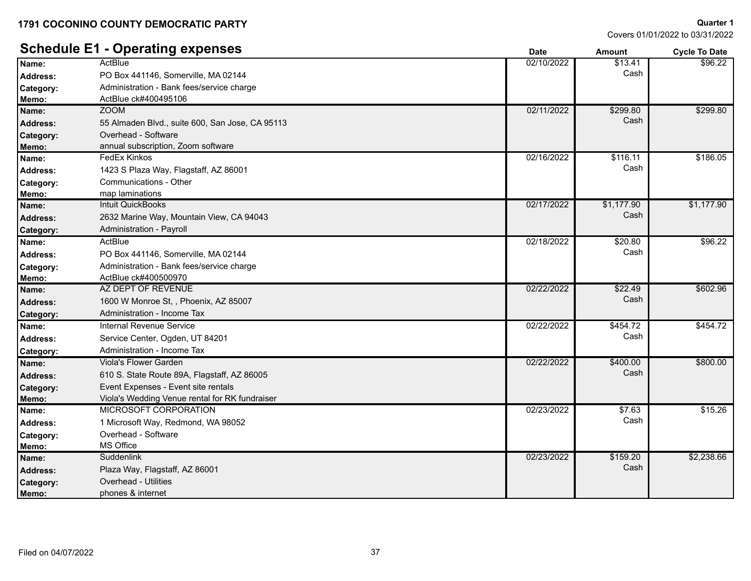**1791 COCONINO COUNTY DEMOCRATIC PARTY**

**Quarter 1**
Covers 01/01/2022 to 03/31/2022

## Schedule E1 - Operating expenses

| | | Date | Amount | Cycle To Date |
|---|---|---|---|---|
| **Name:** | ActBlue | 02/10/2022 | $13.41 | $96.22 |
| **Address:** | PO Box 441146, Somerville, MA 02144 | | Cash | |
| **Category:** | Administration - Bank fees/service charge | | | |
| **Memo:** | ActBlue ck#400495106 | | | |
| **Name:** | ZOOM | 02/11/2022 | $299.80 | $299.80 |
| **Address:** | 55 Almaden Blvd., suite 600, San Jose, CA 95113 | | Cash | |
| **Category:** | Overhead - Software | | | |
| **Memo:** | annual subscription, Zoom software | | | |
| **Name:** | FedEx Kinkos | 02/16/2022 | $116.11 | $186.05 |
| **Address:** | 1423 S Plaza Way, Flagstaff, AZ 86001 | | Cash | |
| **Category:** | Communications - Other | | | |
| **Memo:** | map laminations | | | |
| **Name:** | Intuit QuickBooks | 02/17/2022 | $1,177.90 | $1,177.90 |
| **Address:** | 2632 Marine Way, Mountain View, CA 94043 | | Cash | |
| **Category:** | Administration - Payroll | | | |
| **Name:** | ActBlue | 02/18/2022 | $20.80 | $96.22 |
| **Address:** | PO Box 441146, Somerville, MA 02144 | | Cash | |
| **Category:** | Administration - Bank fees/service charge | | | |
| **Memo:** | ActBlue ck#400500970 | | | |
| **Name:** | AZ DEPT OF REVENUE | 02/22/2022 | $22.49 | $602.96 |
| **Address:** | 1600 W Monroe St, , Phoenix, AZ 85007 | | Cash | |
| **Category:** | Administration - Income Tax | | | |
| **Name:** | Internal Revenue Service | 02/22/2022 | $454.72 | $454.72 |
| **Address:** | Service Center, Ogden, UT 84201 | | Cash | |
| **Category:** | Administration - Income Tax | | | |
| **Name:** | Viola's Flower Garden | 02/22/2022 | $400.00 | $800.00 |
| **Address:** | 610 S. State Route 89A, Flagstaff, AZ 86005 | | Cash | |
| **Category:** | Event Expenses - Event site rentals | | | |
| **Memo:** | Viola's Wedding Venue rental for RK fundraiser | | | |
| **Name:** | MICROSOFT CORPORATION | 02/23/2022 | $7.63 | $15.26 |
| **Address:** | 1 Microsoft Way, Redmond, WA 98052 | | Cash | |
| **Category:** | Overhead - Software | | | |
| **Memo:** | MS Office | | | |
| **Name:** | Suddenlink | 02/23/2022 | $159.20 | $2,238.66 |
| **Address:** | Plaza Way, Flagstaff, AZ 86001 | | Cash | |
| **Category:** | Overhead - Utilities | | | |
| **Memo:** | phones & internet | | | |

Filed on 04/07/2022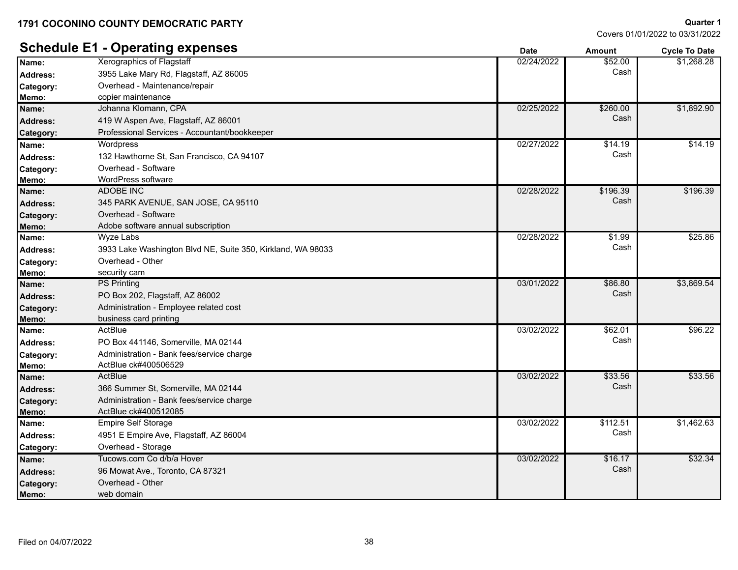**1791 COCONINO COUNTY DEMOCRATIC PARTY**

**Quarter 1**
Covers 01/01/2022 to 03/31/2022

## Schedule E1 - Operating expenses

| | | Date | Amount | Cycle To Date |
|---|---|---|---|---|
| **Name:** | Xerographics of Flagstaff | 02/24/2022 | $52.00 | $1,268.28 |
| **Address:** | 3955 Lake Mary Rd, Flagstaff, AZ 86005 | | Cash | |
| **Category:** | Overhead - Maintenance/repair | | | |
| **Memo:** | copier maintenance | | | |
| **Name:** | Johanna Klomann, CPA | 02/25/2022 | $260.00 | $1,892.90 |
| **Address:** | 419 W Aspen Ave, Flagstaff, AZ 86001 | | Cash | |
| **Category:** | Professional Services - Accountant/bookkeeper | | | |
| **Name:** | Wordpress | 02/27/2022 | $14.19 | $14.19 |
| **Address:** | 132 Hawthorne St, San Francisco, CA 94107 | | Cash | |
| **Category:** | Overhead - Software | | | |
| **Memo:** | WordPress software | | | |
| **Name:** | ADOBE INC | 02/28/2022 | $196.39 | $196.39 |
| **Address:** | 345 PARK AVENUE, SAN JOSE, CA 95110 | | Cash | |
| **Category:** | Overhead - Software | | | |
| **Memo:** | Adobe software annual subscription | | | |
| **Name:** | Wyze Labs | 02/28/2022 | $1.99 | $25.86 |
| **Address:** | 3933 Lake Washington Blvd NE, Suite 350, Kirkland, WA 98033 | | Cash | |
| **Category:** | Overhead - Other | | | |
| **Memo:** | security cam | | | |
| **Name:** | PS Printing | 03/01/2022 | $86.80 | $3,869.54 |
| **Address:** | PO Box 202, Flagstaff, AZ 86002 | | Cash | |
| **Category:** | Administration - Employee related cost | | | |
| **Memo:** | business card printing | | | |
| **Name:** | ActBlue | 03/02/2022 | $62.01 | $96.22 |
| **Address:** | PO Box 441146, Somerville, MA 02144 | | Cash | |
| **Category:** | Administration - Bank fees/service charge | | | |
| **Memo:** | ActBlue ck#400506529 | | | |
| **Name:** | ActBlue | 03/02/2022 | $33.56 | $33.56 |
| **Address:** | 366 Summer St, Somerville, MA 02144 | | Cash | |
| **Category:** | Administration - Bank fees/service charge | | | |
| **Memo:** | ActBlue ck#400512085 | | | |
| **Name:** | Empire Self Storage | 03/02/2022 | $112.51 | $1,462.63 |
| **Address:** | 4951 E Empire Ave, Flagstaff, AZ 86004 | | Cash | |
| **Category:** | Overhead - Storage | | | |
| **Name:** | Tucows.com Co d/b/a Hover | 03/02/2022 | $16.17 | $32.34 |
| **Address:** | 96 Mowat Ave., Toronto, CA 87321 | | Cash | |
| **Category:** | Overhead - Other | | | |
| **Memo:** | web domain | | | |

Filed on 04/07/2022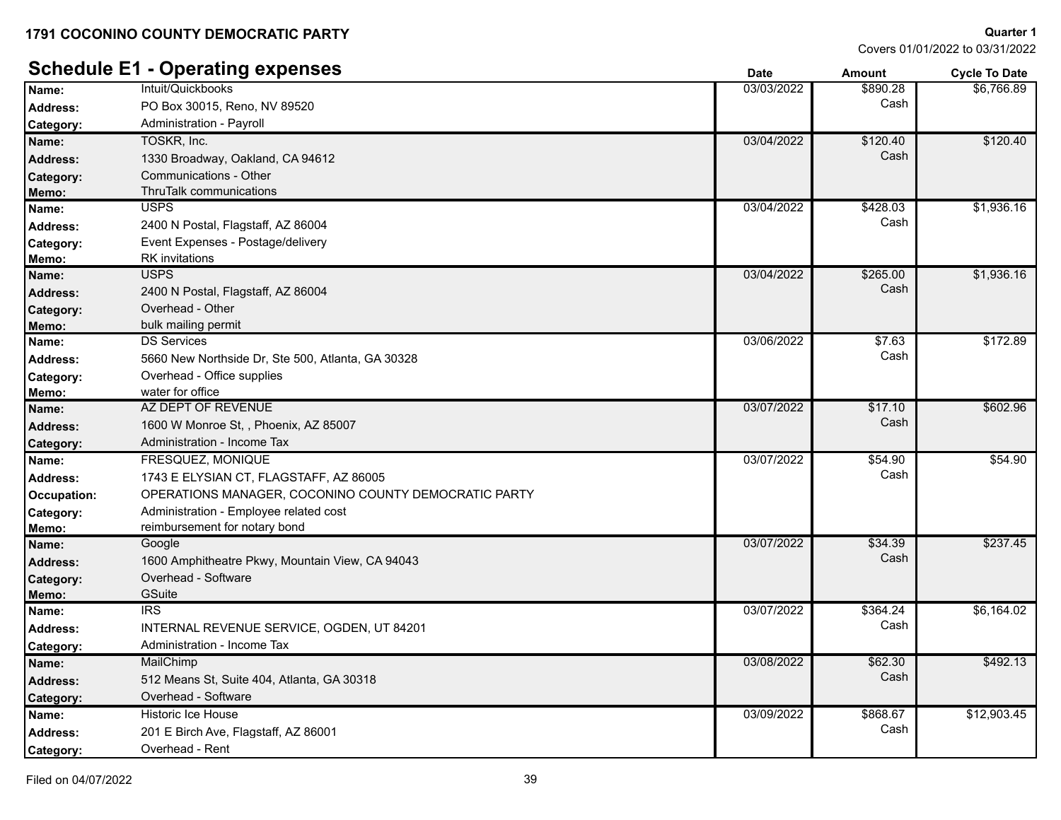**1791 COCONINO COUNTY DEMOCRATIC PARTY**

**Quarter 1**
Covers 01/01/2022 to 03/31/2022

## Schedule E1 - Operating expenses

| | | Date | Amount | Cycle To Date |
|---|---|---|---|---|
| **Name:** | Intuit/Quickbooks | 03/03/2022 | $890.28 Cash | $6,766.89 |
| **Address:** | PO Box 30015, Reno, NV 89520 | | | |
| **Category:** | Administration - Payroll | | | |
| **Name:** | TOSKR, Inc. | 03/04/2022 | $120.40 Cash | $120.40 |
| **Address:** | 1330 Broadway, Oakland, CA 94612 | | | |
| **Category:** | Communications - Other | | | |
| **Memo:** | ThruTalk communications | | | |
| **Name:** | USPS | 03/04/2022 | $428.03 Cash | $1,936.16 |
| **Address:** | 2400 N Postal, Flagstaff, AZ 86004 | | | |
| **Category:** | Event Expenses - Postage/delivery | | | |
| **Memo:** | RK invitations | | | |
| **Name:** | USPS | 03/04/2022 | $265.00 Cash | $1,936.16 |
| **Address:** | 2400 N Postal, Flagstaff, AZ 86004 | | | |
| **Category:** | Overhead - Other | | | |
| **Memo:** | bulk mailing permit | | | |
| **Name:** | DS Services | 03/06/2022 | $7.63 Cash | $172.89 |
| **Address:** | 5660 New Northside Dr, Ste 500, Atlanta, GA 30328 | | | |
| **Category:** | Overhead - Office supplies | | | |
| **Memo:** | water for office | | | |
| **Name:** | AZ DEPT OF REVENUE | 03/07/2022 | $17.10 Cash | $602.96 |
| **Address:** | 1600 W Monroe St, , Phoenix, AZ 85007 | | | |
| **Category:** | Administration - Income Tax | | | |
| **Name:** | FRESQUEZ, MONIQUE | 03/07/2022 | $54.90 Cash | $54.90 |
| **Address:** | 1743 E ELYSIAN CT, FLAGSTAFF, AZ 86005 | | | |
| **Occupation:** | OPERATIONS MANAGER, COCONINO COUNTY DEMOCRATIC PARTY | | | |
| **Category:** | Administration - Employee related cost | | | |
| **Memo:** | reimbursement for notary bond | | | |
| **Name:** | Google | 03/07/2022 | $34.39 Cash | $237.45 |
| **Address:** | 1600 Amphitheatre Pkwy, Mountain View, CA 94043 | | | |
| **Category:** | Overhead - Software | | | |
| **Memo:** | GSuite | | | |
| **Name:** | IRS | 03/07/2022 | $364.24 Cash | $6,164.02 |
| **Address:** | INTERNAL REVENUE SERVICE, OGDEN, UT 84201 | | | |
| **Category:** | Administration - Income Tax | | | |
| **Name:** | MailChimp | 03/08/2022 | $62.30 Cash | $492.13 |
| **Address:** | 512 Means St, Suite 404, Atlanta, GA 30318 | | | |
| **Category:** | Overhead - Software | | | |
| **Name:** | Historic Ice House | 03/09/2022 | $868.67 Cash | $12,903.45 |
| **Address:** | 201 E Birch Ave, Flagstaff, AZ 86001 | | | |
| **Category:** | Overhead - Rent | | | |

Filed on 04/07/2022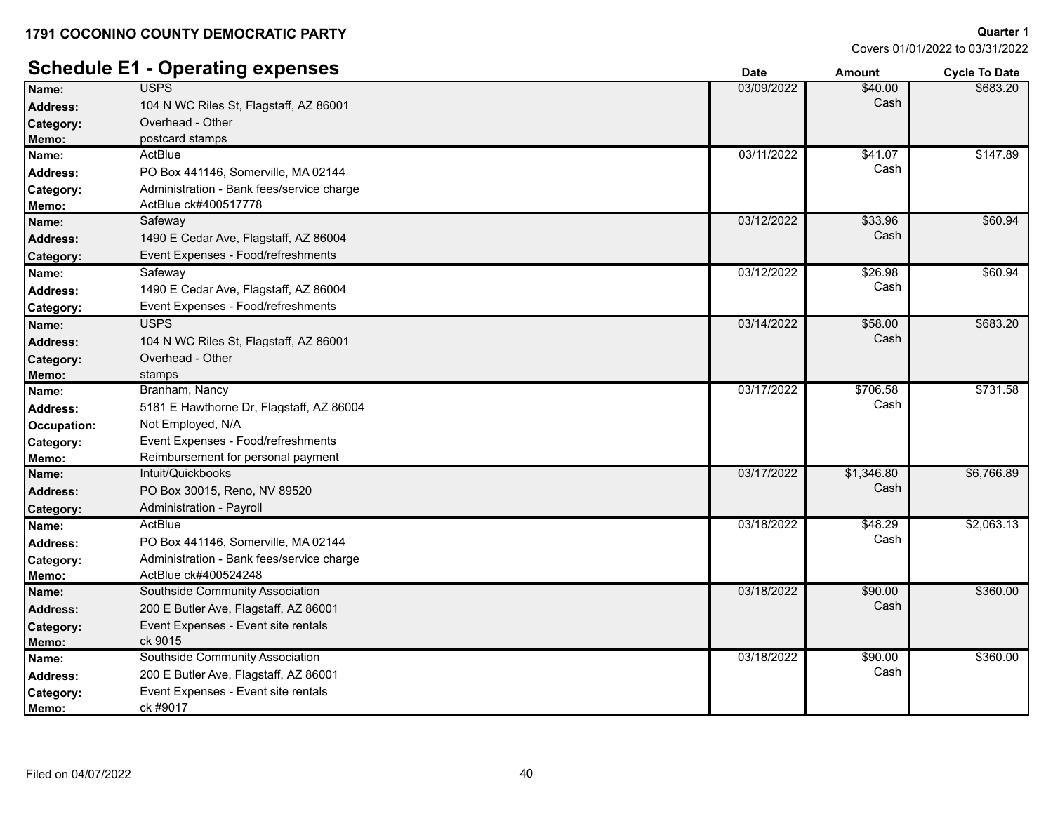**1791 COCONINO COUNTY DEMOCRATIC PARTY**

**Quarter 1**
Covers 01/01/2022 to 03/31/2022

## Schedule E1 - Operating expenses

| Field | Details | Date | Amount | Cycle To Date |
|---|---|---|---|---|
| **Name:** | USPS | 03/09/2022 | $40.00 Cash | $683.20 |
| **Address:** | 104 N WC Riles St, Flagstaff, AZ 86001 | | | |
| **Category:** | Overhead - Other | | | |
| **Memo:** | postcard stamps | | | |
| **Name:** | ActBlue | 03/11/2022 | $41.07 Cash | $147.89 |
| **Address:** | PO Box 441146, Somerville, MA 02144 | | | |
| **Category:** | Administration - Bank fees/service charge | | | |
| **Memo:** | ActBlue ck#400517778 | | | |
| **Name:** | Safeway | 03/12/2022 | $33.96 Cash | $60.94 |
| **Address:** | 1490 E Cedar Ave, Flagstaff, AZ 86004 | | | |
| **Category:** | Event Expenses - Food/refreshments | | | |
| **Name:** | Safeway | 03/12/2022 | $26.98 Cash | $60.94 |
| **Address:** | 1490 E Cedar Ave, Flagstaff, AZ 86004 | | | |
| **Category:** | Event Expenses - Food/refreshments | | | |
| **Name:** | USPS | 03/14/2022 | $58.00 Cash | $683.20 |
| **Address:** | 104 N WC Riles St, Flagstaff, AZ 86001 | | | |
| **Category:** | Overhead - Other | | | |
| **Memo:** | stamps | | | |
| **Name:** | Branham, Nancy | 03/17/2022 | $706.58 Cash | $731.58 |
| **Address:** | 5181 E Hawthorne Dr, Flagstaff, AZ 86004 | | | |
| **Occupation:** | Not Employed, N/A | | | |
| **Category:** | Event Expenses - Food/refreshments | | | |
| **Memo:** | Reimbursement for personal payment | | | |
| **Name:** | Intuit/Quickbooks | 03/17/2022 | $1,346.80 Cash | $6,766.89 |
| **Address:** | PO Box 30015, Reno, NV 89520 | | | |
| **Category:** | Administration - Payroll | | | |
| **Name:** | ActBlue | 03/18/2022 | $48.29 Cash | $2,063.13 |
| **Address:** | PO Box 441146, Somerville, MA 02144 | | | |
| **Category:** | Administration - Bank fees/service charge | | | |
| **Memo:** | ActBlue ck#400524248 | | | |
| **Name:** | Southside Community Association | 03/18/2022 | $90.00 Cash | $360.00 |
| **Address:** | 200 E Butler Ave, Flagstaff, AZ 86001 | | | |
| **Category:** | Event Expenses - Event site rentals | | | |
| **Memo:** | ck 9015 | | | |
| **Name:** | Southside Community Association | 03/18/2022 | $90.00 Cash | $360.00 |
| **Address:** | 200 E Butler Ave, Flagstaff, AZ 86001 | | | |
| **Category:** | Event Expenses - Event site rentals | | | |
| **Memo:** | ck #9017 | | | |

Filed on 04/07/2022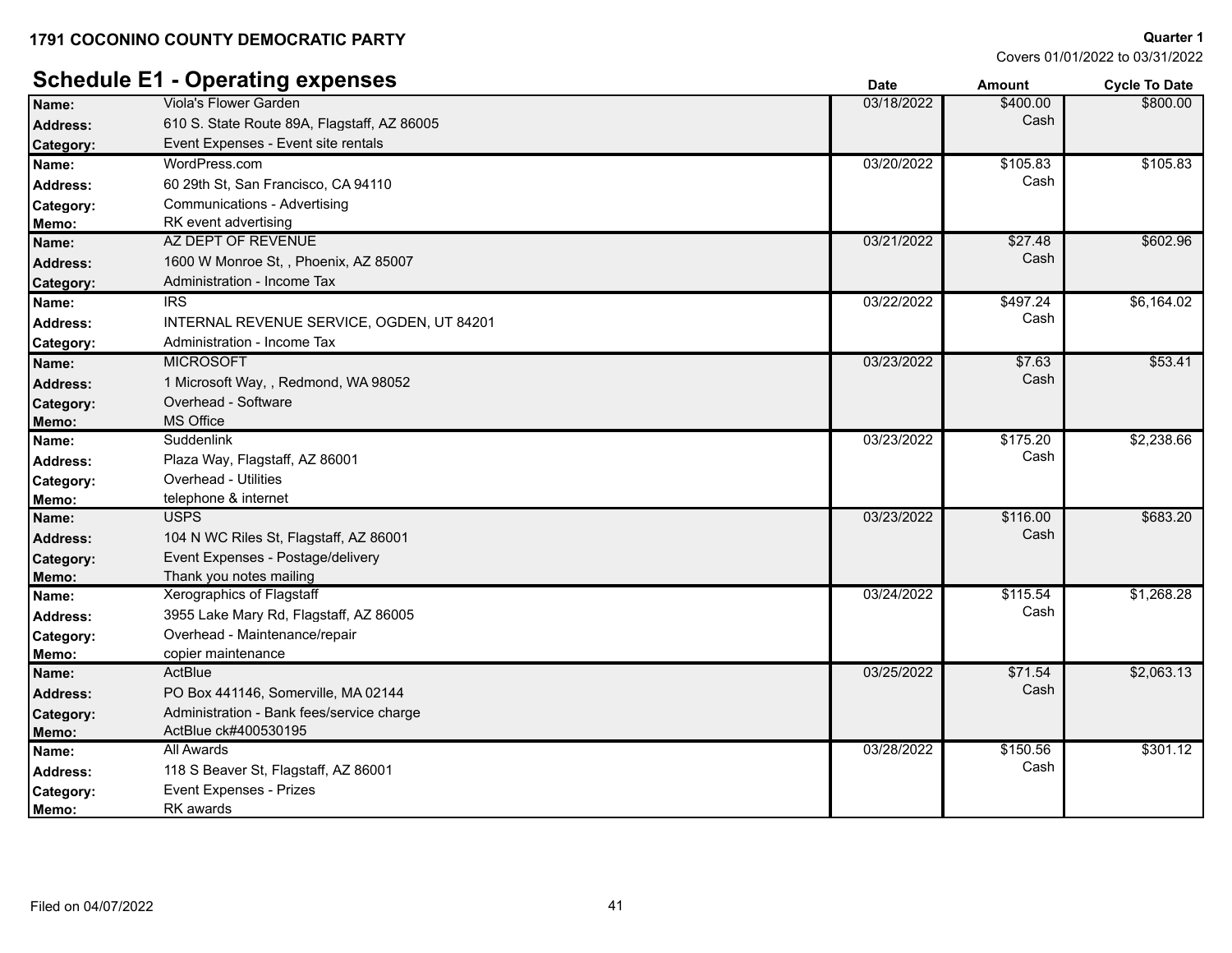**1791 COCONINO COUNTY DEMOCRATIC PARTY**

**Quarter 1**
Covers 01/01/2022 to 03/31/2022

## Schedule E1 - Operating expenses

| | | Date | Amount | Cycle To Date |
|---|---|---|---|---|
| **Name:** | Viola's Flower Garden | 03/18/2022 | $400.00 | $800.00 |
| **Address:** | 610 S. State Route 89A, Flagstaff, AZ 86005 | | Cash | |
| **Category:** | Event Expenses - Event site rentals | | | |
| **Name:** | WordPress.com | 03/20/2022 | $105.83 | $105.83 |
| **Address:** | 60 29th St, San Francisco, CA 94110 | | Cash | |
| **Category:** | Communications - Advertising | | | |
| **Memo:** | RK event advertising | | | |
| **Name:** | AZ DEPT OF REVENUE | 03/21/2022 | $27.48 | $602.96 |
| **Address:** | 1600 W Monroe St, , Phoenix, AZ 85007 | | Cash | |
| **Category:** | Administration - Income Tax | | | |
| **Name:** | IRS | 03/22/2022 | $497.24 | $6,164.02 |
| **Address:** | INTERNAL REVENUE SERVICE, OGDEN, UT 84201 | | Cash | |
| **Category:** | Administration - Income Tax | | | |
| **Name:** | MICROSOFT | 03/23/2022 | $7.63 | $53.41 |
| **Address:** | 1 Microsoft Way, , Redmond, WA 98052 | | Cash | |
| **Category:** | Overhead - Software | | | |
| **Memo:** | MS Office | | | |
| **Name:** | Suddenlink | 03/23/2022 | $175.20 | $2,238.66 |
| **Address:** | Plaza Way, Flagstaff, AZ 86001 | | Cash | |
| **Category:** | Overhead - Utilities | | | |
| **Memo:** | telephone & internet | | | |
| **Name:** | USPS | 03/23/2022 | $116.00 | $683.20 |
| **Address:** | 104 N WC Riles St, Flagstaff, AZ 86001 | | Cash | |
| **Category:** | Event Expenses - Postage/delivery | | | |
| **Memo:** | Thank you notes mailing | | | |
| **Name:** | Xerographics of Flagstaff | 03/24/2022 | $115.54 | $1,268.28 |
| **Address:** | 3955 Lake Mary Rd, Flagstaff, AZ 86005 | | Cash | |
| **Category:** | Overhead - Maintenance/repair | | | |
| **Memo:** | copier maintenance | | | |
| **Name:** | ActBlue | 03/25/2022 | $71.54 | $2,063.13 |
| **Address:** | PO Box 441146, Somerville, MA 02144 | | Cash | |
| **Category:** | Administration - Bank fees/service charge | | | |
| **Memo:** | ActBlue ck#400530195 | | | |
| **Name:** | All Awards | 03/28/2022 | $150.56 | $301.12 |
| **Address:** | 118 S Beaver St, Flagstaff, AZ 86001 | | Cash | |
| **Category:** | Event Expenses - Prizes | | | |
| **Memo:** | RK awards | | | |

Filed on 04/07/2022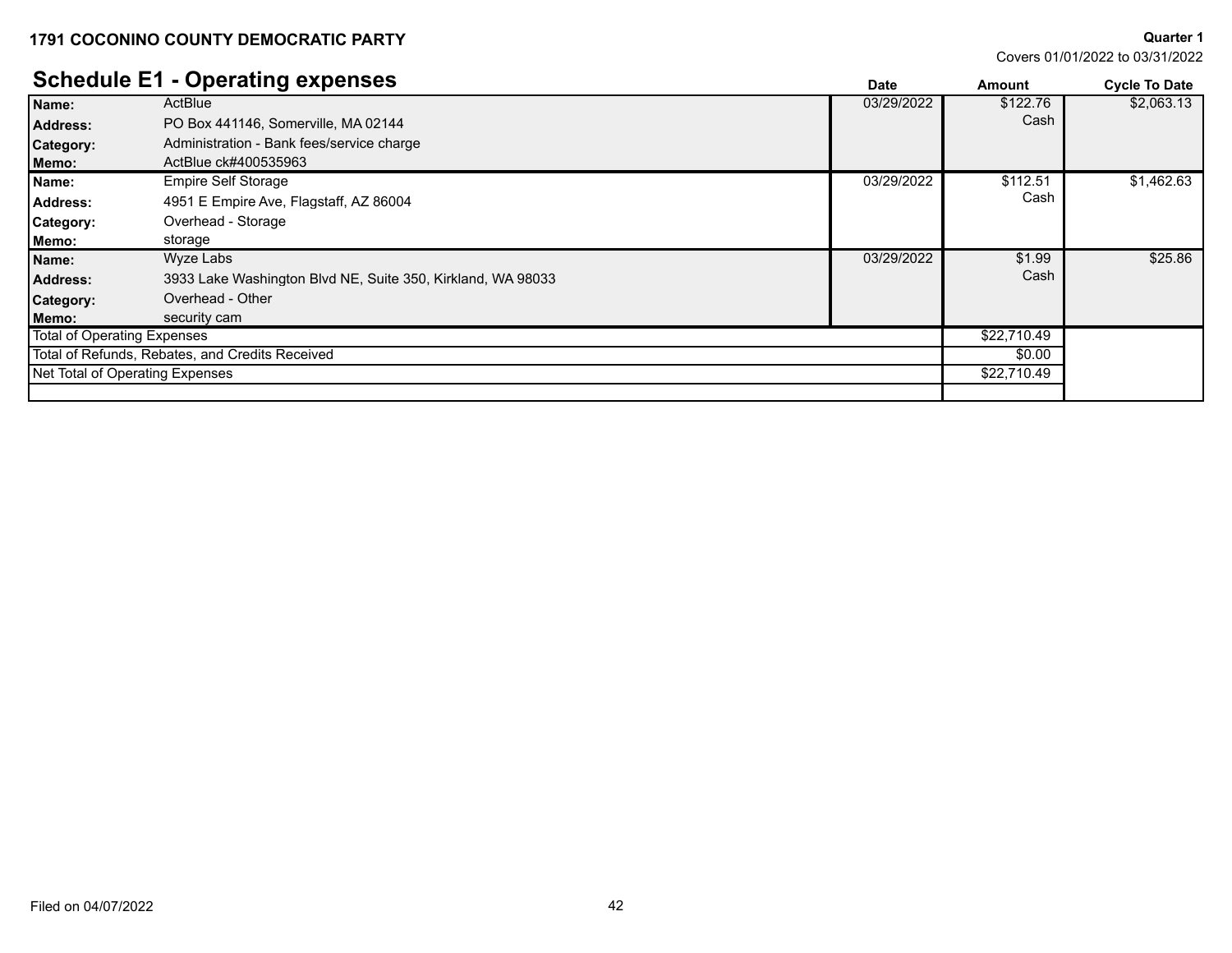**1791 COCONINO COUNTY DEMOCRATIC PARTY**

**Quarter 1**
Covers 01/01/2022 to 03/31/2022

## Schedule E1 - Operating expenses

| | | Date | Amount | Cycle To Date |
|---|---|---|---|---|
| **Name:** | ActBlue | 03/29/2022 | $122.76 | $2,063.13 |
| **Address:** | PO Box 441146, Somerville, MA 02144 | | Cash | |
| **Category:** | Administration - Bank fees/service charge | | | |
| **Memo:** | ActBlue ck#400535963 | | | |
| **Name:** | Empire Self Storage | 03/29/2022 | $112.51 | $1,462.63 |
| **Address:** | 4951 E Empire Ave, Flagstaff, AZ 86004 | | Cash | |
| **Category:** | Overhead - Storage | | | |
| **Memo:** | storage | | | |
| **Name:** | Wyze Labs | 03/29/2022 | $1.99 | $25.86 |
| **Address:** | 3933 Lake Washington Blvd NE, Suite 350, Kirkland, WA 98033 | | Cash | |
| **Category:** | Overhead - Other | | | |
| **Memo:** | security cam | | | |
| Total of Operating Expenses | | | $22,710.49 | |
| Total of Refunds, Rebates, and Credits Received | | | $0.00 | |
| Net Total of Operating Expenses | | | $22,710.49 | |

Filed on 04/07/2022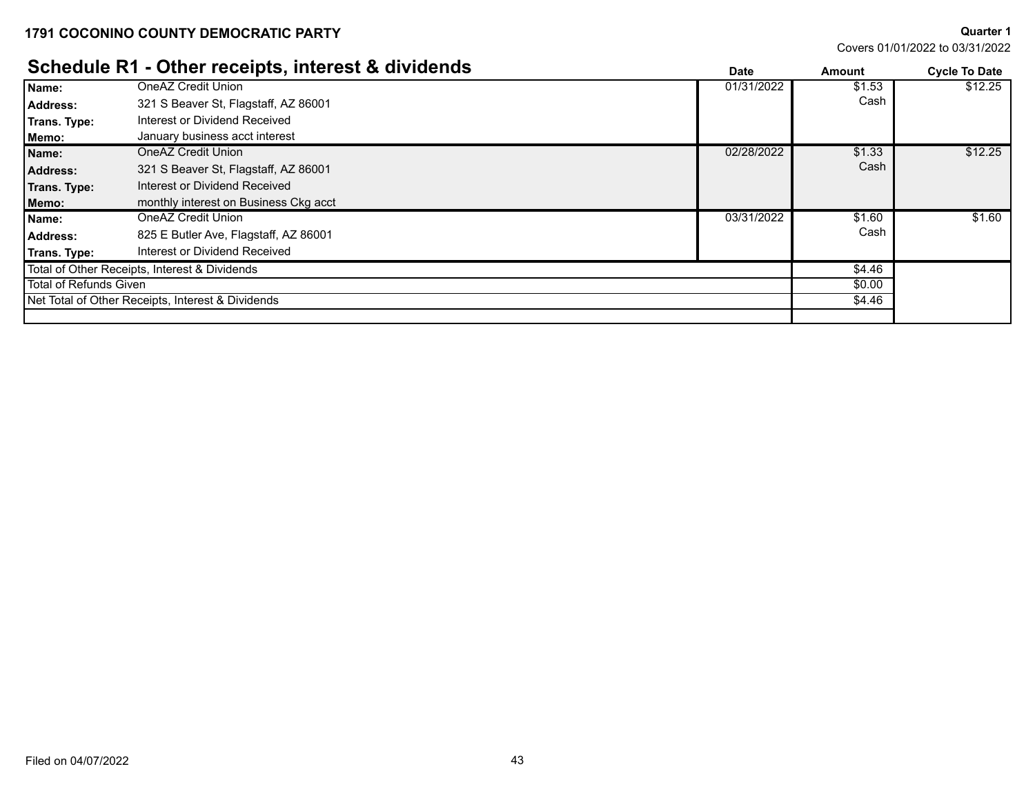**1791 COCONINO COUNTY DEMOCRATIC PARTY**

**Quarter 1**
Covers 01/01/2022 to 03/31/2022

## Schedule R1 - Other receipts, interest & dividends

| | | Date | Amount | Cycle To Date |
|---|---|---|---|---|
| **Name:** | OneAZ Credit Union | 01/31/2022 | $1.53 | $12.25 |
| **Address:** | 321 S Beaver St, Flagstaff, AZ 86001 | | Cash | |
| **Trans. Type:** | Interest or Dividend Received | | | |
| **Memo:** | January business acct interest | | | |
| **Name:** | OneAZ Credit Union | 02/28/2022 | $1.33 | $12.25 |
| **Address:** | 321 S Beaver St, Flagstaff, AZ 86001 | | Cash | |
| **Trans. Type:** | Interest or Dividend Received | | | |
| **Memo:** | monthly interest on Business Ckg acct | | | |
| **Name:** | OneAZ Credit Union | 03/31/2022 | $1.60 | $1.60 |
| **Address:** | 825 E Butler Ave, Flagstaff, AZ 86001 | | Cash | |
| **Trans. Type:** | Interest or Dividend Received | | | |
| Total of Other Receipts, Interest & Dividends | | | $4.46 | |
| Total of Refunds Given | | | $0.00 | |
| Net Total of Other Receipts, Interest & Dividends | | | $4.46 | |

Filed on 04/07/2022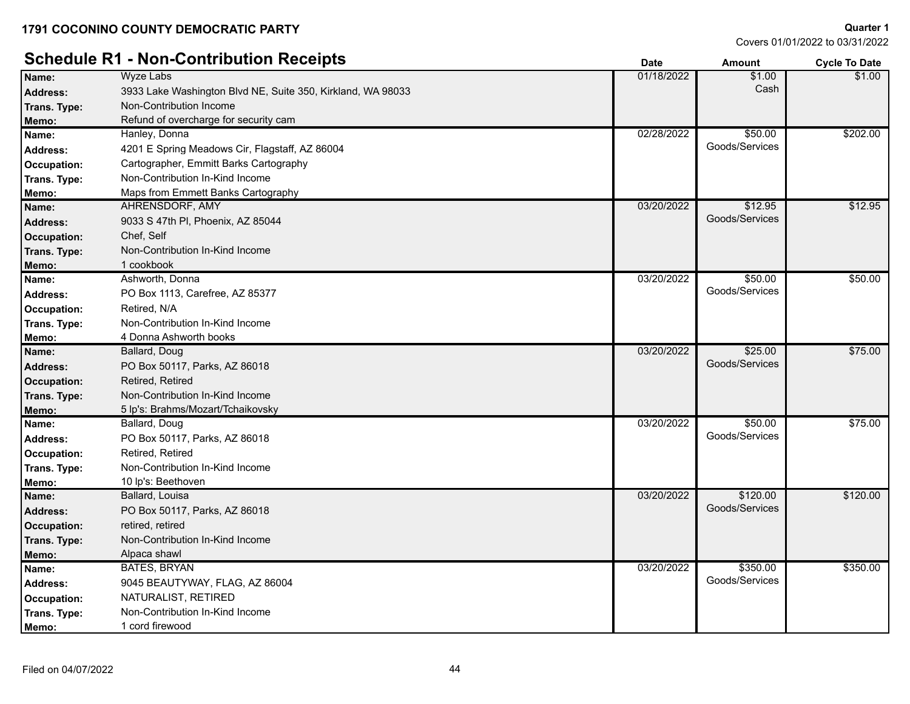**1791 COCONINO COUNTY DEMOCRATIC PARTY**

**Quarter 1**
Covers 01/01/2022 to 03/31/2022

## Schedule R1 - Non-Contribution Receipts

| Field | Details | Date | Amount | Cycle To Date |
|---|---|---|---|---|
| **Name:** | Wyze Labs | 01/18/2022 | $1.00 | $1.00 |
| **Address:** | 3933 Lake Washington Blvd NE, Suite 350, Kirkland, WA 98033 | | Cash | |
| **Trans. Type:** | Non-Contribution Income | | | |
| **Memo:** | Refund of overcharge for security cam | | | |
| **Name:** | Hanley, Donna | 02/28/2022 | $50.00 | $202.00 |
| **Address:** | 4201 E Spring Meadows Cir, Flagstaff, AZ 86004 | | Goods/Services | |
| **Occupation:** | Cartographer, Emmitt Barks Cartography | | | |
| **Trans. Type:** | Non-Contribution In-Kind Income | | | |
| **Memo:** | Maps from Emmett Banks Cartography | | | |
| **Name:** | AHRENSDORF, AMY | 03/20/2022 | $12.95 | $12.95 |
| **Address:** | 9033 S 47th Pl, Phoenix, AZ 85044 | | Goods/Services | |
| **Occupation:** | Chef, Self | | | |
| **Trans. Type:** | Non-Contribution In-Kind Income | | | |
| **Memo:** | 1 cookbook | | | |
| **Name:** | Ashworth, Donna | 03/20/2022 | $50.00 | $50.00 |
| **Address:** | PO Box 1113, Carefree, AZ 85377 | | Goods/Services | |
| **Occupation:** | Retired, N/A | | | |
| **Trans. Type:** | Non-Contribution In-Kind Income | | | |
| **Memo:** | 4 Donna Ashworth books | | | |
| **Name:** | Ballard, Doug | 03/20/2022 | $25.00 | $75.00 |
| **Address:** | PO Box 50117, Parks, AZ 86018 | | Goods/Services | |
| **Occupation:** | Retired, Retired | | | |
| **Trans. Type:** | Non-Contribution In-Kind Income | | | |
| **Memo:** | 5 lp's: Brahms/Mozart/Tchaikovsky | | | |
| **Name:** | Ballard, Doug | 03/20/2022 | $50.00 | $75.00 |
| **Address:** | PO Box 50117, Parks, AZ 86018 | | Goods/Services | |
| **Occupation:** | Retired, Retired | | | |
| **Trans. Type:** | Non-Contribution In-Kind Income | | | |
| **Memo:** | 10 lp's: Beethoven | | | |
| **Name:** | Ballard, Louisa | 03/20/2022 | $120.00 | $120.00 |
| **Address:** | PO Box 50117, Parks, AZ 86018 | | Goods/Services | |
| **Occupation:** | retired, retired | | | |
| **Trans. Type:** | Non-Contribution In-Kind Income | | | |
| **Memo:** | Alpaca shawl | | | |
| **Name:** | BATES, BRYAN | 03/20/2022 | $350.00 | $350.00 |
| **Address:** | 9045 BEAUTYWAY, FLAG, AZ 86004 | | Goods/Services | |
| **Occupation:** | NATURALIST, RETIRED | | | |
| **Trans. Type:** | Non-Contribution In-Kind Income | | | |
| **Memo:** | 1 cord firewood | | | |

Filed on 04/07/2022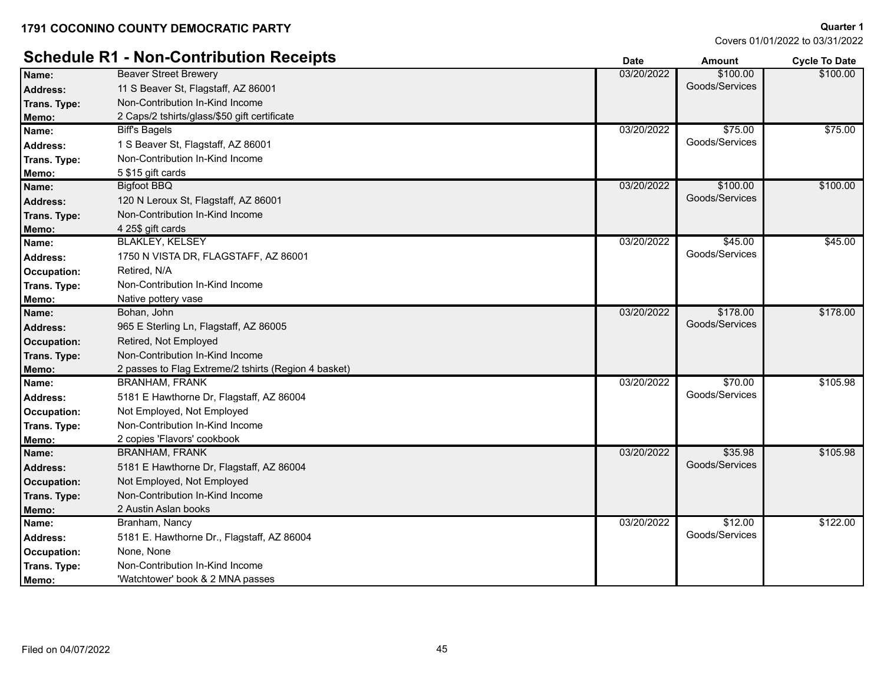**1791 COCONINO COUNTY DEMOCRATIC PARTY**

**Quarter 1**
Covers 01/01/2022 to 03/31/2022

## Schedule R1 - Non-Contribution Receipts

| | | Date | Amount | Cycle To Date |
|---|---|---|---|---|
| **Name:** | Beaver Street Brewery | 03/20/2022 | $100.00 Goods/Services | $100.00 |
| **Address:** | 11 S Beaver St, Flagstaff, AZ 86001 | | | |
| **Trans. Type:** | Non-Contribution In-Kind Income | | | |
| **Memo:** | 2 Caps/2 tshirts/glass/$50 gift certificate | | | |
| **Name:** | Biff's Bagels | 03/20/2022 | $75.00 Goods/Services | $75.00 |
| **Address:** | 1 S Beaver St, Flagstaff, AZ 86001 | | | |
| **Trans. Type:** | Non-Contribution In-Kind Income | | | |
| **Memo:** | 5 $15 gift cards | | | |
| **Name:** | Bigfoot BBQ | 03/20/2022 | $100.00 Goods/Services | $100.00 |
| **Address:** | 120 N Leroux St, Flagstaff, AZ 86001 | | | |
| **Trans. Type:** | Non-Contribution In-Kind Income | | | |
| **Memo:** | 4 25$ gift cards | | | |
| **Name:** | BLAKLEY, KELSEY | 03/20/2022 | $45.00 Goods/Services | $45.00 |
| **Address:** | 1750 N VISTA DR, FLAGSTAFF, AZ 86001 | | | |
| **Occupation:** | Retired, N/A | | | |
| **Trans. Type:** | Non-Contribution In-Kind Income | | | |
| **Memo:** | Native pottery vase | | | |
| **Name:** | Bohan, John | 03/20/2022 | $178.00 Goods/Services | $178.00 |
| **Address:** | 965 E Sterling Ln, Flagstaff, AZ 86005 | | | |
| **Occupation:** | Retired, Not Employed | | | |
| **Trans. Type:** | Non-Contribution In-Kind Income | | | |
| **Memo:** | 2 passes to Flag Extreme/2 tshirts (Region 4 basket) | | | |
| **Name:** | BRANHAM, FRANK | 03/20/2022 | $70.00 Goods/Services | $105.98 |
| **Address:** | 5181 E Hawthorne Dr, Flagstaff, AZ 86004 | | | |
| **Occupation:** | Not Employed, Not Employed | | | |
| **Trans. Type:** | Non-Contribution In-Kind Income | | | |
| **Memo:** | 2 copies 'Flavors' cookbook | | | |
| **Name:** | BRANHAM, FRANK | 03/20/2022 | $35.98 Goods/Services | $105.98 |
| **Address:** | 5181 E Hawthorne Dr, Flagstaff, AZ 86004 | | | |
| **Occupation:** | Not Employed, Not Employed | | | |
| **Trans. Type:** | Non-Contribution In-Kind Income | | | |
| **Memo:** | 2 Austin Aslan books | | | |
| **Name:** | Branham, Nancy | 03/20/2022 | $12.00 Goods/Services | $122.00 |
| **Address:** | 5181 E. Hawthorne Dr., Flagstaff, AZ 86004 | | | |
| **Occupation:** | None, None | | | |
| **Trans. Type:** | Non-Contribution In-Kind Income | | | |
| **Memo:** | 'Watchtower' book & 2 MNA passes | | | |

Filed on 04/07/2022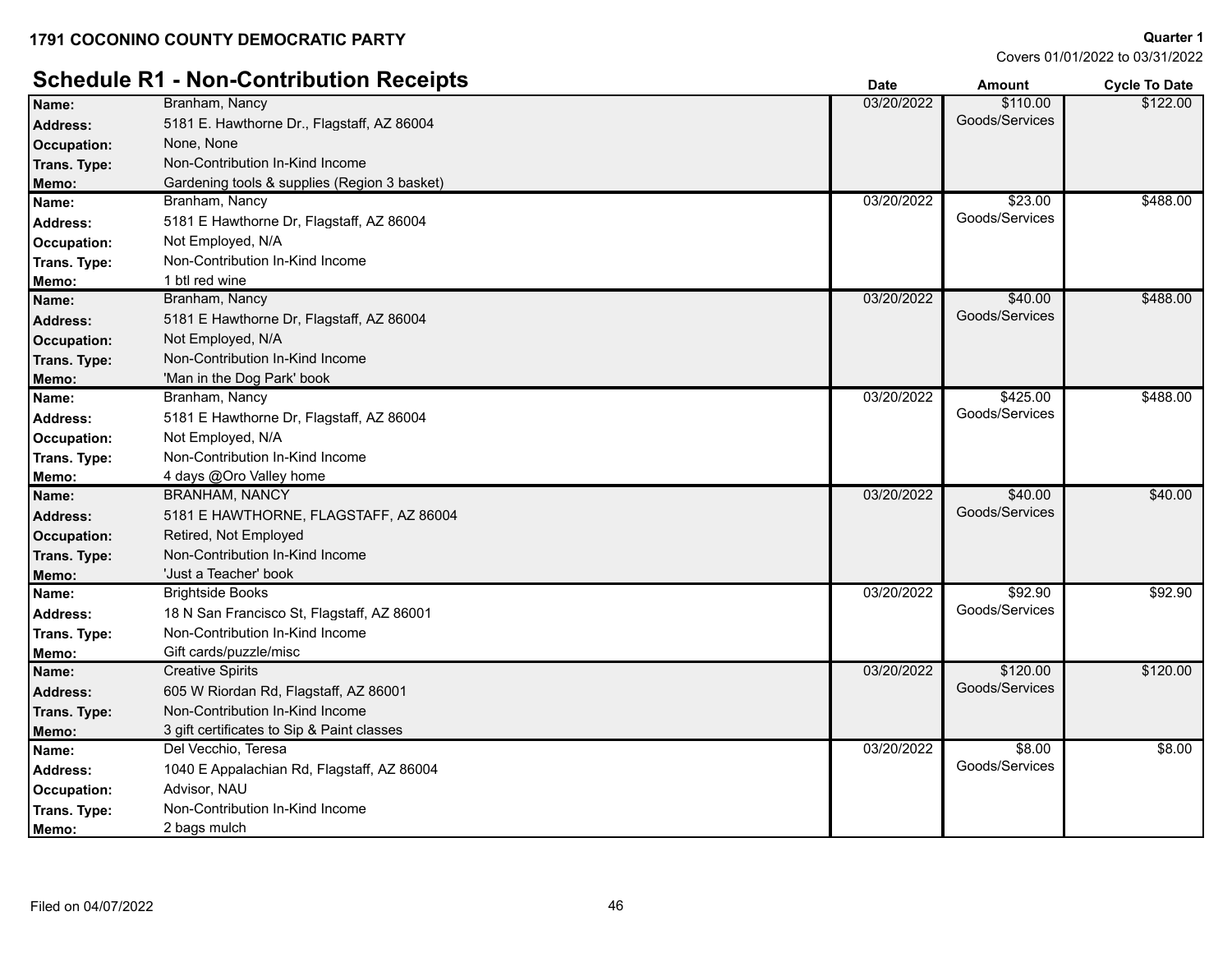**1791 COCONINO COUNTY DEMOCRATIC PARTY**

**Quarter 1**
Covers 01/01/2022 to 03/31/2022

## Schedule R1 - Non-Contribution Receipts

| | | Date | Amount | Cycle To Date |
|---|---|---|---|---|
| **Name:** | Branham, Nancy | 03/20/2022 | $110.00 | $122.00 |
| **Address:** | 5181 E. Hawthorne Dr., Flagstaff, AZ 86004 | | Goods/Services | |
| **Occupation:** | None, None | | | |
| **Trans. Type:** | Non-Contribution In-Kind Income | | | |
| **Memo:** | Gardening tools & supplies (Region 3 basket) | | | |
| **Name:** | Branham, Nancy | 03/20/2022 | $23.00 | $488.00 |
| **Address:** | 5181 E Hawthorne Dr, Flagstaff, AZ 86004 | | Goods/Services | |
| **Occupation:** | Not Employed, N/A | | | |
| **Trans. Type:** | Non-Contribution In-Kind Income | | | |
| **Memo:** | 1 btl red wine | | | |
| **Name:** | Branham, Nancy | 03/20/2022 | $40.00 | $488.00 |
| **Address:** | 5181 E Hawthorne Dr, Flagstaff, AZ 86004 | | Goods/Services | |
| **Occupation:** | Not Employed, N/A | | | |
| **Trans. Type:** | Non-Contribution In-Kind Income | | | |
| **Memo:** | 'Man in the Dog Park' book | | | |
| **Name:** | Branham, Nancy | 03/20/2022 | $425.00 | $488.00 |
| **Address:** | 5181 E Hawthorne Dr, Flagstaff, AZ 86004 | | Goods/Services | |
| **Occupation:** | Not Employed, N/A | | | |
| **Trans. Type:** | Non-Contribution In-Kind Income | | | |
| **Memo:** | 4 days @Oro Valley home | | | |
| **Name:** | BRANHAM, NANCY | 03/20/2022 | $40.00 | $40.00 |
| **Address:** | 5181 E HAWTHORNE, FLAGSTAFF, AZ 86004 | | Goods/Services | |
| **Occupation:** | Retired, Not Employed | | | |
| **Trans. Type:** | Non-Contribution In-Kind Income | | | |
| **Memo:** | 'Just a Teacher' book | | | |
| **Name:** | Brightside Books | 03/20/2022 | $92.90 | $92.90 |
| **Address:** | 18 N San Francisco St, Flagstaff, AZ 86001 | | Goods/Services | |
| **Trans. Type:** | Non-Contribution In-Kind Income | | | |
| **Memo:** | Gift cards/puzzle/misc | | | |
| **Name:** | Creative Spirits | 03/20/2022 | $120.00 | $120.00 |
| **Address:** | 605 W Riordan Rd, Flagstaff, AZ 86001 | | Goods/Services | |
| **Trans. Type:** | Non-Contribution In-Kind Income | | | |
| **Memo:** | 3 gift certificates to Sip & Paint classes | | | |
| **Name:** | Del Vecchio, Teresa | 03/20/2022 | $8.00 | $8.00 |
| **Address:** | 1040 E Appalachian Rd, Flagstaff, AZ 86004 | | Goods/Services | |
| **Occupation:** | Advisor, NAU | | | |
| **Trans. Type:** | Non-Contribution In-Kind Income | | | |
| **Memo:** | 2 bags mulch | | | |

Filed on 04/07/2022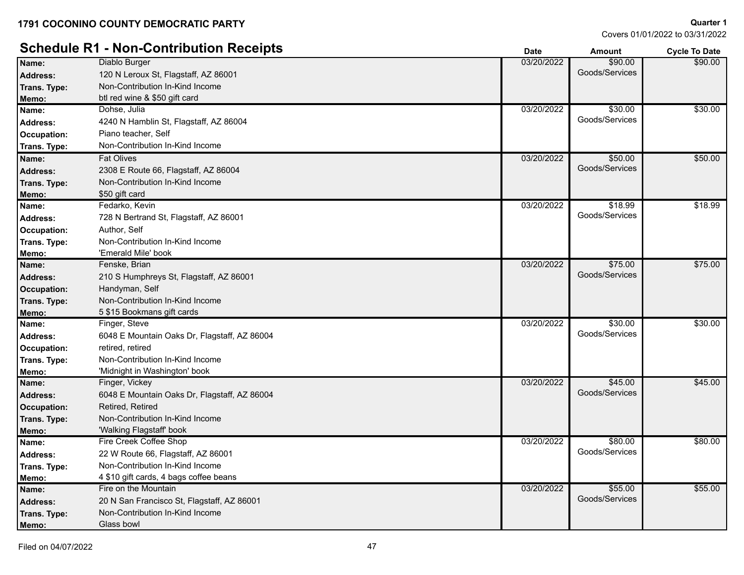**1791 COCONINO COUNTY DEMOCRATIC PARTY**

**Quarter 1**
Covers 01/01/2022 to 03/31/2022

## Schedule R1 - Non-Contribution Receipts

| | | Date | Amount | Cycle To Date |
|---|---|---|---|---|
| **Name:** | Diablo Burger | 03/20/2022 | $90.00 Goods/Services | $90.00 |
| **Address:** | 120 N Leroux St, Flagstaff, AZ 86001 | | | |
| **Trans. Type:** | Non-Contribution In-Kind Income | | | |
| **Memo:** | btl red wine & $50 gift card | | | |
| **Name:** | Dohse, Julia | 03/20/2022 | $30.00 Goods/Services | $30.00 |
| **Address:** | 4240 N Hamblin St, Flagstaff, AZ 86004 | | | |
| **Occupation:** | Piano teacher, Self | | | |
| **Trans. Type:** | Non-Contribution In-Kind Income | | | |
| **Name:** | Fat Olives | 03/20/2022 | $50.00 Goods/Services | $50.00 |
| **Address:** | 2308 E Route 66, Flagstaff, AZ 86004 | | | |
| **Trans. Type:** | Non-Contribution In-Kind Income | | | |
| **Memo:** | $50 gift card | | | |
| **Name:** | Fedarko, Kevin | 03/20/2022 | $18.99 Goods/Services | $18.99 |
| **Address:** | 728 N Bertrand St, Flagstaff, AZ 86001 | | | |
| **Occupation:** | Author, Self | | | |
| **Trans. Type:** | Non-Contribution In-Kind Income | | | |
| **Memo:** | 'Emerald Mile' book | | | |
| **Name:** | Fenske, Brian | 03/20/2022 | $75.00 Goods/Services | $75.00 |
| **Address:** | 210 S Humphreys St, Flagstaff, AZ 86001 | | | |
| **Occupation:** | Handyman, Self | | | |
| **Trans. Type:** | Non-Contribution In-Kind Income | | | |
| **Memo:** | 5 $15 Bookmans gift cards | | | |
| **Name:** | Finger, Steve | 03/20/2022 | $30.00 Goods/Services | $30.00 |
| **Address:** | 6048 E Mountain Oaks Dr, Flagstaff, AZ 86004 | | | |
| **Occupation:** | retired, retired | | | |
| **Trans. Type:** | Non-Contribution In-Kind Income | | | |
| **Memo:** | 'Midnight in Washington' book | | | |
| **Name:** | Finger, Vickey | 03/20/2022 | $45.00 Goods/Services | $45.00 |
| **Address:** | 6048 E Mountain Oaks Dr, Flagstaff, AZ 86004 | | | |
| **Occupation:** | Retired, Retired | | | |
| **Trans. Type:** | Non-Contribution In-Kind Income | | | |
| **Memo:** | 'Walking Flagstaff' book | | | |
| **Name:** | Fire Creek Coffee Shop | 03/20/2022 | $80.00 Goods/Services | $80.00 |
| **Address:** | 22 W Route 66, Flagstaff, AZ 86001 | | | |
| **Trans. Type:** | Non-Contribution In-Kind Income | | | |
| **Memo:** | 4 $10 gift cards, 4 bags coffee beans | | | |
| **Name:** | Fire on the Mountain | 03/20/2022 | $55.00 Goods/Services | $55.00 |
| **Address:** | 20 N San Francisco St, Flagstaff, AZ 86001 | | | |
| **Trans. Type:** | Non-Contribution In-Kind Income | | | |
| **Memo:** | Glass bowl | | | |

Filed on 04/07/2022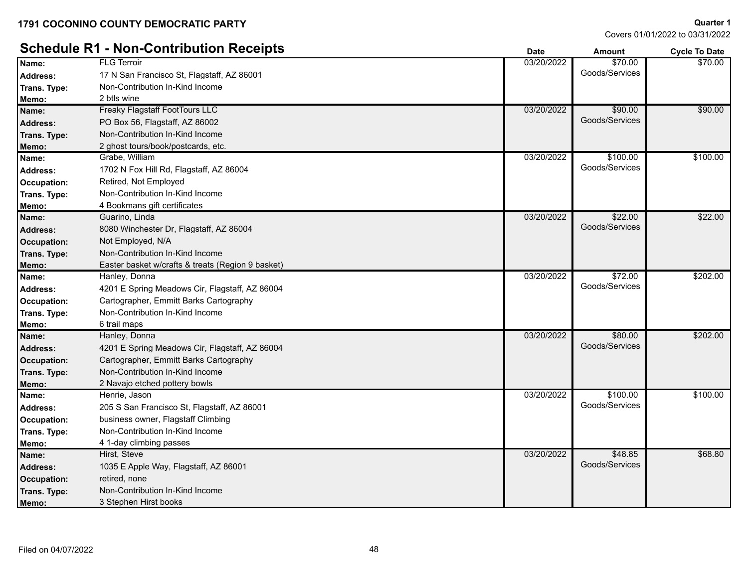**1791 COCONINO COUNTY DEMOCRATIC PARTY**

**Quarter 1**
Covers 01/01/2022 to 03/31/2022

## Schedule R1 - Non-Contribution Receipts

| | | Date | Amount | Cycle To Date |
|---|---|---|---|---|
| **Name:** | FLG Terroir | 03/20/2022 | $70.00 Goods/Services | $70.00 |
| **Address:** | 17 N San Francisco St, Flagstaff, AZ 86001 | | | |
| **Trans. Type:** | Non-Contribution In-Kind Income | | | |
| **Memo:** | 2 btls wine | | | |
| **Name:** | Freaky Flagstaff FootTours LLC | 03/20/2022 | $90.00 Goods/Services | $90.00 |
| **Address:** | PO Box 56, Flagstaff, AZ 86002 | | | |
| **Trans. Type:** | Non-Contribution In-Kind Income | | | |
| **Memo:** | 2 ghost tours/book/postcards, etc. | | | |
| **Name:** | Grabe, William | 03/20/2022 | $100.00 Goods/Services | $100.00 |
| **Address:** | 1702 N Fox Hill Rd, Flagstaff, AZ 86004 | | | |
| **Occupation:** | Retired, Not Employed | | | |
| **Trans. Type:** | Non-Contribution In-Kind Income | | | |
| **Memo:** | 4 Bookmans gift certificates | | | |
| **Name:** | Guarino, Linda | 03/20/2022 | $22.00 Goods/Services | $22.00 |
| **Address:** | 8080 Winchester Dr, Flagstaff, AZ 86004 | | | |
| **Occupation:** | Not Employed, N/A | | | |
| **Trans. Type:** | Non-Contribution In-Kind Income | | | |
| **Memo:** | Easter basket w/crafts & treats (Region 9 basket) | | | |
| **Name:** | Hanley, Donna | 03/20/2022 | $72.00 Goods/Services | $202.00 |
| **Address:** | 4201 E Spring Meadows Cir, Flagstaff, AZ 86004 | | | |
| **Occupation:** | Cartographer, Emmitt Barks Cartography | | | |
| **Trans. Type:** | Non-Contribution In-Kind Income | | | |
| **Memo:** | 6 trail maps | | | |
| **Name:** | Hanley, Donna | 03/20/2022 | $80.00 Goods/Services | $202.00 |
| **Address:** | 4201 E Spring Meadows Cir, Flagstaff, AZ 86004 | | | |
| **Occupation:** | Cartographer, Emmitt Barks Cartography | | | |
| **Trans. Type:** | Non-Contribution In-Kind Income | | | |
| **Memo:** | 2 Navajo etched pottery bowls | | | |
| **Name:** | Henrie, Jason | 03/20/2022 | $100.00 Goods/Services | $100.00 |
| **Address:** | 205 S San Francisco St, Flagstaff, AZ 86001 | | | |
| **Occupation:** | business owner, Flagstaff Climbing | | | |
| **Trans. Type:** | Non-Contribution In-Kind Income | | | |
| **Memo:** | 4 1-day climbing passes | | | |
| **Name:** | Hirst, Steve | 03/20/2022 | $48.85 Goods/Services | $68.80 |
| **Address:** | 1035 E Apple Way, Flagstaff, AZ 86001 | | | |
| **Occupation:** | retired, none | | | |
| **Trans. Type:** | Non-Contribution In-Kind Income | | | |
| **Memo:** | 3 Stephen Hirst books | | | |

Filed on 04/07/2022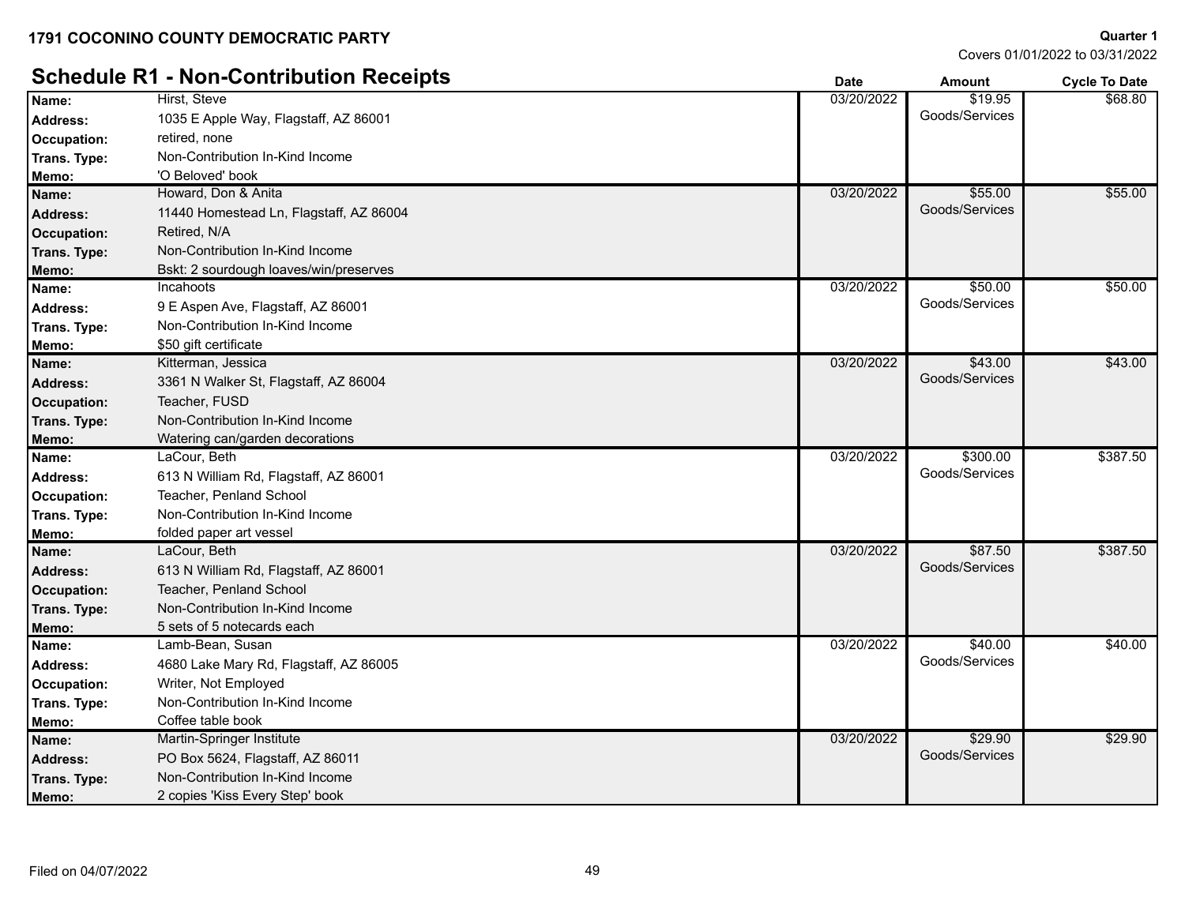**1791 COCONINO COUNTY DEMOCRATIC PARTY**

**Quarter 1**
Covers 01/01/2022 to 03/31/2022

## Schedule R1 - Non-Contribution Receipts

| | | Date | Amount | Cycle To Date |
|---|---|---|---|---|
| **Name:** | Hirst, Steve | 03/20/2022 | $19.95 Goods/Services | $68.80 |
| **Address:** | 1035 E Apple Way, Flagstaff, AZ 86001 | | | |
| **Occupation:** | retired, none | | | |
| **Trans. Type:** | Non-Contribution In-Kind Income | | | |
| **Memo:** | 'O Beloved' book | | | |
| **Name:** | Howard, Don & Anita | 03/20/2022 | $55.00 Goods/Services | $55.00 |
| **Address:** | 11440 Homestead Ln, Flagstaff, AZ 86004 | | | |
| **Occupation:** | Retired, N/A | | | |
| **Trans. Type:** | Non-Contribution In-Kind Income | | | |
| **Memo:** | Bskt: 2 sourdough loaves/win/preserves | | | |
| **Name:** | Incahoots | 03/20/2022 | $50.00 Goods/Services | $50.00 |
| **Address:** | 9 E Aspen Ave, Flagstaff, AZ 86001 | | | |
| **Trans. Type:** | Non-Contribution In-Kind Income | | | |
| **Memo:** | $50 gift certificate | | | |
| **Name:** | Kitterman, Jessica | 03/20/2022 | $43.00 Goods/Services | $43.00 |
| **Address:** | 3361 N Walker St, Flagstaff, AZ 86004 | | | |
| **Occupation:** | Teacher, FUSD | | | |
| **Trans. Type:** | Non-Contribution In-Kind Income | | | |
| **Memo:** | Watering can/garden decorations | | | |
| **Name:** | LaCour, Beth | 03/20/2022 | $300.00 Goods/Services | $387.50 |
| **Address:** | 613 N William Rd, Flagstaff, AZ 86001 | | | |
| **Occupation:** | Teacher, Penland School | | | |
| **Trans. Type:** | Non-Contribution In-Kind Income | | | |
| **Memo:** | folded paper art vessel | | | |
| **Name:** | LaCour, Beth | 03/20/2022 | $87.50 Goods/Services | $387.50 |
| **Address:** | 613 N William Rd, Flagstaff, AZ 86001 | | | |
| **Occupation:** | Teacher, Penland School | | | |
| **Trans. Type:** | Non-Contribution In-Kind Income | | | |
| **Memo:** | 5 sets of 5 notecards each | | | |
| **Name:** | Lamb-Bean, Susan | 03/20/2022 | $40.00 Goods/Services | $40.00 |
| **Address:** | 4680 Lake Mary Rd, Flagstaff, AZ 86005 | | | |
| **Occupation:** | Writer, Not Employed | | | |
| **Trans. Type:** | Non-Contribution In-Kind Income | | | |
| **Memo:** | Coffee table book | | | |
| **Name:** | Martin-Springer Institute | 03/20/2022 | $29.90 Goods/Services | $29.90 |
| **Address:** | PO Box 5624, Flagstaff, AZ 86011 | | | |
| **Trans. Type:** | Non-Contribution In-Kind Income | | | |
| **Memo:** | 2 copies 'Kiss Every Step' book | | | |

Filed on 04/07/2022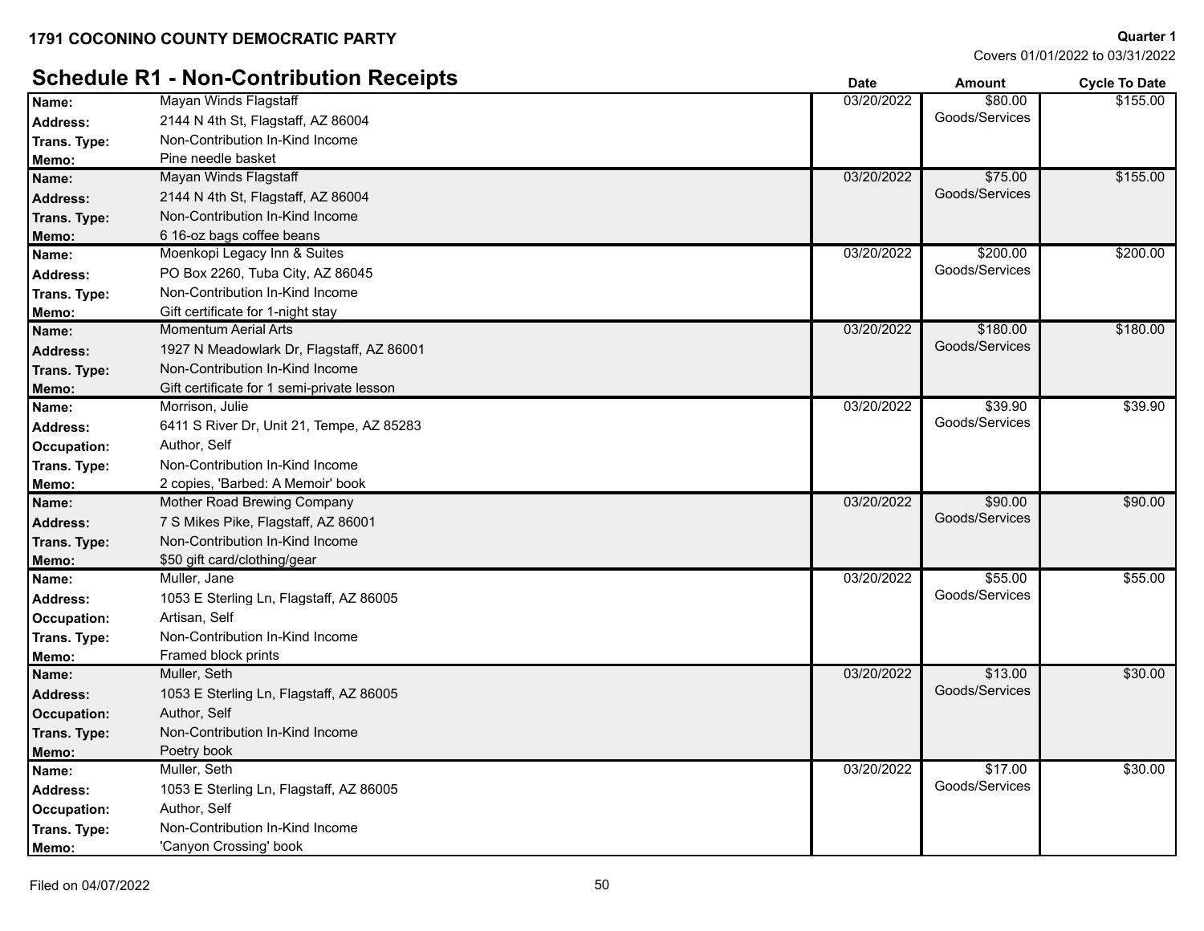**1791 COCONINO COUNTY DEMOCRATIC PARTY**

**Quarter 1**
Covers 01/01/2022 to 03/31/2022

## Schedule R1 - Non-Contribution Receipts

| Field | Details | Date | Amount | Cycle To Date |
|---|---|---|---|---|
| **Name:** | Mayan Winds Flagstaff | 03/20/2022 | $80.00 Goods/Services | $155.00 |
| **Address:** | 2144 N 4th St, Flagstaff, AZ 86004 | | | |
| **Trans. Type:** | Non-Contribution In-Kind Income | | | |
| **Memo:** | Pine needle basket | | | |
| **Name:** | Mayan Winds Flagstaff | 03/20/2022 | $75.00 Goods/Services | $155.00 |
| **Address:** | 2144 N 4th St, Flagstaff, AZ 86004 | | | |
| **Trans. Type:** | Non-Contribution In-Kind Income | | | |
| **Memo:** | 6 16-oz bags coffee beans | | | |
| **Name:** | Moenkopi Legacy Inn & Suites | 03/20/2022 | $200.00 Goods/Services | $200.00 |
| **Address:** | PO Box 2260, Tuba City, AZ 86045 | | | |
| **Trans. Type:** | Non-Contribution In-Kind Income | | | |
| **Memo:** | Gift certificate for 1-night stay | | | |
| **Name:** | Momentum Aerial Arts | 03/20/2022 | $180.00 Goods/Services | $180.00 |
| **Address:** | 1927 N Meadowlark Dr, Flagstaff, AZ 86001 | | | |
| **Trans. Type:** | Non-Contribution In-Kind Income | | | |
| **Memo:** | Gift certificate for 1 semi-private lesson | | | |
| **Name:** | Morrison, Julie | 03/20/2022 | $39.90 Goods/Services | $39.90 |
| **Address:** | 6411 S River Dr, Unit 21, Tempe, AZ 85283 | | | |
| **Occupation:** | Author, Self | | | |
| **Trans. Type:** | Non-Contribution In-Kind Income | | | |
| **Memo:** | 2 copies, 'Barbed: A Memoir' book | | | |
| **Name:** | Mother Road Brewing Company | 03/20/2022 | $90.00 Goods/Services | $90.00 |
| **Address:** | 7 S Mikes Pike, Flagstaff, AZ 86001 | | | |
| **Trans. Type:** | Non-Contribution In-Kind Income | | | |
| **Memo:** | $50 gift card/clothing/gear | | | |
| **Name:** | Muller, Jane | 03/20/2022 | $55.00 Goods/Services | $55.00 |
| **Address:** | 1053 E Sterling Ln, Flagstaff, AZ 86005 | | | |
| **Occupation:** | Artisan, Self | | | |
| **Trans. Type:** | Non-Contribution In-Kind Income | | | |
| **Memo:** | Framed block prints | | | |
| **Name:** | Muller, Seth | 03/20/2022 | $13.00 Goods/Services | $30.00 |
| **Address:** | 1053 E Sterling Ln, Flagstaff, AZ 86005 | | | |
| **Occupation:** | Author, Self | | | |
| **Trans. Type:** | Non-Contribution In-Kind Income | | | |
| **Memo:** | Poetry book | | | |
| **Name:** | Muller, Seth | 03/20/2022 | $17.00 Goods/Services | $30.00 |
| **Address:** | 1053 E Sterling Ln, Flagstaff, AZ 86005 | | | |
| **Occupation:** | Author, Self | | | |
| **Trans. Type:** | Non-Contribution In-Kind Income | | | |
| **Memo:** | 'Canyon Crossing' book | | | |

Filed on 04/07/2022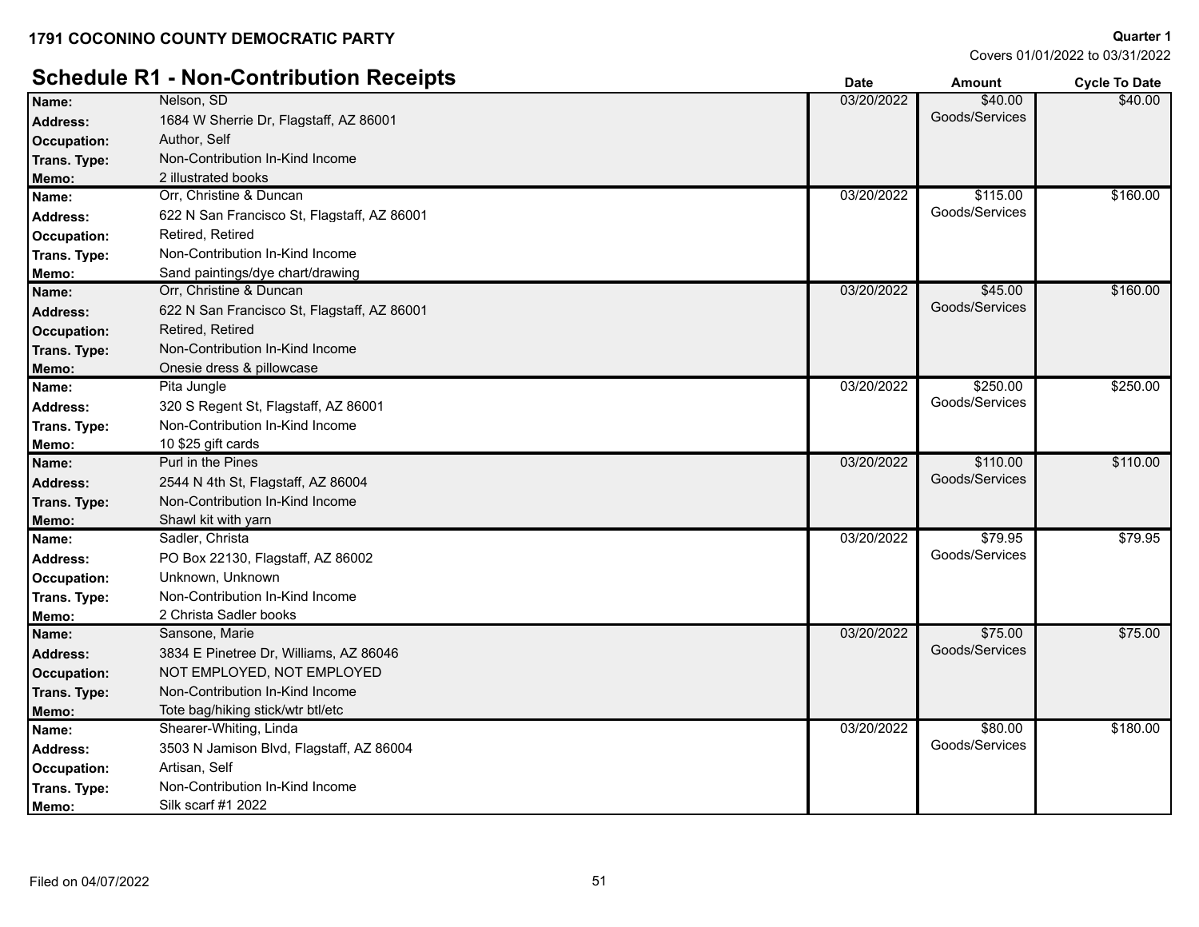**1791 COCONINO COUNTY DEMOCRATIC PARTY**

**Quarter 1**
Covers 01/01/2022 to 03/31/2022

## Schedule R1 - Non-Contribution Receipts

| Field | Details | Date | Amount | Cycle To Date |
|---|---|---|---|---|
| **Name:** | Nelson, SD | 03/20/2022 | $40.00 Goods/Services | $40.00 |
| **Address:** | 1684 W Sherrie Dr, Flagstaff, AZ 86001 | | | |
| **Occupation:** | Author, Self | | | |
| **Trans. Type:** | Non-Contribution In-Kind Income | | | |
| **Memo:** | 2 illustrated books | | | |
| **Name:** | Orr, Christine & Duncan | 03/20/2022 | $115.00 Goods/Services | $160.00 |
| **Address:** | 622 N San Francisco St, Flagstaff, AZ 86001 | | | |
| **Occupation:** | Retired, Retired | | | |
| **Trans. Type:** | Non-Contribution In-Kind Income | | | |
| **Memo:** | Sand paintings/dye chart/drawing | | | |
| **Name:** | Orr, Christine & Duncan | 03/20/2022 | $45.00 Goods/Services | $160.00 |
| **Address:** | 622 N San Francisco St, Flagstaff, AZ 86001 | | | |
| **Occupation:** | Retired, Retired | | | |
| **Trans. Type:** | Non-Contribution In-Kind Income | | | |
| **Memo:** | Onesie dress & pillowcase | | | |
| **Name:** | Pita Jungle | 03/20/2022 | $250.00 Goods/Services | $250.00 |
| **Address:** | 320 S Regent St, Flagstaff, AZ 86001 | | | |
| **Trans. Type:** | Non-Contribution In-Kind Income | | | |
| **Memo:** | 10 $25 gift cards | | | |
| **Name:** | Purl in the Pines | 03/20/2022 | $110.00 Goods/Services | $110.00 |
| **Address:** | 2544 N 4th St, Flagstaff, AZ 86004 | | | |
| **Trans. Type:** | Non-Contribution In-Kind Income | | | |
| **Memo:** | Shawl kit with yarn | | | |
| **Name:** | Sadler, Christa | 03/20/2022 | $79.95 Goods/Services | $79.95 |
| **Address:** | PO Box 22130, Flagstaff, AZ 86002 | | | |
| **Occupation:** | Unknown, Unknown | | | |
| **Trans. Type:** | Non-Contribution In-Kind Income | | | |
| **Memo:** | 2 Christa Sadler books | | | |
| **Name:** | Sansone, Marie | 03/20/2022 | $75.00 Goods/Services | $75.00 |
| **Address:** | 3834 E Pinetree Dr, Williams, AZ 86046 | | | |
| **Occupation:** | NOT EMPLOYED, NOT EMPLOYED | | | |
| **Trans. Type:** | Non-Contribution In-Kind Income | | | |
| **Memo:** | Tote bag/hiking stick/wtr btl/etc | | | |
| **Name:** | Shearer-Whiting, Linda | 03/20/2022 | $80.00 Goods/Services | $180.00 |
| **Address:** | 3503 N Jamison Blvd, Flagstaff, AZ 86004 | | | |
| **Occupation:** | Artisan, Self | | | |
| **Trans. Type:** | Non-Contribution In-Kind Income | | | |
| **Memo:** | Silk scarf #1 2022 | | | |

Filed on 04/07/2022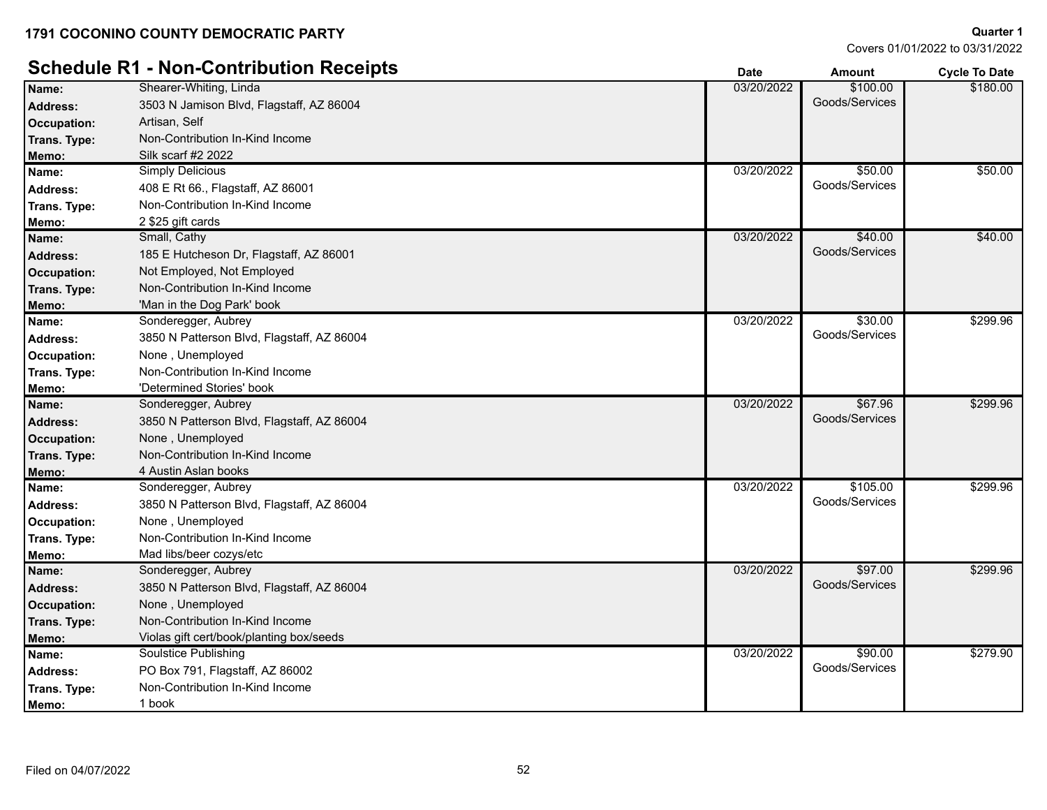**1791 COCONINO COUNTY DEMOCRATIC PARTY**

**Quarter 1**
Covers 01/01/2022 to 03/31/2022

## Schedule R1 - Non-Contribution Receipts

| | | Date | Amount | Cycle To Date |
|---|---|---|---|---|
| **Name:** | Shearer-Whiting, Linda | 03/20/2022 | $100.00 Goods/Services | $180.00 |
| **Address:** | 3503 N Jamison Blvd, Flagstaff, AZ 86004 | | | |
| **Occupation:** | Artisan, Self | | | |
| **Trans. Type:** | Non-Contribution In-Kind Income | | | |
| **Memo:** | Silk scarf #2 2022 | | | |
| **Name:** | Simply Delicious | 03/20/2022 | $50.00 Goods/Services | $50.00 |
| **Address:** | 408 E Rt 66., Flagstaff, AZ 86001 | | | |
| **Trans. Type:** | Non-Contribution In-Kind Income | | | |
| **Memo:** | 2 $25 gift cards | | | |
| **Name:** | Small, Cathy | 03/20/2022 | $40.00 Goods/Services | $40.00 |
| **Address:** | 185 E Hutcheson Dr, Flagstaff, AZ 86001 | | | |
| **Occupation:** | Not Employed, Not Employed | | | |
| **Trans. Type:** | Non-Contribution In-Kind Income | | | |
| **Memo:** | 'Man in the Dog Park' book | | | |
| **Name:** | Sonderegger, Aubrey | 03/20/2022 | $30.00 Goods/Services | $299.96 |
| **Address:** | 3850 N Patterson Blvd, Flagstaff, AZ 86004 | | | |
| **Occupation:** | None , Unemployed | | | |
| **Trans. Type:** | Non-Contribution In-Kind Income | | | |
| **Memo:** | 'Determined Stories' book | | | |
| **Name:** | Sonderegger, Aubrey | 03/20/2022 | $67.96 Goods/Services | $299.96 |
| **Address:** | 3850 N Patterson Blvd, Flagstaff, AZ 86004 | | | |
| **Occupation:** | None , Unemployed | | | |
| **Trans. Type:** | Non-Contribution In-Kind Income | | | |
| **Memo:** | 4 Austin Aslan books | | | |
| **Name:** | Sonderegger, Aubrey | 03/20/2022 | $105.00 Goods/Services | $299.96 |
| **Address:** | 3850 N Patterson Blvd, Flagstaff, AZ 86004 | | | |
| **Occupation:** | None , Unemployed | | | |
| **Trans. Type:** | Non-Contribution In-Kind Income | | | |
| **Memo:** | Mad libs/beer cozys/etc | | | |
| **Name:** | Sonderegger, Aubrey | 03/20/2022 | $97.00 Goods/Services | $299.96 |
| **Address:** | 3850 N Patterson Blvd, Flagstaff, AZ 86004 | | | |
| **Occupation:** | None , Unemployed | | | |
| **Trans. Type:** | Non-Contribution In-Kind Income | | | |
| **Memo:** | Violas gift cert/book/planting box/seeds | | | |
| **Name:** | Soulstice Publishing | 03/20/2022 | $90.00 Goods/Services | $279.90 |
| **Address:** | PO Box 791, Flagstaff, AZ 86002 | | | |
| **Trans. Type:** | Non-Contribution In-Kind Income | | | |
| **Memo:** | 1 book | | | |

Filed on 04/07/2022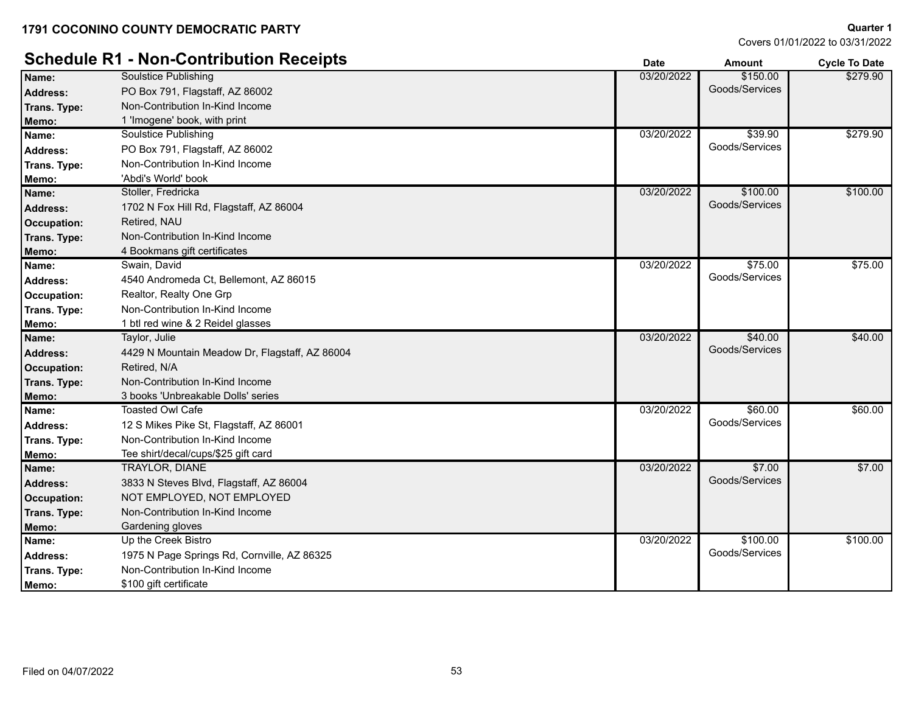**1791 COCONINO COUNTY DEMOCRATIC PARTY**

**Quarter 1**
Covers 01/01/2022 to 03/31/2022

## Schedule R1 - Non-Contribution Receipts

| | | Date | Amount | Cycle To Date |
|---|---|---|---|---|
| **Name:** | Soulstice Publishing | 03/20/2022 | $150.00 Goods/Services | $279.90 |
| **Address:** | PO Box 791, Flagstaff, AZ 86002 | | | |
| **Trans. Type:** | Non-Contribution In-Kind Income | | | |
| **Memo:** | 1 'Imogene' book, with print | | | |
| **Name:** | Soulstice Publishing | 03/20/2022 | $39.90 Goods/Services | $279.90 |
| **Address:** | PO Box 791, Flagstaff, AZ 86002 | | | |
| **Trans. Type:** | Non-Contribution In-Kind Income | | | |
| **Memo:** | 'Abdi's World' book | | | |
| **Name:** | Stoller, Fredricka | 03/20/2022 | $100.00 Goods/Services | $100.00 |
| **Address:** | 1702 N Fox Hill Rd, Flagstaff, AZ 86004 | | | |
| **Occupation:** | Retired, NAU | | | |
| **Trans. Type:** | Non-Contribution In-Kind Income | | | |
| **Memo:** | 4 Bookmans gift certificates | | | |
| **Name:** | Swain, David | 03/20/2022 | $75.00 Goods/Services | $75.00 |
| **Address:** | 4540 Andromeda Ct, Bellemont, AZ 86015 | | | |
| **Occupation:** | Realtor, Realty One Grp | | | |
| **Trans. Type:** | Non-Contribution In-Kind Income | | | |
| **Memo:** | 1 btl red wine & 2 Reidel glasses | | | |
| **Name:** | Taylor, Julie | 03/20/2022 | $40.00 Goods/Services | $40.00 |
| **Address:** | 4429 N Mountain Meadow Dr, Flagstaff, AZ 86004 | | | |
| **Occupation:** | Retired, N/A | | | |
| **Trans. Type:** | Non-Contribution In-Kind Income | | | |
| **Memo:** | 3 books 'Unbreakable Dolls' series | | | |
| **Name:** | Toasted Owl Cafe | 03/20/2022 | $60.00 Goods/Services | $60.00 |
| **Address:** | 12 S Mikes Pike St, Flagstaff, AZ 86001 | | | |
| **Trans. Type:** | Non-Contribution In-Kind Income | | | |
| **Memo:** | Tee shirt/decal/cups/$25 gift card | | | |
| **Name:** | TRAYLOR, DIANE | 03/20/2022 | $7.00 Goods/Services | $7.00 |
| **Address:** | 3833 N Steves Blvd, Flagstaff, AZ 86004 | | | |
| **Occupation:** | NOT EMPLOYED, NOT EMPLOYED | | | |
| **Trans. Type:** | Non-Contribution In-Kind Income | | | |
| **Memo:** | Gardening gloves | | | |
| **Name:** | Up the Creek Bistro | 03/20/2022 | $100.00 Goods/Services | $100.00 |
| **Address:** | 1975 N Page Springs Rd, Cornville, AZ 86325 | | | |
| **Trans. Type:** | Non-Contribution In-Kind Income | | | |
| **Memo:** | $100 gift certificate | | | |

Filed on 04/07/2022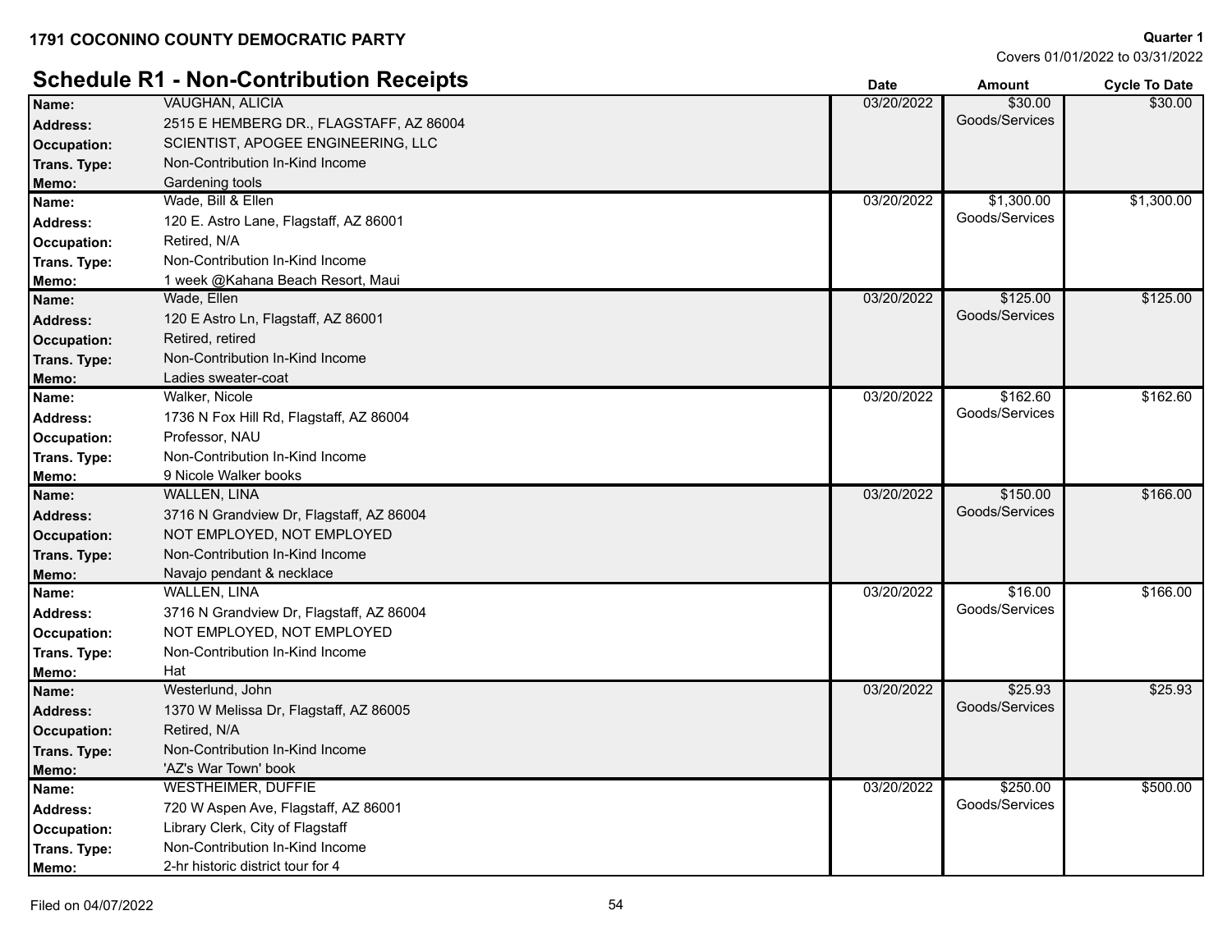**1791 COCONINO COUNTY DEMOCRATIC PARTY**

**Quarter 1**
Covers 01/01/2022 to 03/31/2022

## Schedule R1 - Non-Contribution Receipts

| Field | Details | Date | Amount | Cycle To Date |
|---|---|---|---|---|
| **Name:** | VAUGHAN, ALICIA | 03/20/2022 | $30.00 Goods/Services | $30.00 |
| **Address:** | 2515 E HEMBERG DR., FLAGSTAFF, AZ 86004 | | | |
| **Occupation:** | SCIENTIST, APOGEE ENGINEERING, LLC | | | |
| **Trans. Type:** | Non-Contribution In-Kind Income | | | |
| **Memo:** | Gardening tools | | | |
| **Name:** | Wade, Bill & Ellen | 03/20/2022 | $1,300.00 Goods/Services | $1,300.00 |
| **Address:** | 120 E. Astro Lane, Flagstaff, AZ 86001 | | | |
| **Occupation:** | Retired, N/A | | | |
| **Trans. Type:** | Non-Contribution In-Kind Income | | | |
| **Memo:** | 1 week @Kahana Beach Resort, Maui | | | |
| **Name:** | Wade, Ellen | 03/20/2022 | $125.00 Goods/Services | $125.00 |
| **Address:** | 120 E Astro Ln, Flagstaff, AZ 86001 | | | |
| **Occupation:** | Retired, retired | | | |
| **Trans. Type:** | Non-Contribution In-Kind Income | | | |
| **Memo:** | Ladies sweater-coat | | | |
| **Name:** | Walker, Nicole | 03/20/2022 | $162.60 Goods/Services | $162.60 |
| **Address:** | 1736 N Fox Hill Rd, Flagstaff, AZ 86004 | | | |
| **Occupation:** | Professor, NAU | | | |
| **Trans. Type:** | Non-Contribution In-Kind Income | | | |
| **Memo:** | 9 Nicole Walker books | | | |
| **Name:** | WALLEN, LINA | 03/20/2022 | $150.00 Goods/Services | $166.00 |
| **Address:** | 3716 N Grandview Dr, Flagstaff, AZ 86004 | | | |
| **Occupation:** | NOT EMPLOYED, NOT EMPLOYED | | | |
| **Trans. Type:** | Non-Contribution In-Kind Income | | | |
| **Memo:** | Navajo pendant & necklace | | | |
| **Name:** | WALLEN, LINA | 03/20/2022 | $16.00 Goods/Services | $166.00 |
| **Address:** | 3716 N Grandview Dr, Flagstaff, AZ 86004 | | | |
| **Occupation:** | NOT EMPLOYED, NOT EMPLOYED | | | |
| **Trans. Type:** | Non-Contribution In-Kind Income | | | |
| **Memo:** | Hat | | | |
| **Name:** | Westerlund, John | 03/20/2022 | $25.93 Goods/Services | $25.93 |
| **Address:** | 1370 W Melissa Dr, Flagstaff, AZ 86005 | | | |
| **Occupation:** | Retired, N/A | | | |
| **Trans. Type:** | Non-Contribution In-Kind Income | | | |
| **Memo:** | 'AZ's War Town' book | | | |
| **Name:** | WESTHEIMER, DUFFIE | 03/20/2022 | $250.00 Goods/Services | $500.00 |
| **Address:** | 720 W Aspen Ave, Flagstaff, AZ 86001 | | | |
| **Occupation:** | Library Clerk, City of Flagstaff | | | |
| **Trans. Type:** | Non-Contribution In-Kind Income | | | |
| **Memo:** | 2-hr historic district tour for 4 | | | |

Filed on 04/07/2022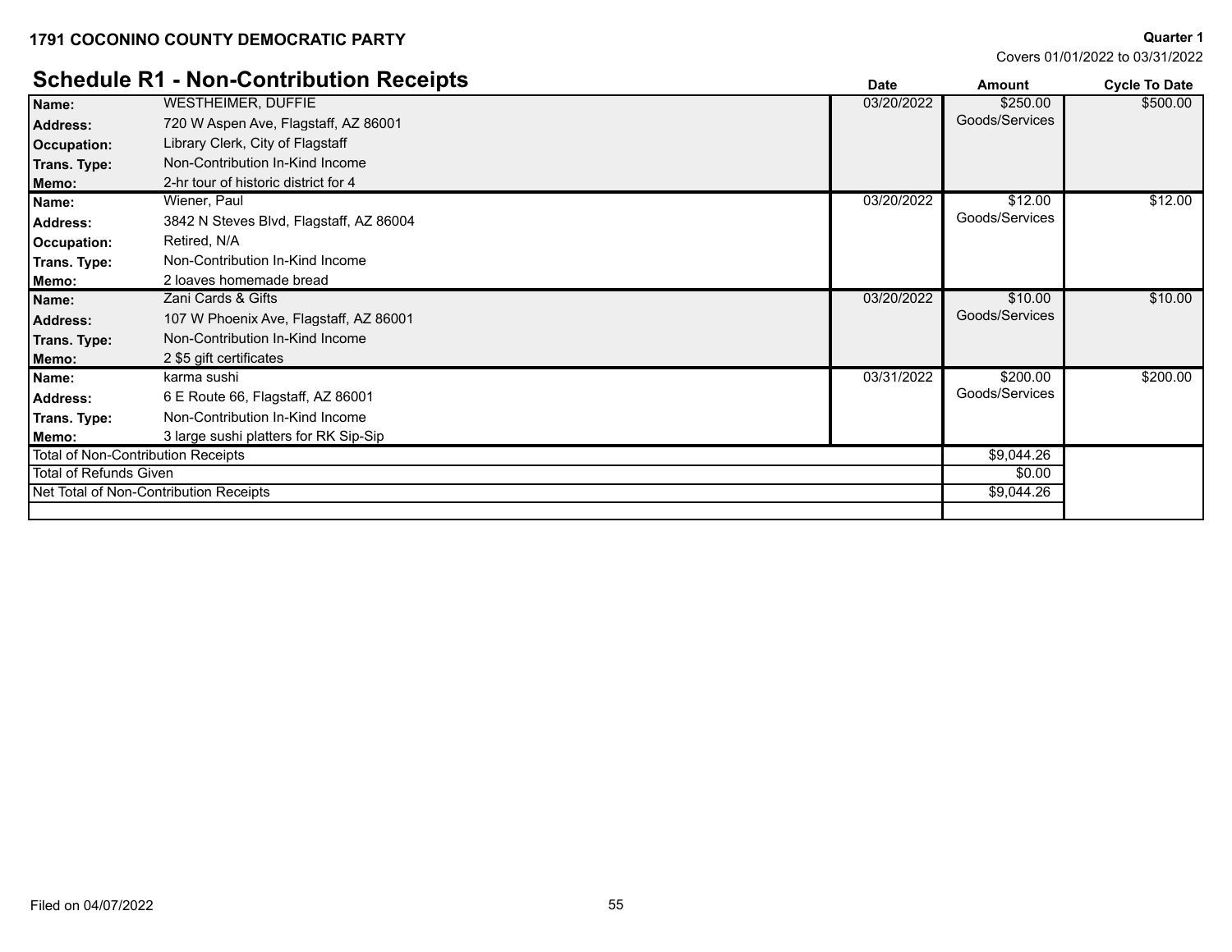**1791 COCONINO COUNTY DEMOCRATIC PARTY**

**Quarter 1**
Covers 01/01/2022 to 03/31/2022

## Schedule R1 - Non-Contribution Receipts

| | | Date | Amount | Cycle To Date |
|---|---|---|---|---|
| **Name:** | WESTHEIMER, DUFFIE | 03/20/2022 | $250.00 Goods/Services | $500.00 |
| **Address:** | 720 W Aspen Ave, Flagstaff, AZ 86001 | | | |
| **Occupation:** | Library Clerk, City of Flagstaff | | | |
| **Trans. Type:** | Non-Contribution In-Kind Income | | | |
| **Memo:** | 2-hr tour of historic district for 4 | | | |
| **Name:** | Wiener, Paul | 03/20/2022 | $12.00 Goods/Services | $12.00 |
| **Address:** | 3842 N Steves Blvd, Flagstaff, AZ 86004 | | | |
| **Occupation:** | Retired, N/A | | | |
| **Trans. Type:** | Non-Contribution In-Kind Income | | | |
| **Memo:** | 2 loaves homemade bread | | | |
| **Name:** | Zani Cards & Gifts | 03/20/2022 | $10.00 Goods/Services | $10.00 |
| **Address:** | 107 W Phoenix Ave, Flagstaff, AZ 86001 | | | |
| **Trans. Type:** | Non-Contribution In-Kind Income | | | |
| **Memo:** | 2 $5 gift certificates | | | |
| **Name:** | karma sushi | 03/31/2022 | $200.00 Goods/Services | $200.00 |
| **Address:** | 6 E Route 66, Flagstaff, AZ 86001 | | | |
| **Trans. Type:** | Non-Contribution In-Kind Income | | | |
| **Memo:** | 3 large sushi platters for RK Sip-Sip | | | |
| Total of Non-Contribution Receipts | | | $9,044.26 | |
| Total of Refunds Given | | | $0.00 | |
| Net Total of Non-Contribution Receipts | | | $9,044.26 | |

Filed on 04/07/2022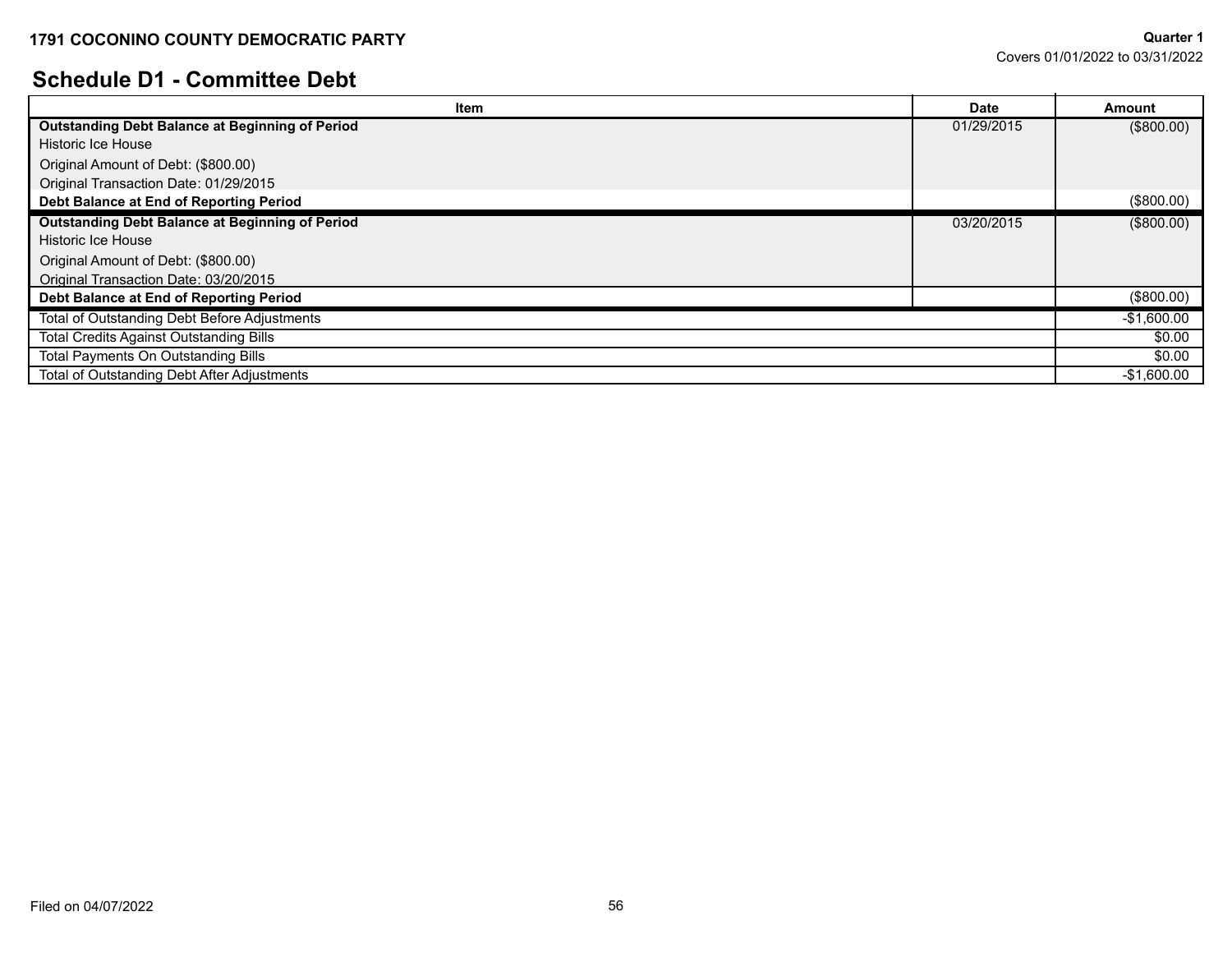**1791 COCONINO COUNTY DEMOCRATIC PARTY**

**Quarter 1**
Covers 01/01/2022 to 03/31/2022

## Schedule D1 - Committee Debt

| Item | Date | Amount |
|---|---|---|
| **Outstanding Debt Balance at Beginning of Period** | 01/29/2015 | ($800.00) |
| Historic Ice House | | |
| Original Amount of Debt: ($800.00) | | |
| Original Transaction Date: 01/29/2015 | | |
| **Debt Balance at End of Reporting Period** | | ($800.00) |
| **Outstanding Debt Balance at Beginning of Period** | 03/20/2015 | ($800.00) |
| Historic Ice House | | |
| Original Amount of Debt: ($800.00) | | |
| Original Transaction Date: 03/20/2015 | | |
| **Debt Balance at End of Reporting Period** | | ($800.00) |
| Total of Outstanding Debt Before Adjustments | | -$1,600.00 |
| Total Credits Against Outstanding Bills | | $0.00 |
| Total Payments On Outstanding Bills | | $0.00 |
| Total of Outstanding Debt After Adjustments | | -$1,600.00 |

Filed on 04/07/2022